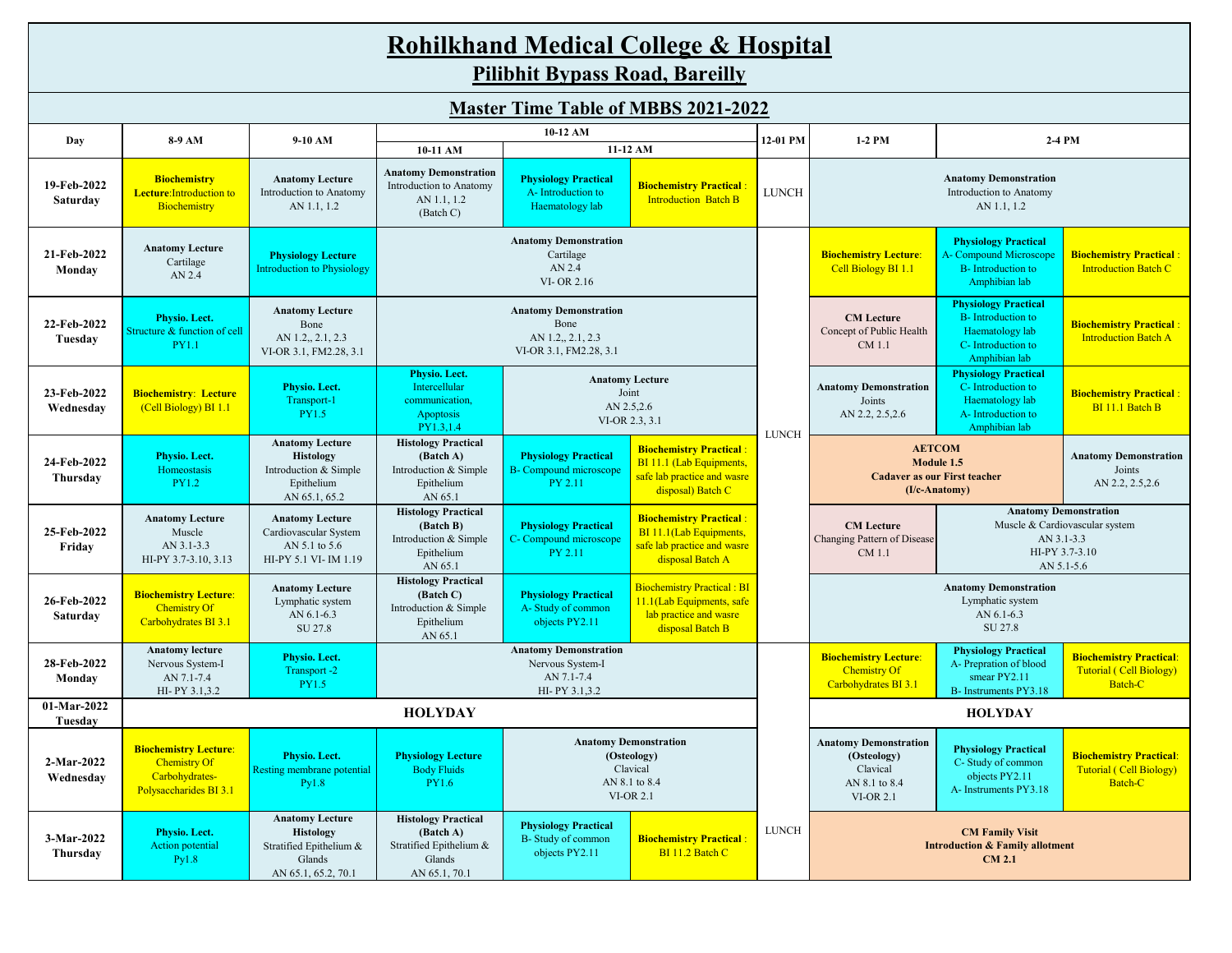# Rohilkhand Medical College & Hospital

## Pilibhit Bypass Road, Bareilly

### Master Time Table of MBBS 2021-2022

| Day | 8-9 AM | 9-10 AM | 10-12 AM | | | 12-01 PM | 1-2 PM | 2-4 PM | |
|---|---|---|---|---|---|---|---|---|---|
| | | | 10-11 AM | 11-12 AM | | | | | |
| 19-Feb-2022 Saturday | **Biochemistry Lecture**:Introduction to Biochemistry | **Anatomy Lecture** Introduction to Anatomy AN 1.1, 1.2 | **Anatomy Demonstration** Introduction to Anatomy AN 1.1, 1.2 (Batch C) | **Physiology Practical** A- Introduction to Haematology lab | **Biochemistry Practical** : Introduction Batch B | LUNCH | **Anatomy Demonstration** Introduction to Anatomy AN 1.1, 1.2 | | |
| 21-Feb-2022 Monday | **Anatomy Lecture** Cartilage AN 2.4 | **Physiology Lecture** Introduction to Physiology | **Anatomy Demonstration** Cartilage AN 2.4 VI- OR 2.16 | | | LUNCH | **Biochemistry Lecture**: Cell Biology BI 1.1 | **Physiology Practical** A- Compound Microscope B- Introduction to Amphibian lab | **Biochemistry Practical** : Introduction Batch C |
| 22-Feb-2022 Tuesday | **Physio. Lect.** Structure & function of cell PY1.1 | **Anatomy Lecture** Bone AN 1.2,, 2.1, 2.3 VI-OR 3.1, FM2.28, 3.1 | **Anatomy Demonstration** Bone AN 1.2,, 2.1, 2.3 VI-OR 3.1, FM2.28, 3.1 | | | LUNCH | **CM Lecture** Concept of Public Health CM 1.1 | **Physiology Practical** B- Introduction to Haematology lab C- Introduction to Amphibian lab | **Biochemistry Practical** : Introduction Batch A |
| 23-Feb-2022 Wednesday | **Biochemistry**: **Lecture** (Cell Biology) BI 1.1 | **Physio. Lect.** Transport-1 PY1.5 | **Physio. Lect.** Intercellular communication, Apoptosis PY1.3,1.4 | **Anatomy Lecture** Joint AN 2.5,2.6 VI-OR 2.3, 3.1 | | LUNCH | **Anatomy Demonstration** Joints AN 2.2, 2.5,2.6 | **Physiology Practical** C- Introduction to Haematology lab A- Introduction to Amphibian lab | **Biochemistry Practical** : BI 11.1 Batch B |
| 24-Feb-2022 Thursday | **Physio. Lect.** Homeostasis PY1.2 | **Anatomy Lecture Histology** Introduction & Simple Epithelium AN 65.1, 65.2 | **Histology Practical (Batch A)** Introduction & Simple Epithelium AN 65.1 | **Physiology Practical** B- Compound microscope PY 2.11 | **Biochemistry Practical** : BI 11.1 (Lab Equipments, safe lab practice and wasre disposal) Batch C | LUNCH | **AETCOM Module 1.5 Cadaver as our First teacher (I/c-Anatomy)** | | **Anatomy Demonstration** Joints AN 2.2, 2.5,2.6 |
| 25-Feb-2022 Friday | **Anatomy Lecture** Muscle AN 3.1-3.3 HI-PY 3.7-3.10, 3.13 | **Anatomy Lecture** Cardiovascular System AN 5.1 to 5.6 HI-PY 5.1 VI- IM 1.19 | **Histology Practical (Batch B)** Introduction & Simple Epithelium AN 65.1 | **Physiology Practical** C- Compound microscope PY 2.11 | **Biochemistry Practical** : BI 11.1(Lab Equipments, safe lab practice and wasre disposal Batch A | LUNCH | **CM Lecture** Changing Pattern of Disease CM 1.1 | **Anatomy Demonstration** Muscle & Cardiovascular system AN 3.1-3.3 HI-PY 3.7-3.10 AN 5.1-5.6 | |
| 26-Feb-2022 Saturday | **Biochemistry Lecture**: Chemistry Of Carbohydrates BI 3.1 | **Anatomy Lecture** Lymphatic system AN 6.1-6.3 SU 27.8 | **Histology Practical (Batch C)** Introduction & Simple Epithelium AN 65.1 | **Physiology Practical** A- Study of common objects PY2.11 | Biochemistry Practical : BI 11.1(Lab Equipments, safe lab practice and wasre disposal Batch B | LUNCH | **Anatomy Demonstration** Lymphatic system AN 6.1-6.3 SU 27.8 | | |
| 28-Feb-2022 Monday | **Anatomy lecture** Nervous System-I AN 7.1-7.4 HI- PY 3.1,3.2 | **Physio. Lect.** Transport -2 PY1.5 | **Anatomy Demonstration** Nervous System-I AN 7.1-7.4 HI- PY 3.1,3.2 | | | LUNCH | **Biochemistry Lecture**: Chemistry Of Carbohydrates BI 3.1 | **Physiology Practical** A- Prepration of blood smear PY2.11 B- Instruments PY3.18 | **Biochemistry Practical**: Tutorial ( Cell Biology) Batch-C |
| 01-Mar-2022 Tuesday | **HOLYDAY** | | | | | LUNCH | **HOLYDAY** | | |
| 2-Mar-2022 Wednesday | **Biochemistry Lecture**: Chemistry Of Carbohydrates- Polysaccharides BI 3.1 | **Physio. Lect.** Resting membrane potential Py1.8 | **Physiology Lecture** Body Fluids PY1.6 | **Anatomy Demonstration (Osteology)** Clavical AN 8.1 to 8.4 VI-OR 2.1 | | LUNCH | **Anatomy Demonstration (Osteology)** Clavical AN 8.1 to 8.4 VI-OR 2.1 | **Physiology Practical** C- Study of common objects PY2.11 A- Instruments PY3.18 | **Biochemistry Practical**: Tutorial ( Cell Biology) Batch-C |
| 3-Mar-2022 Thursday | **Physio. Lect.** Action potential Py1.8 | **Anatomy Lecture Histology** Stratified Epithelium & Glands AN 65.1, 65.2, 70.1 | **Histology Practical (Batch A)** Stratified Epithelium & Glands AN 65.1, 70.1 | **Physiology Practical** B- Study of common objects PY2.11 | **Biochemistry Practical** : BI 11.2 Batch C | LUNCH | **CM Family Visit Introduction & Family allotment CM 2.1** | | |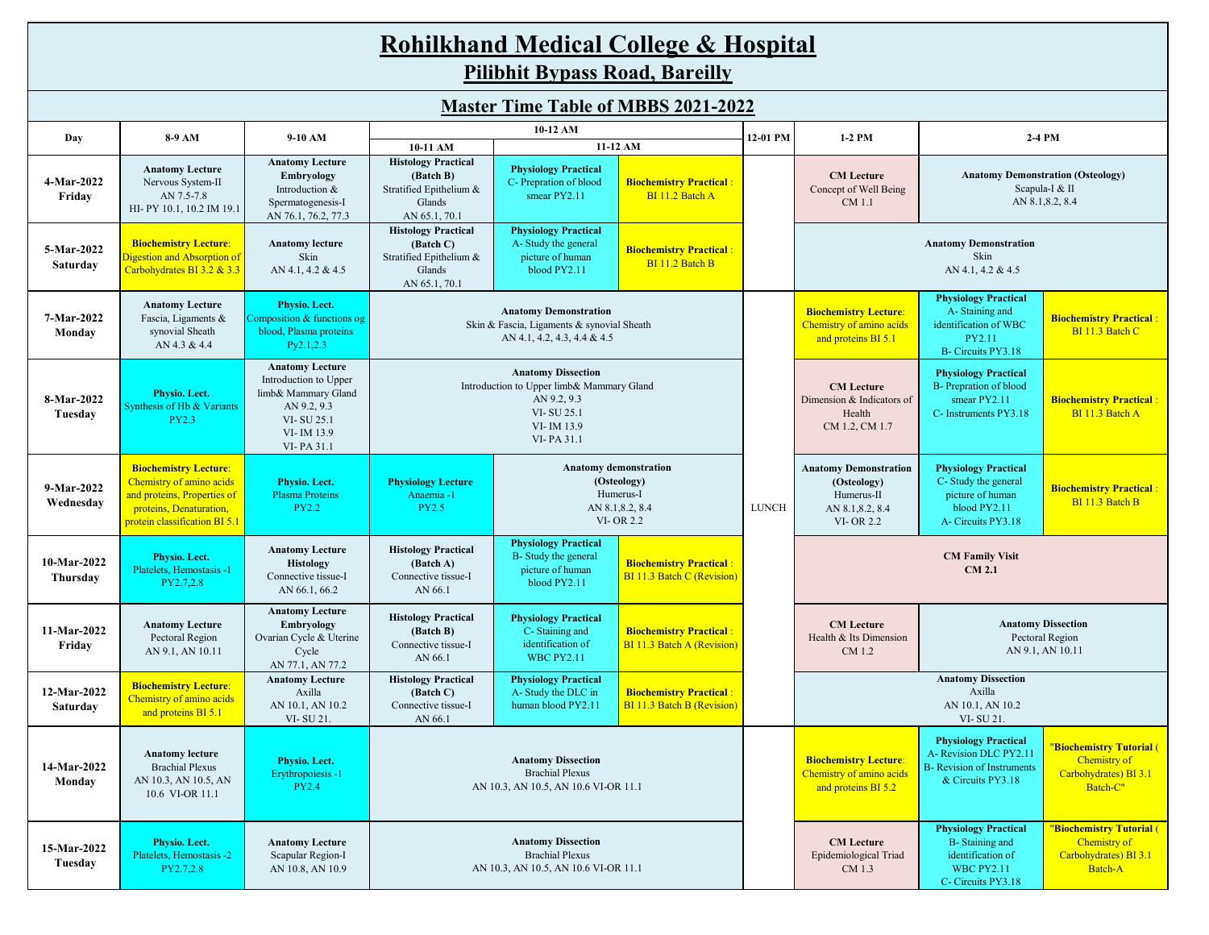# Rohilkhand Medical College & Hospital

## Pilibhit Bypass Road, Bareilly

## Master Time Table of MBBS 2021-2022

| Day | 8-9 AM | 9-10 AM | 10-12 AM | | | 12-01 PM | 1-2 PM | 2-4 PM | |
|---|---|---|---|---|---|---|---|---|---|
| | | | 10-11 AM | 11-12 AM | | | | | |
| 4-Mar-2022 Friday | **Anatomy Lecture** Nervous System-II AN 7.5-7.8 HI- PY 10.1, 10.2 IM 19.1 | **Anatomy Lecture Embryology** Introduction & Spermatogenesis-I AN 76.1, 76.2, 77.3 | **Histology Practical (Batch B)** Stratified Epithelium & Glands AN 65.1, 70.1 | **Physiology Practical** C- Prepration of blood smear PY2.11 | **Biochemistry Practical**: BI 11.2 Batch A | LUNCH | **CM Lecture** Concept of Well Being CM 1.1 | **Anatomy Demonstration (Osteology)** Scapula-I & II AN 8.1,8.2, 8.4 | |
| 5-Mar-2022 Saturday | **Biochemistry Lecture**: Digestion and Absorption of Carbohydrates BI 3.2 & 3.3 | **Anatomy lecture** Skin AN 4.1, 4.2 & 4.5 | **Histology Practical (Batch C)** Stratified Epithelium & Glands AN 65.1, 70.1 | **Physiology Practical** A- Study the general picture of human blood PY2.11 | **Biochemistry Practical**: BI 11.2 Batch B | | **Anatomy Demonstration** Skin AN 4.1, 4.2 & 4.5 | | |
| 7-Mar-2022 Monday | **Anatomy Lecture** Fascia, Ligaments & synovial Sheath AN 4.3 & 4.4 | **Physio. Lect.** Composition & functions og blood, Plasma proteins Py2.1,2.3 | **Anatomy Demonstration** Skin & Fascia, Ligaments & synovial Sheath AN 4.1, 4.2, 4.3, 4.4 & 4.5 | | | LUNCH | **Biochemistry Lecture**: Chemistry of amino acids and proteins BI 5.1 | **Physiology Practical** A- Staining and identification of WBC PY2.11 B- Circuits PY3.18 | **Biochemistry Practical**: BI 11.3 Batch C |
| 8-Mar-2022 Tuesday | **Physio. Lect.** Synthesis of Hb & Variants PY2.3 | **Anatomy Lecture** Introduction to Upper limb& Mammary Gland AN 9.2, 9.3 VI- SU 25.1 VI- IM 13.9 VI- PA 31.1 | **Anatomy Dissection** Introduction to Upper limb& Mammary Gland AN 9.2, 9.3 VI- SU 25.1 VI- IM 13.9 VI- PA 31.1 | | | LUNCH | **CM Lecture** Dimension & Indicators of Health CM 1.2, CM 1.7 | **Physiology Practical** B- Prepration of blood smear PY2.11 C- Instruments PY3.18 | **Biochemistry Practical**: BI 11.3 Batch A |
| 9-Mar-2022 Wednesday | **Biochemistry Lecture**: Chemistry of amino acids and proteins, Properties of proteins, Denaturation, protein classification BI 5.1 | **Physio. Lect.** Plasma Proteins PY2.2 | **Physiology Lecture** Anaemia -1 PY2.5 | **Anatomy demonstration (Osteology)** Humerus-I AN 8.1,8.2, 8.4 VI- OR 2.2 | | LUNCH | **Anatomy Demonstration (Osteology)** Humerus-II AN 8.1,8.2, 8.4 VI- OR 2.2 | **Physiology Practical** C- Study the general picture of human blood PY2.11 A- Circuits PY3.18 | **Biochemistry Practical**: BI 11.3 Batch B |
| 10-Mar-2022 Thursday | **Physio. Lect.** Platelets, Hemostasis -1 PY2.7,2.8 | **Anatomy Lecture Histology** Connective tissue-I AN 66.1, 66.2 | **Histology Practical (Batch A)** Connective tissue-I AN 66.1 | **Physiology Practical** B- Study the general picture of human blood PY2.11 | **Biochemistry Practical**: BI 11.3 Batch C (Revision) | LUNCH | **CM Family Visit CM 2.1** | | |
| 11-Mar-2022 Friday | **Anatomy Lecture** Pectoral Region AN 9.1, AN 10.11 | **Anatomy Lecture Embryology** Ovarian Cycle & Uterine Cycle AN 77.1, AN 77.2 | **Histology Practical (Batch B)** Connective tissue-I AN 66.1 | **Physiology Practical** C- Staining and identification of WBC PY2.11 | **Biochemistry Practical**: BI 11.3 Batch A (Revision) | LUNCH | **CM Lecture** Health & Its Dimension CM 1.2 | **Anatomy Dissection** Pectoral Region AN 9.1, AN 10.11 | |
| 12-Mar-2022 Saturday | **Biochemistry Lecture**: Chemistry of amino acids and proteins BI 5.1 | **Anatomy Lecture** Axilla AN 10.1, AN 10.2 VI- SU 21. | **Histology Practical (Batch C)** Connective tissue-I AN 66.1 | **Physiology Practical** A- Study the DLC in human blood PY2.11 | **Biochemistry Practical**: BI 11.3 Batch B (Revision) | | **Anatomy Dissection** Axilla AN 10.1, AN 10.2 VI- SU 21. | | |
| 14-Mar-2022 Monday | **Anatomy lecture** Brachial Plexus AN 10.3, AN 10.5, AN 10.6 VI-OR 11.1 | **Physio. Lect.** Erythropoiesis -1 PY2.4 | **Anatomy Dissection** Brachial Plexus AN 10.3, AN 10.5, AN 10.6 VI-OR 11.1 | | | | **Biochemistry Lecture**: Chemistry of amino acids and proteins BI 5.2 | **Physiology Practical** A- Revision DLC PY2.11 B- Revision of Instruments & Circuits PY3.18 | "**Biochemistry Tutorial** ( Chemistry of Carbohydrates) BI 3.1 Batch-C" |
| 15-Mar-2022 Tuesday | **Physio. Lect.** Platelets, Hemostasis -2 PY2.7,2.8 | **Anatomy Lecture** Scapular Region-I AN 10.8, AN 10.9 | **Anatomy Dissection** Brachial Plexus AN 10.3, AN 10.5, AN 10.6 VI-OR 11.1 | | | | **CM Lecture** Epidemiological Triad CM 1.3 | **Physiology Practical** B- Staining and identification of WBC PY2.11 C- Circuits PY3.18 | "**Biochemistry Tutorial** ( Chemistry of Carbohydrates) BI 3.1 Batch-A |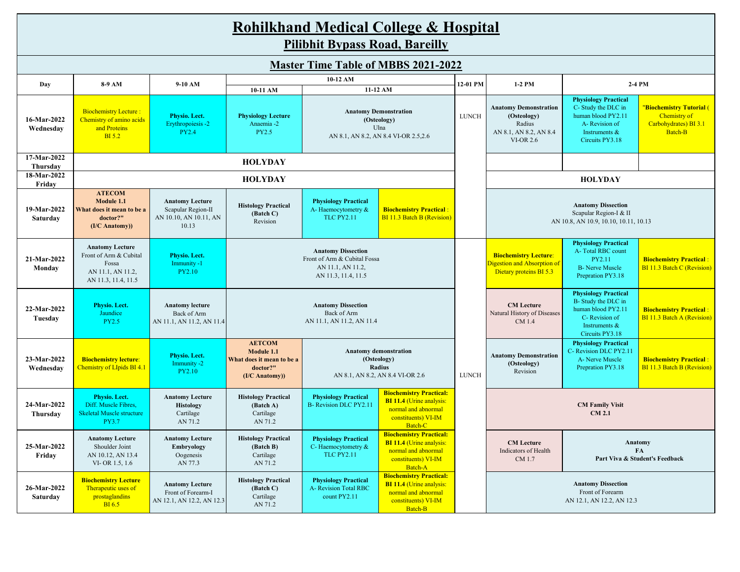# Rohilkhand Medical College & Hospital

## Pilibhit Bypass Road, Bareilly

## Master Time Table of MBBS 2021-2022

| Day | 8-9 AM | 9-10 AM | 10-12 AM: 10-11 AM | 10-12 AM: 11-12 AM | | 12-01 PM | 1-2 PM | 2-4 PM | |
|---|---|---|---|---|---|---|---|---|---|
| 16-Mar-2022 Wednesday | Biochemistry Lecture : Chemistry of amino acids and Proteins BI 5.2 | **Physio. Lect.** Erythropoiesis -2 PY2.4 | **Physiology Lecture** Anaemia -2 PY2.5 | **Anatomy Demonstration (Osteology)** Ulna AN 8.1, AN 8.2, AN 8.4 VI-OR 2.5,2.6 | | LUNCH | **Anatomy Demonstration (Osteology)** Radius AN 8.1, AN 8.2, AN 8.4 VI-OR 2.6 | **Physiology Practical** C- Study the DLC in human blood PY2.11 A- Revision of Instruments & Circuits PY3.18 | **"Biochemistry Tutorial** ( Chemistry of Carbohydrates) BI 3.1 Batch-B |
| 17-Mar-2022 Thursday | **HOLYDAY** | | | | | | | | |
| 18-Mar-2022 Friday | **HOLYDAY** | | | | | | **HOLYDAY** | | |
| 19-Mar-2022 Saturday | **ATECOM Module 1.1 What does it mean to be a doctor?" (I/C Anatomy))** | **Anatomy Lecture** Scapular Region-II AN 10.10, AN 10.11, AN 10.13 | **Histology Practical (Batch C)** Revision | **Physiology Practical** A- Haemocytometry & TLC PY2.11 | **Biochemistry Practical** : BI 11.3 Batch B (Revision) | | **Anatomy Dissection** Scapular Region-I & II AN 10.8, AN 10.9, 10.10, 10.11, 10.13 | | |
| 21-Mar-2022 Monday | **Anatomy Lecture** Front of Arm & Cubital Fossa AN 11.1, AN 11.2, AN 11.3, 11.4, 11.5 | **Physio. Lect.** Immunity -1 PY2.10 | **Anatomy Dissection** Front of Arm & Cubital Fossa AN 11.1, AN 11.2, AN 11.3, 11.4, 11.5 | | | LUNCH | **Biochemistry Lecture**: Digestion and Absorption of Dietary proteins BI 5.3 | **Physiology Practical** A- Total RBC count PY2.11 B- Nerve Muscle Prepration PY3.18 | **Biochemistry Practical** : BI 11.3 Batch C (Revision) |
| 22-Mar-2022 Tuesday | **Physio. Lect.** Jaundice PY2.5 | **Anatomy lecture** Back of Arm AN 11.1, AN 11.2, AN 11.4 | **Anatomy Dissection** Back of Arm AN 11.1, AN 11.2, AN 11.4 | | | | **CM Lecture** Natural History of Diseases CM 1.4 | **Physiology Practical** B- Study the DLC in human blood PY2.11 C- Revision of Instruments & Circuits PY3.18 | **Biochemistry Practical** : BI 11.3 Batch A (Revision) |
| 23-Mar-2022 Wednesday | **Biochemistry lecture**: Chemistry of LIpids BI 4.1 | **Physio. Lect.** Immunity -2 PY2.10 | **AETCOM Module 1.1 What does it mean to be a doctor?" (I/C Anatomy))** | **Anatomy demonstration (Osteology) Radius** AN 8.1, AN 8.2, AN 8.4 VI-OR 2.6 | | | **Anatomy Demonstration (Osteology)** Revision | **Physiology Practical** C- Revision DLC PY2.11 A- Nerve Muscle Prepration PY3.18 | **Biochemistry Practical** : BI 11.3 Batch B (Revision) |
| 24-Mar-2022 Thursday | **Physio. Lect.** Diff. Muscle Fibres, Skeletal Muscle structure PY3.7 | **Anatomy Lecture Histology** Cartilage AN 71.2 | **Histology Practical (Batch A)** Cartilage AN 71.2 | **Physiology Practical** B- Revision DLC PY2.11 | **Biochemistry Practical: BI 11.4** (Urine analysis: normal and abnormal constituents) VI-IM Batch-C | | **CM Family Visit CM 2.1** | | |
| 25-Mar-2022 Friday | **Anatomy Lecture** Shoulder Joint AN 10.12, AN 13.4 VI- OR 1.5, 1.6 | **Anatomy Lecture Embryology** Oogenesis AN 77.3 | **Histology Practical (Batch B)** Cartilage AN 71.2 | **Physiology Practical** C- Haemocytometry & TLC PY2.11 | **Biochemistry Practical: BI 11.4** (Urine analysis: normal and abnormal constituents) VI-IM Batch-A | | **CM Lecture** Indicators of Health CM 1.7 | **Anatomy FA Part Viva & Student's Feedback** | |
| 26-Mar-2022 Saturday | **Biochemistry Lecture** Therapeutic uses of prostaglandins BI 6.5 | **Anatomy Lecture** Front of Forearm-I AN 12.1, AN 12.2, AN 12.3 | **Histology Practical (Batch C)** Cartilage AN 71.2 | **Physiology Practical** A- Revision Total RBC count PY2.11 | **Biochemistry Practical: BI 11.4** (Urine analysis: normal and abnormal constituents) VI-IM Batch-B | | **Anatomy Dissection** Front of Forearm AN 12.1, AN 12.2, AN 12.3 | | |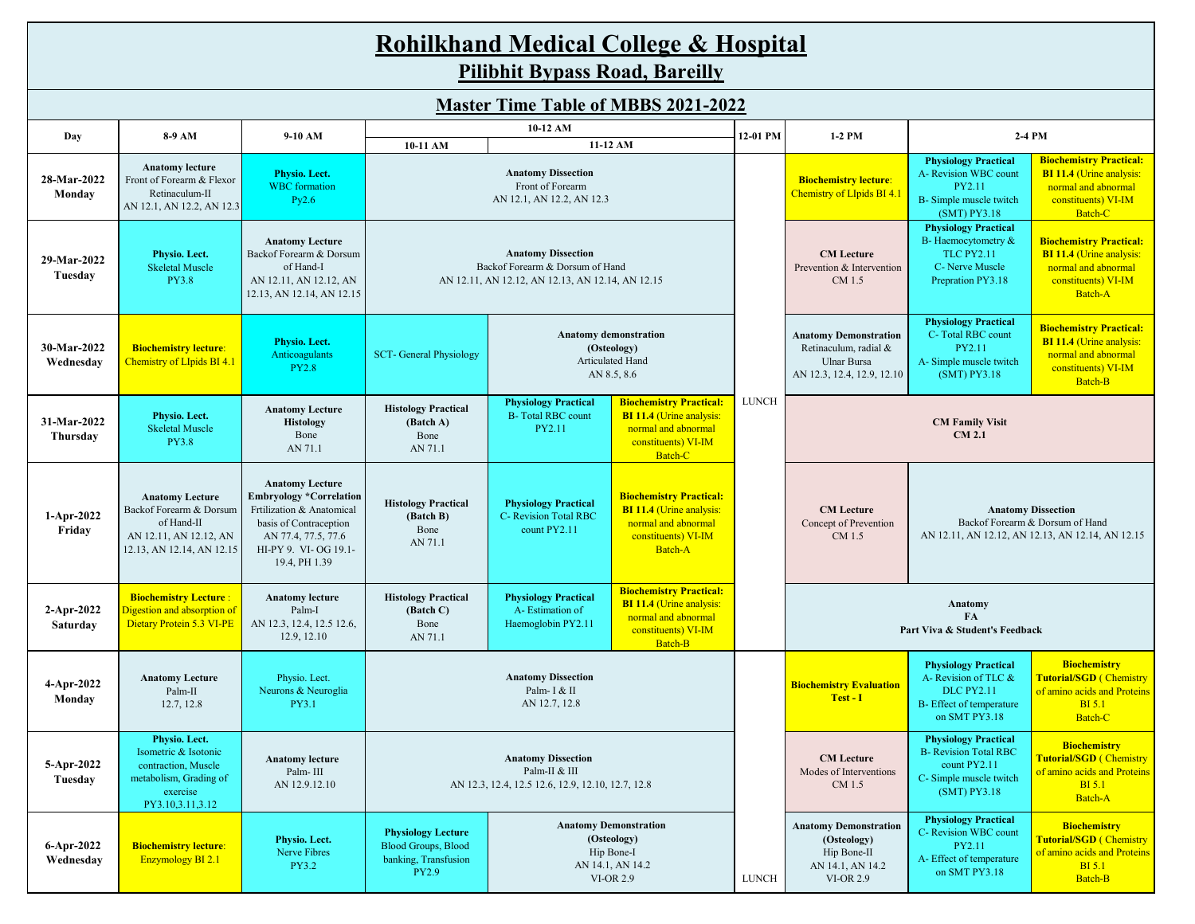# Rohilkhand Medical College & Hospital

## Pilibhit Bypass Road, Bareilly

## Master Time Table of MBBS 2021-2022

| Day | 8-9 AM | 9-10 AM | 10-12 AM | | | 12-01 PM | 1-2 PM | 2-4 PM | |
|---|---|---|---|---|---|---|---|---|---|
| | | | 10-11 AM | 11-12 AM | | | | | |
| **28-Mar-2022 Monday** | **Anatomy lecture** Front of Forearm & Flexor Retinaculum-II AN 12.1, AN 12.2, AN 12.3 | **Physio. Lect.** WBC formation Py2.6 | **Anatomy Dissection** Front of Forearm AN 12.1, AN 12.2, AN 12.3 | | | LUNCH | **Biochemistry lecture**: Chemistry of LIpids BI 4.1 | **Physiology Practical** A- Revision WBC count PY2.11 B- Simple muscle twitch (SMT) PY3.18 | **Biochemistry Practical: BI 11.4** (Urine analysis: normal and abnormal constituents) VI-IM Batch-C |
| **29-Mar-2022 Tuesday** | **Physio. Lect.** Skeletal Muscle PY3.8 | **Anatomy Lecture** Backof Forearm & Dorsum of Hand-I AN 12.11, AN 12.12, AN 12.13, AN 12.14, AN 12.15 | **Anatomy Dissection** Backof Forearm & Dorsum of Hand AN 12.11, AN 12.12, AN 12.13, AN 12.14, AN 12.15 | | | LUNCH | **CM Lecture** Prevention & Intervention CM 1.5 | **Physiology Practical** B- Haemocytometry & TLC PY2.11 C- Nerve Muscle Prepration PY3.18 | **Biochemistry Practical: BI 11.4** (Urine analysis: normal and abnormal constituents) VI-IM Batch-A |
| **30-Mar-2022 Wednesday** | **Biochemistry lecture**: Chemistry of LIpids BI 4.1 | **Physio. Lect.** Anticoagulants PY2.8 | SCT- General Physiology | **Anatomy demonstration (Osteology)** Articulated Hand AN 8.5, 8.6 | | LUNCH | **Anatomy Demonstration** Retinaculum, radial & Ulnar Bursa AN 12.3, 12.4, 12.9, 12.10 | **Physiology Practical** C- Total RBC count PY2.11 A- Simple muscle twitch (SMT) PY3.18 | **Biochemistry Practical: BI 11.4** (Urine analysis: normal and abnormal constituents) VI-IM Batch-B |
| **31-Mar-2022 Thursday** | **Physio. Lect.** Skeletal Muscle PY3.8 | **Anatomy Lecture Histology** Bone AN 71.1 | **Histology Practical (Batch A)** Bone AN 71.1 | **Physiology Practical** B- Total RBC count PY2.11 | **Biochemistry Practical: BI 11.4** (Urine analysis: normal and abnormal constituents) VI-IM Batch-C | LUNCH | **CM Family Visit CM 2.1** | | |
| **1-Apr-2022 Friday** | **Anatomy Lecture** Backof Forearm & Dorsum of Hand-II AN 12.11, AN 12.12, AN 12.13, AN 12.14, AN 12.15 | **Anatomy Lecture Embryology *Correlation** Frtilization & Anatomical basis of Contraception AN 77.4, 77.5, 77.6 HI-PY 9. VI- OG 19.1-19.4, PH 1.39 | **Histology Practical (Batch B)** Bone AN 71.1 | **Physiology Practical** C- Revision Total RBC count PY2.11 | **Biochemistry Practical: BI 11.4** (Urine analysis: normal and abnormal constituents) VI-IM Batch-A | LUNCH | **CM Lecture** Concept of Prevention CM 1.5 | **Anatomy Dissection** Backof Forearm & Dorsum of Hand AN 12.11, AN 12.12, AN 12.13, AN 12.14, AN 12.15 | |
| **2-Apr-2022 Saturday** | **Biochemistry Lecture** : Digestion and absorption of Dietary Protein 5.3 VI-PE | **Anatomy lecture** Palm-I AN 12.3, 12.4, 12.5 12.6, 12.9, 12.10 | **Histology Practical (Batch C)** Bone AN 71.1 | **Physiology Practical** A- Estimation of Haemoglobin PY2.11 | **Biochemistry Practical: BI 11.4** (Urine analysis: normal and abnormal constituents) VI-IM Batch-B | LUNCH | **Anatomy FA Part Viva & Student's Feedback** | | |
| **4-Apr-2022 Monday** | **Anatomy Lecture** Palm-II 12.7, 12.8 | Physio. Lect. Neurons & Neuroglia PY3.1 | **Anatomy Dissection** Palm- I & II AN 12.7, 12.8 | | | LUNCH | **Biochemistry Evaluation Test - I** | **Physiology Practical** A- Revision of TLC & DLC PY2.11 B- Effect of temperature on SMT PY3.18 | **Biochemistry Tutorial/SGD** ( Chemistry of amino acids and Proteins BI 5.1 Batch-C |
| **5-Apr-2022 Tuesday** | **Physio. Lect.** Isometric & Isotonic contraction, Muscle metabolism, Grading of exercise PY3.10,3.11,3.12 | **Anatomy lecture** Palm- III AN 12.9.12.10 | **Anatomy Dissection** Palm-II & III AN 12.3, 12.4, 12.5 12.6, 12.9, 12.10, 12.7, 12.8 | | | LUNCH | **CM Lecture** Modes of Interventions CM 1.5 | **Physiology Practical** B- Revision Total RBC count PY2.11 C- Simple muscle twitch (SMT) PY3.18 | **Biochemistry Tutorial/SGD** ( Chemistry of amino acids and Proteins BI 5.1 Batch-A |
| **6-Apr-2022 Wednesday** | **Biochemistry lecture**: Enzymology BI 2.1 | **Physio. Lect.** Nerve Fibres PY3.2 | **Physiology Lecture** Blood Groups, Blood banking, Transfusion PY2.9 | **Anatomy Demonstration (Osteology)** Hip Bone-I AN 14.1, AN 14.2 VI-OR 2.9 | | LUNCH | **Anatomy Demonstration (Osteology)** Hip Bone-II AN 14.1, AN 14.2 VI-OR 2.9 | **Physiology Practical** C- Revision WBC count PY2.11 A- Effect of temperature on SMT PY3.18 | **Biochemistry Tutorial/SGD** ( Chemistry of amino acids and Proteins BI 5.1 Batch-B |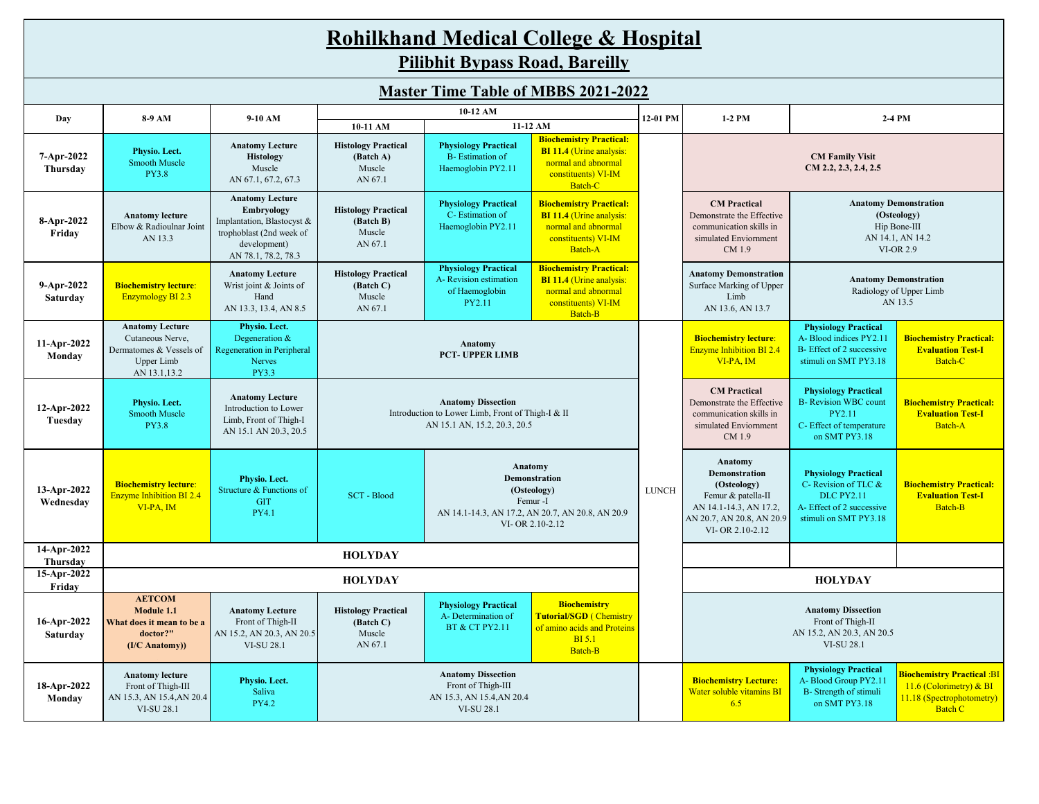# Rohilkhand Medical College & Hospital

## Pilibhit Bypass Road, Bareilly

## Master Time Table of MBBS 2021-2022

| Day | 8-9 AM | 9-10 AM | 10-12 AM | | | 12-01 PM | 1-2 PM | 2-4 PM | |
|---|---|---|---|---|---|---|---|---|---|
| | | | 10-11 AM | 11-12 AM | | | | | |
| 7-Apr-2022 Thursday | **Physio. Lect.** Smooth Muscle PY3.8 | **Anatomy Lecture Histology** Muscle AN 67.1, 67.2, 67.3 | **Histology Practical (Batch A)** Muscle AN 67.1 | **Physiology Practical** B- Estimation of Haemoglobin PY2.11 | **Biochemistry Practical: BI 11.4** (Urine analysis: normal and abnormal constituents) VI-IM Batch-C | LUNCH | **CM Family Visit CM 2.2, 2.3, 2.4, 2.5** | | |
| 8-Apr-2022 Friday | **Anatomy lecture** Elbow & Radioulnar Joint AN 13.3 | **Anatomy Lecture Embryology** Implantation, Blastocyst & trophoblast (2nd week of development) AN 78.1, 78.2, 78.3 | **Histology Practical (Batch B)** Muscle AN 67.1 | **Physiology Practical** C- Estimation of Haemoglobin PY2.11 | **Biochemistry Practical: BI 11.4** (Urine analysis: normal and abnormal constituents) VI-IM Batch-A | LUNCH | **CM Practical** Demonstrate the Effective communication skills in simulated Enviornment CM 1.9 | **Anatomy Demonstration (Osteology)** Hip Bone-III AN 14.1, AN 14.2 VI-OR 2.9 | |
| 9-Apr-2022 Saturday | **Biochemistry lecture**: Enzymology BI 2.3 | **Anatomy Lecture** Wrist joint & Joints of Hand AN 13.3, 13.4, AN 8.5 | **Histology Practical (Batch C)** Muscle AN 67.1 | **Physiology Practical** A- Revision estimation of Haemoglobin PY2.11 | **Biochemistry Practical: BI 11.4** (Urine analysis: normal and abnormal constituents) VI-IM Batch-B | LUNCH | **Anatomy Demonstration** Surface Marking of Upper Limb AN 13.6, AN 13.7 | **Anatomy Demonstration** Radiology of Upper Limb AN 13.5 | |
| 11-Apr-2022 Monday | **Anatomy Lecture** Cutaneous Nerve, Dermatomes & Vessels of Upper Limb AN 13.1,13.2 | **Physio. Lect.** Degeneration & Regeneration in Peripheral Nerves PY3.3 | **Anatomy PCT- UPPER LIMB** | | | LUNCH | **Biochemistry lecture**: Enzyme Inhibition BI 2.4 VI-PA, IM | **Physiology Practical** A- Blood indices PY2.11 B- Effect of 2 successive stimuli on SMT PY3.18 | **Biochemistry Practical: Evaluation Test-I** Batch-C |
| 12-Apr-2022 Tuesday | **Physio. Lect.** Smooth Muscle PY3.8 | **Anatomy Lecture** Introduction to Lower Limb, Front of Thigh-I AN 15.1 AN 20.3, 20.5 | **Anatomy Dissection** Introduction to Lower Limb, Front of Thigh-I & II AN 15.1 AN, 15.2, 20.3, 20.5 | | | LUNCH | **CM Practical** Demonstrate the Effective communication skills in simulated Enviornment CM 1.9 | **Physiology Practical** B- Revision WBC count PY2.11 C- Effect of temperature on SMT PY3.18 | **Biochemistry Practical: Evaluation Test-I** Batch-A |
| 13-Apr-2022 Wednesday | **Biochemistry lecture**: Enzyme Inhibition BI 2.4 VI-PA, IM | **Physio. Lect.** Structure & Functions of GIT PY4.1 | SCT - Blood | **Anatomy Demonstration (Osteology)** Femur -I AN 14.1-14.3, AN 17.2, AN 20.7, AN 20.8, AN 20.9 VI- OR 2.10-2.12 | | LUNCH | **Anatomy Demonstration (Osteology)** Femur & patella-II AN 14.1-14.3, AN 17.2, AN 20.7, AN 20.8, AN 20.9 VI- OR 2.10-2.12 | **Physiology Practical** C- Revision of TLC & DLC PY2.11 A- Effect of 2 successive stimuli on SMT PY3.18 | **Biochemistry Practical: Evaluation Test-I** Batch-B |
| 14-Apr-2022 Thursday | **HOLYDAY** | | | | | LUNCH | | | |
| 15-Apr-2022 Friday | **HOLYDAY** | | | | | LUNCH | **HOLYDAY** | | |
| 16-Apr-2022 Saturday | **AETCOM Module 1.1 What does it mean to be a doctor?" (I/C Anatomy))** | **Anatomy Lecture** Front of Thigh-II AN 15.2, AN 20.3, AN 20.5 VI-SU 28.1 | **Histology Practical (Batch C)** Muscle AN 67.1 | **Physiology Practical** A- Determination of BT & CT PY2.11 | **Biochemistry Tutorial/SGD** ( Chemistry of amino acids and Proteins BI 5.1 Batch-B | LUNCH | **Anatomy Dissection** Front of Thigh-II AN 15.2, AN 20.3, AN 20.5 VI-SU 28.1 | | |
| 18-Apr-2022 Monday | **Anatomy lecture** Front of Thigh-III AN 15.3, AN 15.4,AN 20.4 VI-SU 28.1 | **Physio. Lect.** Saliva PY4.2 | **Anatomy Dissection** Front of Thigh-III AN 15.3, AN 15.4,AN 20.4 VI-SU 28.1 | | | | **Biochemistry Lecture:** Water soluble vitamins BI 6.5 | **Physiology Practical** A- Blood Group PY2.11 B- Strength of stimuli on SMT PY3.18 | **Biochemistry Practical** :BI 11.6 (Colorimetry) & BI 11.18 (Spectrophotometry) Batch C |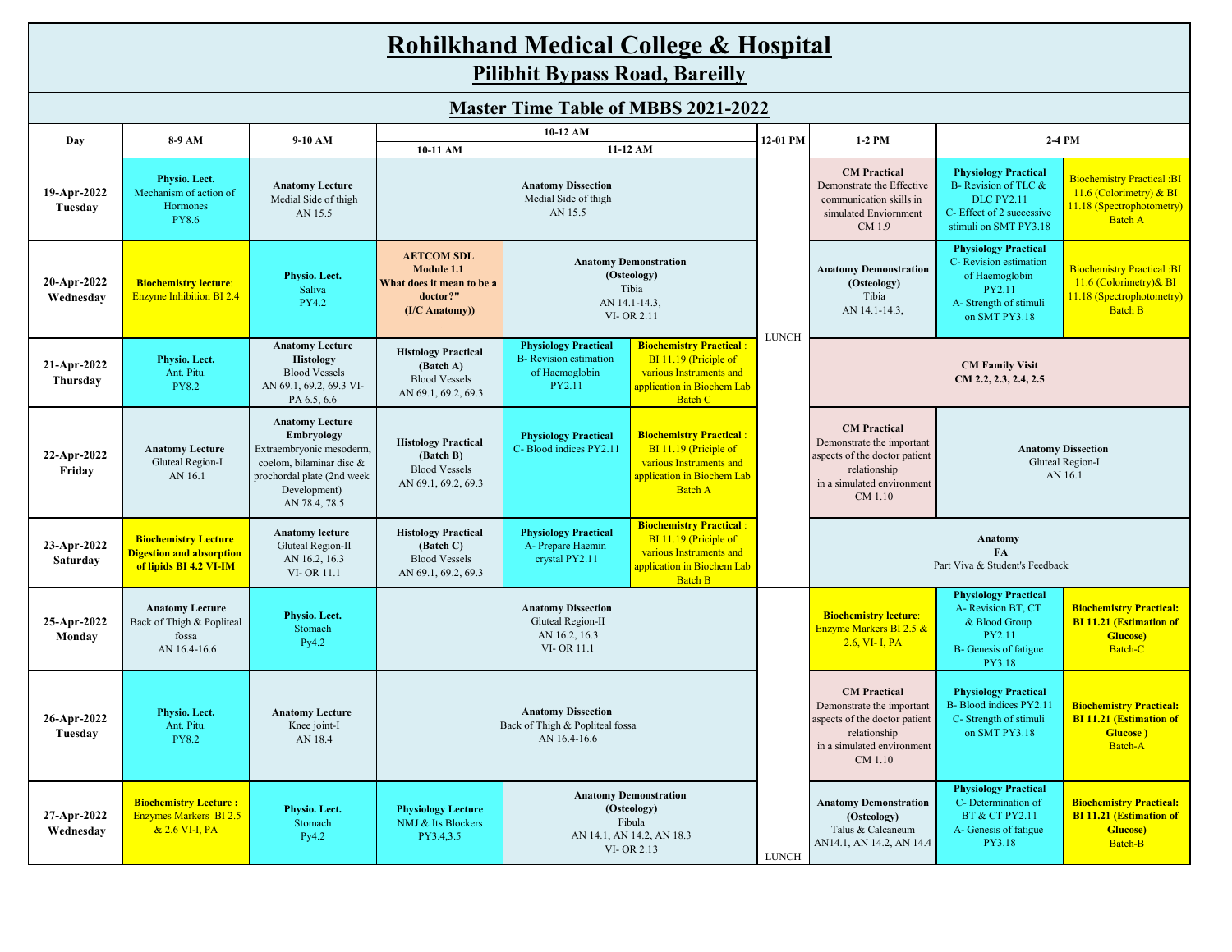# Rohilkhand Medical College & Hospital

## Pilibhit Bypass Road, Bareilly

## Master Time Table of MBBS 2021-2022

| Day | 8-9 AM | 9-10 AM | 10-12 AM: 10-11 AM | 10-12 AM: 11-12 AM | | 12-01 PM | 1-2 PM | 2-4 PM | |
|---|---|---|---|---|---|---|---|---|---|
| 19-Apr-2022 Tuesday | **Physio. Lect.** Mechanism of action of Hormones PY8.6 | **Anatomy Lecture** Medial Side of thigh AN 15.5 | **Anatomy Dissection** Medial Side of thigh AN 15.5 | | | LUNCH | **CM Practical** Demonstrate the Effective communication skills in simulated Enviornment CM 1.9 | **Physiology Practical** B- Revision of TLC & DLC PY2.11 C- Effect of 2 successive stimuli on SMT PY3.18 | Biochemistry Practical :BI 11.6 (Colimetry) & BI 11.18 (Spectrophotometry) Batch A |
| 20-Apr-2022 Wednesday | **Biochemistry lecture**: Enzyme Inhibition BI 2.4 | **Physio. Lect.** Saliva PY4.2 | **AETCOM SDL Module 1.1 What does it mean to be a doctor?" (I/C Anatomy))** | **Anatomy Demonstration (Osteology)** Tibia AN 14.1-14.3, VI- OR 2.11 | | LUNCH | **Anatomy Demonstration (Osteology)** Tibia AN 14.1-14.3, | **Physiology Practical** C- Revision estimation of Haemoglobin PY2.11 A- Strength of stimuli on SMT PY3.18 | Biochemistry Practical :BI 11.6 (Colimetry)& BI 11.18 (Spectrophotometry) Batch B |
| 21-Apr-2022 Thursday | **Physio. Lect.** Ant. Pitu. PY8.2 | **Anatomy Lecture Histology** Blood Vessels AN 69.1, 69.2, 69.3 VI- PA 6.5, 6.6 | **Histology Practical (Batch A)** Blood Vessels AN 69.1, 69.2, 69.3 | **Physiology Practical** B- Revision estimation of Haemoglobin PY2.11 | **Biochemistry Practical** : BI 11.19 (Priciple of various Instruments and application in Biochem Lab Batch C | LUNCH | **CM Family Visit CM 2.2, 2.3, 2.4, 2.5** | | |
| 22-Apr-2022 Friday | **Anatomy Lecture** Gluteal Region-I AN 16.1 | **Anatomy Lecture Embryology** Extraembryonic mesoderm, coelom, bilaminar disc & prochordal plate (2nd week Development) AN 78.4, 78.5 | **Histology Practical (Batch B)** Blood Vessels AN 69.1, 69.2, 69.3 | **Physiology Practical** C- Blood indices PY2.11 | **Biochemistry Practical** : BI 11.19 (Priciple of various Instruments and application in Biochem Lab Batch A | LUNCH | **CM Practical** Demonstrate the important aspects of the doctor patient relationship in a simulated environment CM 1.10 | **Anatomy Dissection** Gluteal Region-I AN 16.1 | |
| 23-Apr-2022 Saturday | **Biochemistry Lecture Digestion and absorption of lipids BI 4.2 VI-IM** | **Anatomy lecture** Gluteal Region-II AN 16.2, 16.3 VI- OR 11.1 | **Histology Practical (Batch C)** Blood Vessels AN 69.1, 69.2, 69.3 | **Physiology Practical** A- Prepare Haemin crystal PY2.11 | **Biochemistry Practical** : BI 11.19 (Priciple of various Instruments and application in Biochem Lab Batch B | LUNCH | **Anatomy FA** Part Viva & Student's Feedback | | |
| 25-Apr-2022 Monday | **Anatomy Lecture** Back of Thigh & Popliteal fossa AN 16.4-16.6 | **Physio. Lect.** Stomach Py4.2 | **Anatomy Dissection** Gluteal Region-II AN 16.2, 16.3 VI- OR 11.1 | | | LUNCH | **Biochemistry lecture**: Enzyme Markers BI 2.5 & 2.6, VI- I, PA | **Physiology Practical** A- Revision BT, CT & Blood Group PY2.11 B- Genesis of fatigue PY3.18 | **Biochemistry Practical: BI 11.21 (Estimation of Glucose)** Batch-C |
| 26-Apr-2022 Tuesday | **Physio. Lect.** Ant. Pitu. PY8.2 | **Anatomy Lecture** Knee joint-I AN 18.4 | **Anatomy Dissection** Back of Thigh & Popliteal fossa AN 16.4-16.6 | | | LUNCH | **CM Practical** Demonstrate the important aspects of the doctor patient relationship in a simulated environment CM 1.10 | **Physiology Practical** B- Blood indices PY2.11 C- Strength of stimuli on SMT PY3.18 | **Biochemistry Practical: BI 11.21 (Estimation of Glucose )** Batch-A |
| 27-Apr-2022 Wednesday | **Biochemistry Lecture :** Enzymes Markers BI 2.5 & 2.6 VI-I, PA | **Physio. Lect.** Stomach Py4.2 | **Physiology Lecture** NMJ & Its Blockers PY3.4,3.5 | **Anatomy Demonstration (Osteology)** Fibula AN 14.1, AN 14.2, AN 18.3 VI- OR 2.13 | | LUNCH | **Anatomy Demonstration (Osteology)** Talus & Calcaneum AN14.1, AN 14.2, AN 14.4 | **Physiology Practical** C- Determination of BT & CT PY2.11 A- Genesis of fatigue PY3.18 | **Biochemistry Practical: BI 11.21 (Estimation of Glucose)** Batch-B |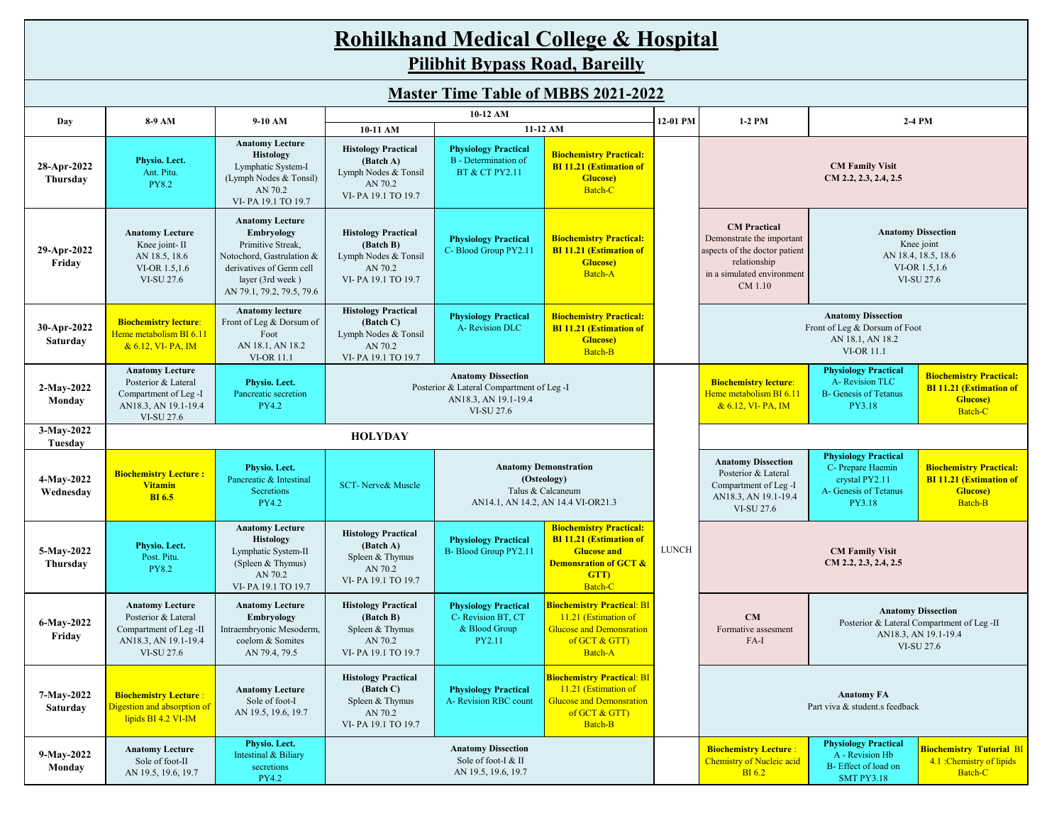# Rohilkhand Medical College & Hospital

## Pilibhit Bypass Road, Bareilly

## Master Time Table of MBBS 2021-2022

| Day | 8-9 AM | 9-10 AM | 10-12 AM: 10-11 AM | 10-12 AM: 11-12 AM | | 12-01 PM | 1-2 PM | 2-4 PM | |
|---|---|---|---|---|---|---|---|---|---|
| 28-Apr-2022 Thursday | **Physio. Lect.** Ant. Pitu. PY8.2 | **Anatomy Lecture Histology** Lymphatic System-I (Lymph Nodes & Tonsil) AN 70.2 VI- PA 19.1 TO 19.7 | **Histology Practical (Batch A)** Lymph Nodes & Tonsil AN 70.2 VI- PA 19.1 TO 19.7 | **Physiology Practical** B - Determination of BT & CT PY2.11 | **Biochemistry Practical: BI 11.21 (Estimation of Glucose)** Batch-C | | **CM Family Visit CM 2.2, 2.3, 2.4, 2.5** | | |
| 29-Apr-2022 Friday | **Anatomy Lecture** Knee joint- II AN 18.5, 18.6 VI-OR 1.5,1.6 VI-SU 27.6 | **Anatomy Lecture Embryology** Primitive Streak, Notochord, Gastrulation & derivatives of Germ cell layer (3rd week ) AN 79.1, 79.2, 79.5, 79.6 | **Histology Practical (Batch B)** Lymph Nodes & Tonsil AN 70.2 VI- PA 19.1 TO 19.7 | **Physiology Practical** C- Blood Group PY2.11 | **Biochemistry Practical: BI 11.21 (Estimation of Glucose)** Batch-A | | **CM Practical** Demonstrate the important aspects of the doctor patient relationship in a simulated environment CM 1.10 | **Anatomy Dissection** Knee joint AN 18.4, 18.5, 18.6 VI-OR 1.5,1.6 VI-SU 27.6 | |
| 30-Apr-2022 Saturday | **Biochemistry lecture**: Heme metabolism BI 6.11 & 6.12, VI- PA, IM | **Anatomy lecture** Front of Leg & Dorsum of Foot AN 18.1, AN 18.2 VI-OR 11.1 | **Histology Practical (Batch C)** Lymph Nodes & Tonsil AN 70.2 VI- PA 19.1 TO 19.7 | **Physiology Practical** A- Revision DLC | **Biochemistry Practical: BI 11.21 (Estimation of Glucose)** Batch-B | | **Anatomy Dissection** Front of Leg & Dorsum of Foot AN 18.1, AN 18.2 VI-OR 11.1 | | |
| 2-May-2022 Monday | **Anatomy Lecture** Posterior & Lateral Compartment of Leg -I AN18.3, AN 19.1-19.4 VI-SU 27.6 | **Physio. Lect.** Pancreatic secretion PY4.2 | **Anatomy Dissection** Posterior & Lateral Compartment of Leg -I AN18.3, AN 19.1-19.4 VI-SU 27.6 | | | LUNCH | **Biochemistry lecture**: Heme metabolism BI 6.11 & 6.12, VI- PA, IM | **Physiology Practical** A- Revision TLC B- Genesis of Tetanus PY3.18 | **Biochemistry Practical: BI 11.21 (Estimation of Glucose)** Batch-C |
| 3-May-2022 Tuesday | **HOLYDAY** | | | | | | | | |
| 4-May-2022 Wednesday | **Biochemistry Lecture : Vitamin BI 6.5** | **Physio. Lect.** Pancreatic & Intestinal Secretions PY4.2 | SCT- Nerve& Muscle | **Anatomy Demonstration (Osteology)** Talus & Calcaneum AN14.1, AN 14.2, AN 14.4 VI-OR21.3 | | | **Anatomy Dissection** Posterior & Lateral Compartment of Leg -I AN18.3, AN 19.1-19.4 VI-SU 27.6 | **Physiology Practical** C- Prepare Haemin crystal PY2.11 A- Genesis of Tetanus PY3.18 | **Biochemistry Practical: BI 11.21 (Estimation of Glucose)** Batch-B |
| 5-May-2022 Thursday | **Physio. Lect.** Post. Pitu. PY8.2 | **Anatomy Lecture Histology** Lymphatic System-II (Spleen & Thymus) AN 70.2 VI- PA 19.1 TO 19.7 | **Histology Practical (Batch A)** Spleen & Thymus AN 70.2 VI- PA 19.1 TO 19.7 | **Physiology Practical** B- Blood Group PY2.11 | **Biochemistry Practical: BI 11.21 (Estimation of Glucose and Demonsration of GCT & GTT)** Batch-C | | **CM Family Visit CM 2.2, 2.3, 2.4, 2.5** | | |
| 6-May-2022 Friday | **Anatomy Lecture** Posterior & Lateral Compartment of Leg -II AN18.3, AN 19.1-19.4 VI-SU 27.6 | **Anatomy Lecture Embryology** Intraembryonic Mesoderm, coelom & Somites AN 79.4, 79.5 | **Histology Practical (Batch B)** Spleen & Thymus AN 70.2 VI- PA 19.1 TO 19.7 | **Physiology Practical** C- Revision BT, CT & Blood Group PY2.11 | **Biochemistry Practica**l: BI 11.21 (Estimation of Glucose and Demonsration of GCT & GTT) Batch-A | | **CM** Formative assesment FA-I | **Anatomy Dissection** Posterior & Lateral Compartment of Leg -II AN18.3, AN 19.1-19.4 VI-SU 27.6 | |
| 7-May-2022 Saturday | **Biochemistry Lecture** : Digestion and absorption of lipids BI 4.2 VI-IM | **Anatomy Lecture** Sole of foot-I AN 19.5, 19.6, 19.7 | **Histology Practical (Batch C)** Spleen & Thymus AN 70.2 VI- PA 19.1 TO 19.7 | **Physiology Practical** A- Revision RBC count | **Biochemistry Practica**l: BI 11.21 (Estimation of Glucose and Demonsration of GCT & GTT) Batch-B | | **Anatomy FA** Part viva & student.s feedback | | |
| 9-May-2022 Monday | **Anatomy Lecture** Sole of foot-II AN 19.5, 19.6, 19.7 | **Physio. Lect.** Intestinal & Biliary secretions PY4.2 | **Anatomy Dissection** Sole of foot-I & II AN 19.5, 19.6, 19.7 | | | | **Biochemistry Lecture** : Chemistry of Nucleic acid BI 6.2 | **Physiology Practical** A - Revision Hb B- Effect of load on SMT PY3.18 | **Biochemistry Tutorial** BI 4.1 :Chemistry of lipids Batch-C |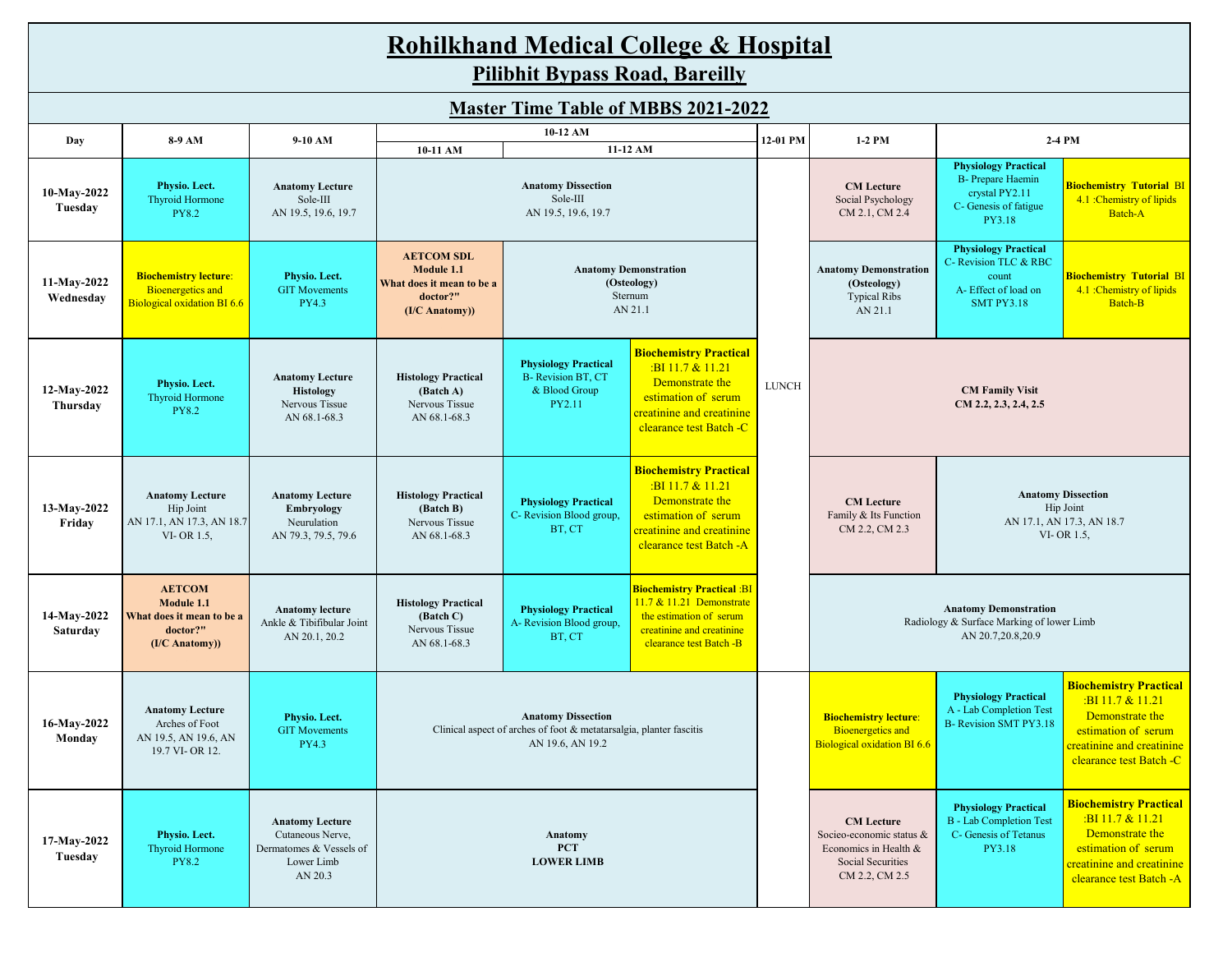# Rohilkhand Medical College & Hospital

## Pilibhit Bypass Road, Bareilly

### Master Time Table of MBBS 2021-2022

| Day | 8-9 AM | 9-10 AM | 10-12 AM | | | 12-01 PM | 1-2 PM | 2-4 PM | |
|---|---|---|---|---|---|---|---|---|---|
| | | | 10-11 AM | 11-12 AM | | | | | |
| **10-May-2022 Tuesday** | **Physio. Lect.** Thyroid Hormone PY8.2 | **Anatomy Lecture** Sole-III AN 19.5, 19.6, 19.7 | **Anatomy Dissection** Sole-III AN 19.5, 19.6, 19.7 | | | LUNCH | **CM Lecture** Social Psychology CM 2.1, CM 2.4 | **Physiology Practical** B- Prepare Haemin crystal PY2.11 C- Genesis of fatigue PY3.18 | **Biochemistry Tutorial** BI 4.1 :Chemistry of lipids Batch-A |
| **11-May-2022 Wednesday** | **Biochemistry lecture**: Bioenergetics and Biological oxidation BI 6.6 | **Physio. Lect.** GIT Movements PY4.3 | **AETCOM SDL Module 1.1 What does it mean to be a doctor?" (I/C Anatomy))** | **Anatomy Demonstration (Osteology)** Sternum AN 21.1 | | LUNCH | **Anatomy Demonstration (Osteology)** Typical Ribs AN 21.1 | **Physiology Practical** C- Revision TLC & RBC count A- Effect of load on SMT PY3.18 | **Biochemistry Tutorial** BI 4.1 :Chemistry of lipids Batch-B |
| **12-May-2022 Thursday** | **Physio. Lect.** Thyroid Hormone PY8.2 | **Anatomy Lecture Histology** Nervous Tissue AN 68.1-68.3 | **Histology Practical (Batch A)** Nervous Tissue AN 68.1-68.3 | **Physiology Practical** B- Revision BT, CT & Blood Group PY2.11 | **Biochemistry Practical** :BI 11.7 & 11.21 Demonstrate the estimation of serum creatinine and creatinine clearance test Batch -C | LUNCH | **CM Family Visit CM 2.2, 2.3, 2.4, 2.5** | | |
| **13-May-2022 Friday** | **Anatomy Lecture** Hip Joint AN 17.1, AN 17.3, AN 18.7 VI- OR 1.5, | **Anatomy Lecture Embryology** Neurulation AN 79.3, 79.5, 79.6 | **Histology Practical (Batch B)** Nervous Tissue AN 68.1-68.3 | **Physiology Practical** C- Revision Blood group, BT, CT | **Biochemistry Practical** :BI 11.7 & 11.21 Demonstrate the estimation of serum creatinine and creatinine clearance test Batch -A | LUNCH | **CM Lecture** Family & Its Function CM 2.2, CM 2.3 | **Anatomy Dissection** Hip Joint AN 17.1, AN 17.3, AN 18.7 VI- OR 1.5, | |
| **14-May-2022 Saturday** | **AETCOM Module 1.1 What does it mean to be a doctor?" (I/C Anatomy))** | **Anatomy lecture** Ankle & Tibifibular Joint AN 20.1, 20.2 | **Histology Practical (Batch C)** Nervous Tissue AN 68.1-68.3 | **Physiology Practical** A- Revision Blood group, BT, CT | **Biochemistry Practical** :BI 11.7 & 11.21 Demonstrate the estimation of serum creatinine and creatinine clearance test Batch -B | LUNCH | **Anatomy Demonstration** Radiology & Surface Marking of lower Limb AN 20.7,20.8,20.9 | | |
| **16-May-2022 Monday** | **Anatomy Lecture** Arches of Foot AN 19.5, AN 19.6, AN 19.7 VI- OR 12. | **Physio. Lect.** GIT Movements PY4.3 | **Anatomy Dissection** Clinical aspect of arches of foot & metatarsalgia, planter fascitis AN 19.6, AN 19.2 | | | LUNCH | **Biochemistry lecture**: Bioenergetics and Biological oxidation BI 6.6 | **Physiology Practical** A - Lab Completion Test B- Revision SMT PY3.18 | **Biochemistry Practical** :BI 11.7 & 11.21 Demonstrate the estimation of serum creatinine and creatinine clearance test Batch -C |
| **17-May-2022 Tuesday** | **Physio. Lect.** Thyroid Hormone PY8.2 | **Anatomy Lecture** Cutaneous Nerve, Dermatomes & Vessels of Lower Limb AN 20.3 | **Anatomy PCT LOWER LIMB** | | | LUNCH | **CM Lecture** Socio-economic status & Economics in Health & Social Securities CM 2.2, CM 2.5 | **Physiology Practical** B - Lab Completion Test C- Genesis of Tetanus PY3.18 | **Biochemistry Practical** :BI 11.7 & 11.21 Demonstrate the estimation of serum creatinine and creatinine clearance test Batch -A |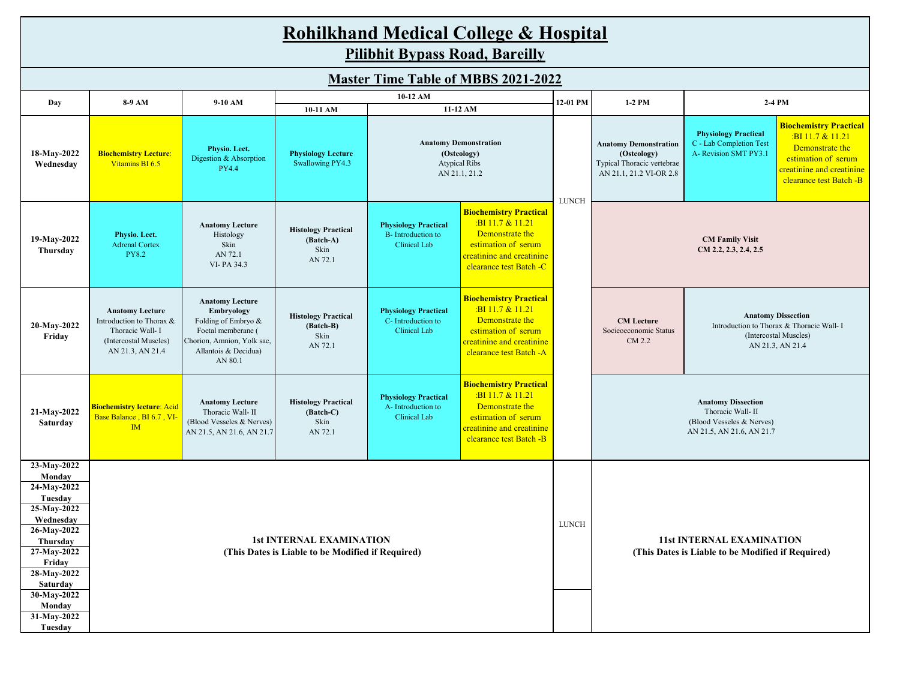# Rohilkhand Medical College & Hospital

## Pilibhit Bypass Road, Bareilly

### Master Time Table of MBBS 2021-2022

| Day | 8-9 AM | 9-10 AM | 10-12 AM: 10-11 AM | 10-12 AM: 11-12 AM | | 12-01 PM | 1-2 PM | 2-4 PM | |
|---|---|---|---|---|---|---|---|---|---|
| 18-May-2022 Wednesday | **Biochemistry Lecture**: Vitamins BI 6.5 | **Physio. Lect.** Digestion & Absorption PY4.4 | **Physiology Lecture** Swallowing PY4.3 | **Anatomy Demonstration (Osteology)** Atypical Ribs AN 21.1, 21.2 | | LUNCH | **Anatomy Demonstration (Osteology)** Typical Thoracic vertebrae AN 21.1, 21.2 VI-OR 2.8 | **Physiology Practical** C - Lab Completion Test A- Revision SMT PY3.1 | **Biochemistry Practical** :BI 11.7 & 11.21 Demonstrate the estimation of serum creatinine and creatinine clearance test Batch -B |
| 19-May-2022 Thursday | **Physio. Lect.** Adrenal Cortex PY8.2 | **Anatomy Lecture** Histology Skin AN 72.1 VI- PA 34.3 | **Histology Practical (Batch-A)** Skin AN 72.1 | **Physiology Practical** B- Introduction to Clinical Lab | **Biochemistry Practical** :BI 11.7 & 11.21 Demonstrate the estimation of serum creatinine and creatinine clearance test Batch -C | LUNCH | **CM Family Visit CM 2.2, 2.3, 2.4, 2.5** | | |
| 20-May-2022 Friday | **Anatomy Lecture** Introduction to Thorax & Thoracic Wall- I (Intercostal Muscles) AN 21.3, AN 21.4 | **Anatomy Lecture Embryology** Folding of Embryo & Foetal memberane ( Chorion, Amnion, Yolk sac, Allantois & Decidua) AN 80.1 | **Histology Practical (Batch-B)** Skin AN 72.1 | **Physiology Practical** C- Introduction to Clinical Lab | **Biochemistry Practical** :BI 11.7 & 11.21 Demonstrate the estimation of serum creatinine and creatinine clearance test Batch -A | LUNCH | **CM Lecture** Socieoeconomic Status CM 2.2 | **Anatomy Dissection** Introduction to Thorax & Thoracic Wall- I (Intercostal Muscles) AN 21.3, AN 21.4 | |
| 21-May-2022 Saturday | **Biochemistry lecture**: Acid Base Balance , BI 6.7 , VI-IM | **Anatomy Lecture** Thoracic Wall- II (Blood Vesseles & Nerves) AN 21.5, AN 21.6, AN 21.7 | **Histology Practical (Batch-C)** Skin AN 72.1 | **Physiology Practical** A- Introduction to Clinical Lab | **Biochemistry Practical** :BI 11.7 & 11.21 Demonstrate the estimation of serum creatinine and creatinine clearance test Batch -B | LUNCH | **Anatomy Dissection** Thoracic Wall- II (Blood Vesseles & Nerves) AN 21.5, AN 21.6, AN 21.7 | | |
| 23-May-2022 Monday | **1st INTERNAL EXAMINATION (This Dates is Liable to be Modified if Required)** | | | | | LUNCH | **11st INTERNAL EXAMINATION (This Dates is Liable to be Modified if Required)** | | |
| 24-May-2022 Tuesday | | | | | | | | | |
| 25-May-2022 Wednesday | | | | | | | | | |
| 26-May-2022 Thursday | | | | | | | | | |
| 27-May-2022 Friday | | | | | | | | | |
| 28-May-2022 Saturday | | | | | | | | | |
| 30-May-2022 Monday | | | | | | | | | |
| 31-May-2022 Tuesday | | | | | | | | | |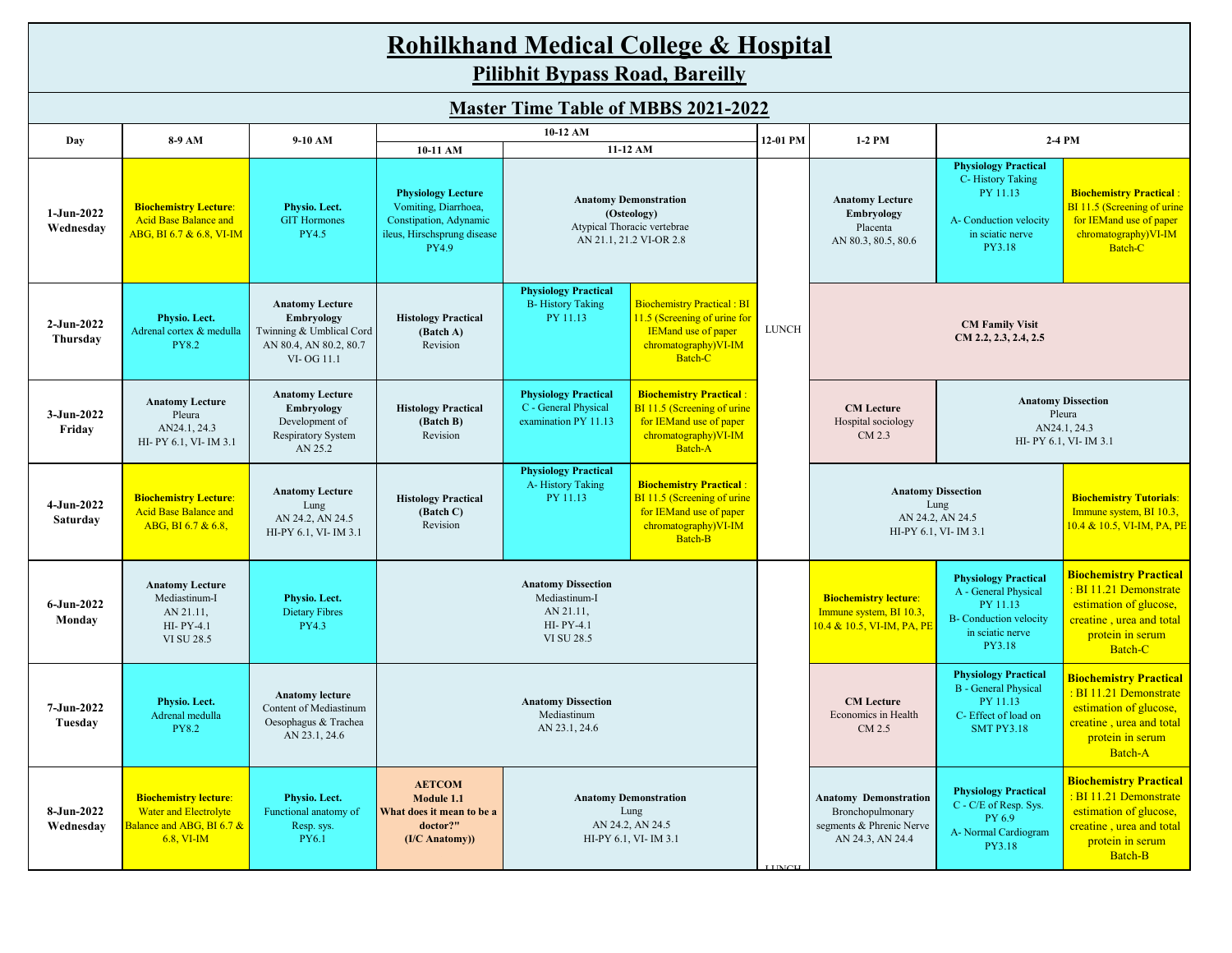# Rohilkhand Medical College & Hospital

## Pilibhit Bypass Road, Bareilly

### Master Time Table of MBBS 2021-2022

| Day | 8-9 AM | 9-10 AM | 10-12 AM (10-11 AM) | 10-12 AM (11-12 AM) | | 12-01 PM | 1-2 PM | 2-4 PM | |
|---|---|---|---|---|---|---|---|---|---|
| 1-Jun-2022 Wednesday | **Biochemistry Lecture**: Acid Base Balance and ABG, BI 6.7 & 6.8, VI-IM | **Physio. Lect.** GIT Hormones PY4.5 | **Physiology Lecture** Vomiting, Diarrhoea, Constipation, Adynamic ileus, Hirschsprung disease PY4.9 | **Anatomy Demonstration (Osteology)** Atypical Thoracic vertebrae AN 21.1, 21.2 VI-OR 2.8 | | LUNCH | **Anatomy Lecture Embryology** Placenta AN 80.3, 80.5, 80.6 | **Physiology Practical** C- History Taking PY 11.13 A- Conduction velocity in sciatic nerve PY3.18 | **Biochemistry Practical** : BI 11.5 (Screening of urine for IEMand use of paper chromatography)VI-IM Batch-C |
| 2-Jun-2022 Thursday | **Physio. Lect.** Adrenal cortex & medulla PY8.2 | **Anatomy Lecture Embryology** Twinning & Umblical Cord AN 80.4, AN 80.2, 80.7 VI- OG 11.1 | **Histology Practical (Batch A)** Revision | **Physiology Practical** B- History Taking PY 11.13 | Biochemistry Practical : BI 11.5 (Screening of urine for IEMand use of paper chromatography)VI-IM Batch-C | LUNCH | **CM Family Visit CM 2.2, 2.3, 2.4, 2.5** | | |
| 3-Jun-2022 Friday | **Anatomy Lecture** Pleura AN24.1, 24.3 HI- PY 6.1, VI- IM 3.1 | **Anatomy Lecture Embryology** Development of Respiratory System AN 25.2 | **Histology Practical (Batch B)** Revision | **Physiology Practical** C - General Physical examination PY 11.13 | **Biochemistry Practical** : BI 11.5 (Screening of urine for IEMand use of paper chromatography)VI-IM Batch-A | LUNCH | **CM Lecture** Hospital sociology CM 2.3 | **Anatomy Dissection** Pleura AN24.1, 24.3 HI- PY 6.1, VI- IM 3.1 | |
| 4-Jun-2022 Saturday | **Biochemistry Lecture**: Acid Base Balance and ABG, BI 6.7 & 6.8, | **Anatomy Lecture** Lung AN 24.2, AN 24.5 HI-PY 6.1, VI- IM 3.1 | **Histology Practical (Batch C)** Revision | **Physiology Practical** A- History Taking PY 11.13 | **Biochemistry Practical** : BI 11.5 (Screening of urine for IEMand use of paper chromatography)VI-IM Batch-B | LUNCH | **Anatomy Dissection** Lung AN 24.2, AN 24.5 HI-PY 6.1, VI- IM 3.1 | | **Biochemistry Tutorials**: Immune system, BI 10.3, 10.4 & 10.5, VI-IM, PA, PE |
| 6-Jun-2022 Monday | **Anatomy Lecture** Mediastinum-I AN 21.11, HI- PY-4.1 VI SU 28.5 | **Physio. Lect.** Dietary Fibres PY4.3 | **Anatomy Dissection** Mediastinum-I AN 21.11, HI- PY-4.1 VI SU 28.5 | | | LUNCH | **Biochemistry lecture**: Immune system, BI 10.3, 10.4 & 10.5, VI-IM, PA, PE | **Physiology Practical** A - General Physical PY 11.13 B- Conduction velocity in sciatic nerve PY3.18 | **Biochemistry Practical** : BI 11.21 Demonstrate estimation of glucose, creatine , urea and total protein in serum Batch-C |
| 7-Jun-2022 Tuesday | **Physio. Lect.** Adrenal medulla PY8.2 | **Anatomy lecture** Content of Mediastinum Oesophagus & Trachea AN 23.1, 24.6 | **Anatomy Dissection** Mediastinum AN 23.1, 24.6 | | | LUNCH | **CM Lecture** Economics in Health CM 2.5 | **Physiology Practical** B - General Physical PY 11.13 C- Effect of load on SMT PY3.18 | **Biochemistry Practical** : BI 11.21 Demonstrate estimation of glucose, creatine , urea and total protein in serum Batch-A |
| 8-Jun-2022 Wednesday | **Biochemistry lecture**: Water and Electrolyte Balance and ABG, BI 6.7 & 6.8, VI-IM | **Physio. Lect.** Functional anatomy of Resp. sys. PY6.1 | **AETCOM Module 1.1 What does it mean to be a doctor?" (I/C Anatomy))** | **Anatomy Demonstration** Lung AN 24.2, AN 24.5 HI-PY 6.1, VI- IM 3.1 | | LUNCH | **Anatomy Demonstration** Bronchopulmonary segments & Phrenic Nerve AN 24.3, AN 24.4 | **Physiology Practical** C - C/E of Resp. Sys. PY 6.9 A- Normal Cardiogram PY3.18 | **Biochemistry Practical** : BI 11.21 Demonstrate estimation of glucose, creatine , urea and total protein in serum Batch-B |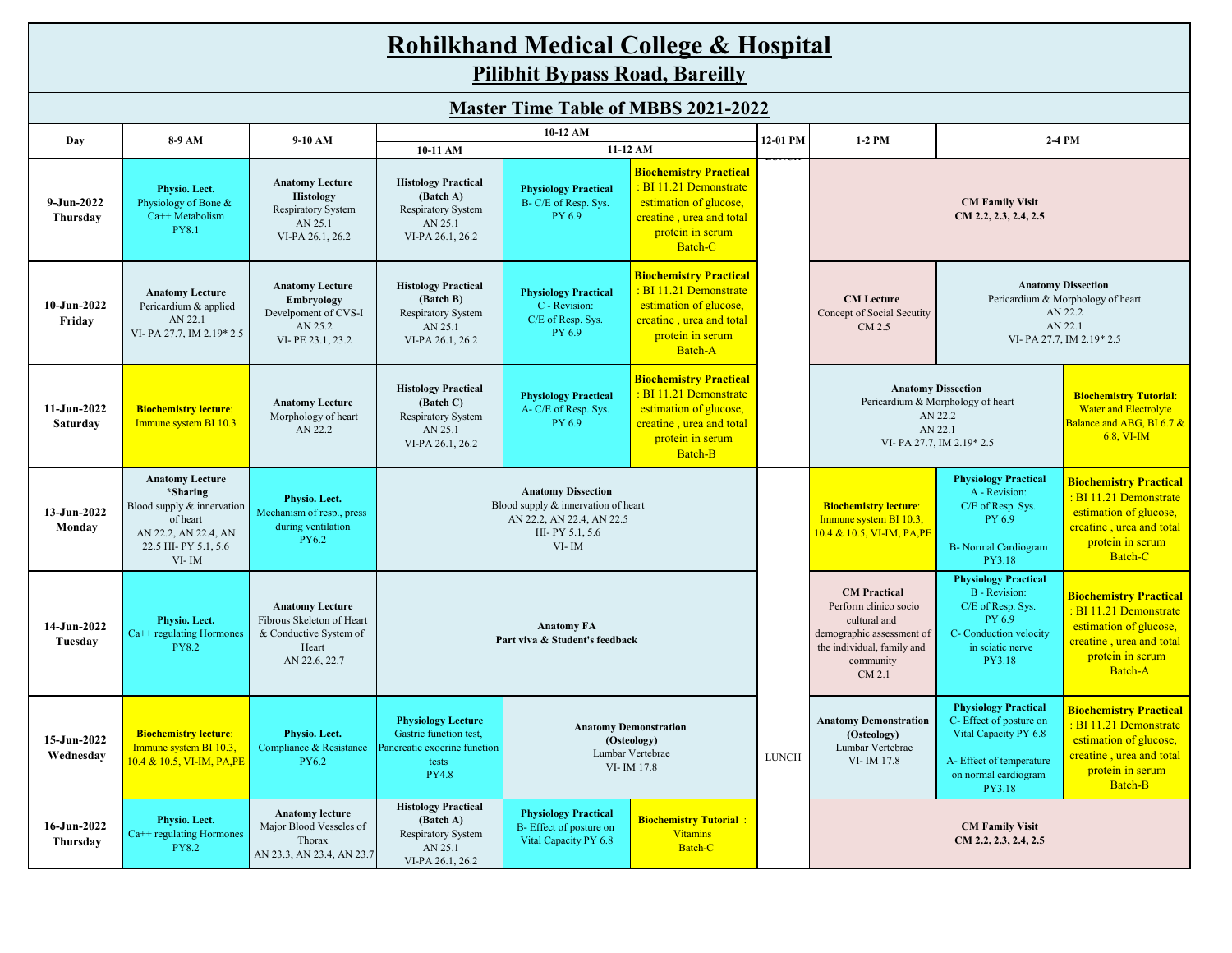# Rohilkhand Medical College & Hospital

## Pilibhit Bypass Road, Bareilly

## Master Time Table of MBBS 2021-2022

| Day | 8-9 AM | 9-10 AM | 10-12 AM: 10-11 AM | 10-12 AM: 11-12 AM | | 12-01 PM | 1-2 PM | 2-4 PM | |
|---|---|---|---|---|---|---|---|---|---|
| 9-Jun-2022 Thursday | **Physio. Lect.** Physiology of Bone & Ca++ Metabolism PY8.1 | **Anatomy Lecture Histology** Respiratory System AN 25.1 VI-PA 26.1, 26.2 | **Histology Practical (Batch A)** Respiratory System AN 25.1 VI-PA 26.1, 26.2 | **Physiology Practical** B- C/E of Resp. Sys. PY 6.9 | **Biochemistry Practical** : BI 11.21 Demonstrate estimation of glucose, creatine , urea and total protein in serum Batch-C | LUNCH | **CM Family Visit CM 2.2, 2.3, 2.4, 2.5** | | |
| 10-Jun-2022 Friday | **Anatomy Lecture** Pericardium & applied AN 22.1 VI- PA 27.7, IM 2.19* 2.5 | **Anatomy Lecture Embryology** Develpoment of CVS-I AN 25.2 VI- PE 23.1, 23.2 | **Histology Practical (Batch B)** Respiratory System AN 25.1 VI-PA 26.1, 26.2 | **Physiology Practical** C - Revision: C/E of Resp. Sys. PY 6.9 | **Biochemistry Practical** : BI 11.21 Demonstrate estimation of glucose, creatine , urea and total protein in serum Batch-A | | **CM Lecture** Concept of Social Secutity CM 2.5 | **Anatomy Dissection** Pericardium & Morphology of heart AN 22.2 AN 22.1 VI- PA 27.7, IM 2.19* 2.5 | |
| 11-Jun-2022 Saturday | **Biochemistry lecture**: Immune system BI 10.3 | **Anatomy Lecture** Morphology of heart AN 22.2 | **Histology Practical (Batch C)** Respiratory System AN 25.1 VI-PA 26.1, 26.2 | **Physiology Practical** A- C/E of Resp. Sys. PY 6.9 | **Biochemistry Practical** : BI 11.21 Demonstrate estimation of glucose, creatine , urea and total protein in serum Batch-B | | **Anatomy Dissection** Pericardium & Morphology of heart AN 22.2 AN 22.1 VI- PA 27.7, IM 2.19* 2.5 | | **Biochemistry Tutorial**: Water and Electrolyte Balance and ABG, BI 6.7 & 6.8, VI-IM |
| 13-Jun-2022 Monday | **Anatomy Lecture *Sharing** Blood supply & innervation of heart AN 22.2, AN 22.4, AN 22.5 HI- PY 5.1, 5.6 VI- IM | **Physio. Lect.** Mechanism of resp., press during ventilation PY6.2 | **Anatomy Dissection** Blood supply & innervation of heart AN 22.2, AN 22.4, AN 22.5 HI- PY 5.1, 5.6 VI- IM | | | | **Biochemistry lecture**: Immune system BI 10.3, 10.4 & 10.5, VI-IM, PA,PE | **Physiology Practical** A - Revision: C/E of Resp. Sys. PY 6.9 B- Normal Cardiogram PY3.18 | **Biochemistry Practical** : BI 11.21 Demonstrate estimation of glucose, creatine , urea and total protein in serum Batch-C |
| 14-Jun-2022 Tuesday | **Physio. Lect.** Ca++ regulating Hormones PY8.2 | **Anatomy Lecture** Fibrous Skeleton of Heart & Conductive System of Heart AN 22.6, 22.7 | **Anatomy FA Part viva & Student's feedback** | | | | **CM Practical** Perform clinico socio cultural and demographic assessment of the individual, family and community CM 2.1 | **Physiology Practical** B - Revision: C/E of Resp. Sys. PY 6.9 C- Conduction velocity in sciatic nerve PY3.18 | **Biochemistry Practical** : BI 11.21 Demonstrate estimation of glucose, creatine , urea and total protein in serum Batch-A |
| 15-Jun-2022 Wednesday | **Biochemistry lecture**: Immune system BI 10.3, 10.4 & 10.5, VI-IM, PA,PE | **Physio. Lect.** Compliance & Resistance PY6.2 | **Physiology Lecture** Gastric function test, Pancreatic exocrine function tests PY4.8 | **Anatomy Demonstration (Osteology)** Lumbar Vertebrae VI- IM 17.8 | | LUNCH | **Anatomy Demonstration (Osteology)** Lumbar Vertebrae VI- IM 17.8 | **Physiology Practical** C- Effect of posture on Vital Capacity PY 6.8 A- Effect of temperature on normal cardiogram PY3.18 | **Biochemistry Practical** : BI 11.21 Demonstrate estimation of glucose, creatine , urea and total protein in serum Batch-B |
| 16-Jun-2022 Thursday | **Physio. Lect.** Ca++ regulating Hormones PY8.2 | **Anatomy lecture** Major Blood Vesseles of Thorax AN 23.3, AN 23.4, AN 23.7 | **Histology Practical (Batch A)** Respiratory System AN 25.1 VI-PA 26.1, 26.2 | **Physiology Practical** B- Effect of posture on Vital Capacity PY 6.8 | **Biochemistry Tutorial** : Vitamins Batch-C | | **CM Family Visit CM 2.2, 2.3, 2.4, 2.5** | | |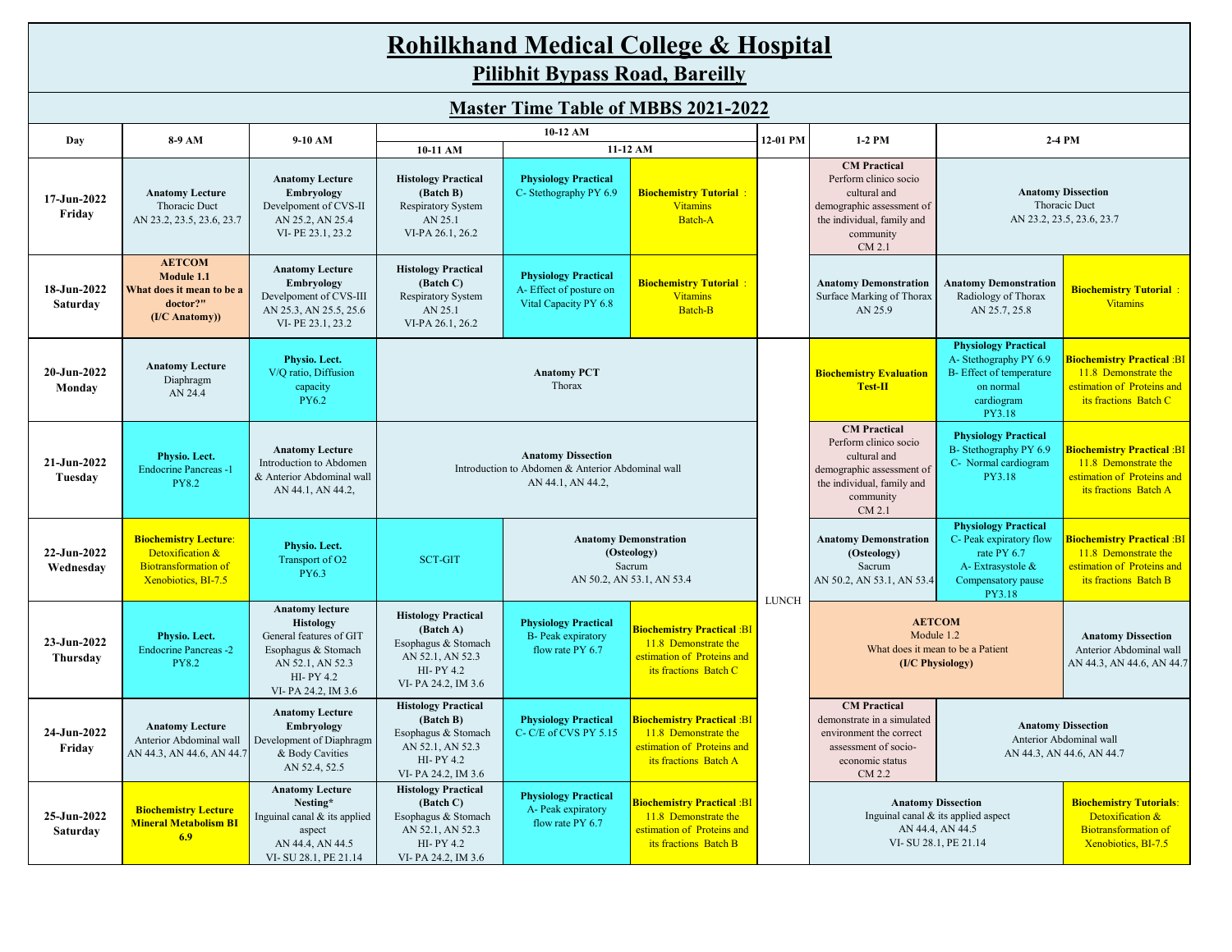# Rohilkhand Medical College & Hospital

## Pilibhit Bypass Road, Bareilly

## Master Time Table of MBBS 2021-2022

| Day | 8-9 AM | 9-10 AM | 10-12 AM | | | 12-01 PM | 1-2 PM | 2-4 PM | |
|---|---|---|---|---|---|---|---|---|---|
| | | | 10-11 AM | 11-12 AM | | | | | |
| **17-Jun-2022 Friday** | **Anatomy Lecture** Thoracic Duct AN 23.2, 23.5, 23.6, 23.7 | **Anatomy Lecture Embryology** Develpoment of CVS-II AN 25.2, AN 25.4 VI- PE 23.1, 23.2 | **Histology Practical (Batch B)** Respiratory System AN 25.1 VI-PA 26.1, 26.2 | **Physiology Practical** C- Stethography PY 6.9 | **Biochemistry Tutorial** : Vitamins Batch-A | | **CM Practical** Perform clinico socio cultural and demographic assessment of the individual, family and community CM 2.1 | **Anatomy Dissection** Thoracic Duct AN 23.2, 23.5, 23.6, 23.7 | |
| **18-Jun-2022 Saturday** | **AETCOM Module 1.1 What does it mean to be a doctor?" (I/C Anatomy))** | **Anatomy Lecture Embryology** Develpoment of CVS-III AN 25.3, AN 25.5, 25.6 VI- PE 23.1, 23.2 | **Histology Practical (Batch C)** Respiratory System AN 25.1 VI-PA 26.1, 26.2 | **Physiology Practical** A- Effect of posture on Vital Capacity PY 6.8 | **Biochemistry Tutorial** : Vitamins Batch-B | | **Anatomy Demonstration** Surface Marking of Thorax AN 25.9 | **Anatomy Demonstration** Radiology of Thorax AN 25.7, 25.8 | **Biochemistry Tutorial** : Vitamins |
| **20-Jun-2022 Monday** | **Anatomy Lecture** Diaphragm AN 24.4 | **Physio. Lect.** V/Q ratio, Diffusion capacity PY6.2 | **Anatomy PCT** Thorax | | | LUNCH | **Biochemistry Evaluation Test-II** | **Physiology Practical** A- Stethography PY 6.9 B- Effect of temperature on normal cardiogram PY3.18 | **Biochemistry Practical** :BI 11.8 Demonstrate the estimation of Proteins and its fractions Batch C |
| **21-Jun-2022 Tuesday** | **Physio. Lect.** Endocrine Pancreas -1 PY8.2 | **Anatomy Lecture** Introduction to Abdomen & Anterior Abdominal wall AN 44.1, AN 44.2, | **Anatomy Dissection** Introduction to Abdomen & Anterior Abdominal wall AN 44.1, AN 44.2, | | | | **CM Practical** Perform clinico socio cultural and demographic assessment of the individual, family and community CM 2.1 | **Physiology Practical** B- Stethography PY 6.9 C- Normal cardiogram PY3.18 | **Biochemistry Practical** :BI 11.8 Demonstrate the estimation of Proteins and its fractions Batch A |
| **22-Jun-2022 Wednesday** | **Biochemistry Lecture**: Detoxification & Biotransformation of Xenobiotics, BI-7.5 | **Physio. Lect.** Transport of O2 PY6.3 | SCT-GIT | **Anatomy Demonstration (Osteology)** Sacrum AN 50.2, AN 53.1, AN 53.4 | | | **Anatomy Demonstration (Osteology)** Sacrum AN 50.2, AN 53.1, AN 53.4 | **Physiology Practical** C- Peak expiratory flow rate PY 6.7 A- Extrasystole & Compensatory pause PY3.18 | **Biochemistry Practical** :BI 11.8 Demonstrate the estimation of Proteins and its fractions Batch B |
| **23-Jun-2022 Thursday** | **Physio. Lect.** Endocrine Pancreas -2 PY8.2 | **Anatomy lecture Histology** General features of GIT Esophagus & Stomach AN 52.1, AN 52.3 HI- PY 4.2 VI- PA 24.2, IM 3.6 | **Histology Practical (Batch A)** Esophagus & Stomach AN 52.1, AN 52.3 HI- PY 4.2 VI- PA 24.2, IM 3.6 | **Physiology Practical** B- Peak expiratory flow rate PY 6.7 | **Biochemistry Practical** :BI 11.8 Demonstrate the estimation of Proteins and its fractions Batch C | | **AETCOM** Module 1.2 What does it mean to be a Patient **(I/C Physiology)** | | **Anatomy Dissection** Anterior Abdominal wall AN 44.3, AN 44.6, AN 44.7 |
| **24-Jun-2022 Friday** | **Anatomy Lecture** Anterior Abdominal wall AN 44.3, AN 44.6, AN 44.7 | **Anatomy Lecture Embryology** Development of Diaphragm & Body Cavities AN 52.4, 52.5 | **Histology Practical (Batch B)** Esophagus & Stomach AN 52.1, AN 52.3 HI- PY 4.2 VI- PA 24.2, IM 3.6 | **Physiology Practical** C- C/E of CVS PY 5.15 | **Biochemistry Practical** :BI 11.8 Demonstrate the estimation of Proteins and its fractions Batch A | | **CM Practical** demonstrate in a simulated environment the correct assessment of socio-economic status CM 2.2 | **Anatomy Dissection** Anterior Abdominal wall AN 44.3, AN 44.6, AN 44.7 | |
| **25-Jun-2022 Saturday** | **Biochemistry Lecture Mineral Metabolism BI 6.9** | **Anatomy Lecture Nesting*** Inguinal canal & its applied aspect AN 44.4, AN 44.5 VI- SU 28.1, PE 21.14 | **Histology Practical (Batch C)** Esophagus & Stomach AN 52.1, AN 52.3 HI- PY 4.2 VI- PA 24.2, IM 3.6 | **Physiology Practical** A- Peak expiratory flow rate PY 6.7 | **Biochemistry Practical** :BI 11.8 Demonstrate the estimation of Proteins and its fractions Batch B | | **Anatomy Dissection** Inguinal canal & its applied aspect AN 44.4, AN 44.5 VI- SU 28.1, PE 21.14 | | **Biochemistry Tutorials**: Detoxification & Biotransformation of Xenobiotics, BI-7.5 |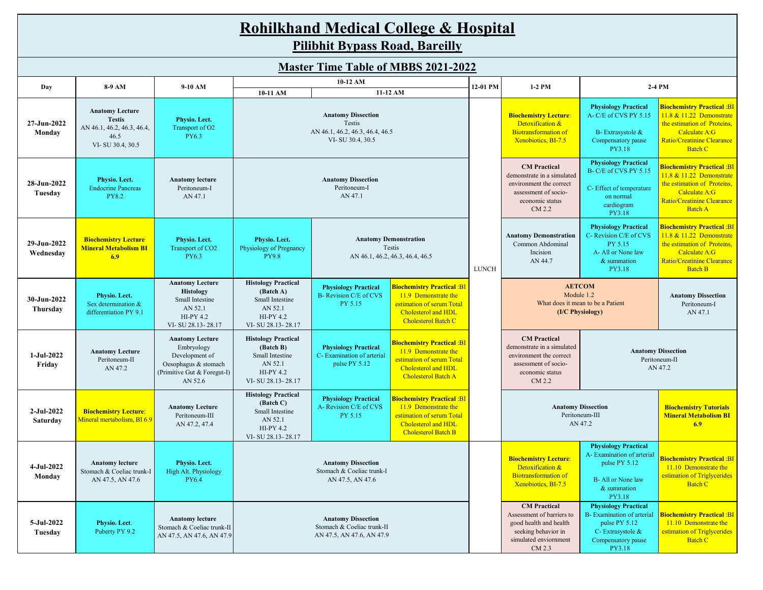# Rohilkhand Medical College & Hospital

## Pilibhit Bypass Road, Bareilly

## Master Time Table of MBBS 2021-2022

| Day | 8-9 AM | 9-10 AM | 10-11 AM | 11-12 AM | | 12-01 PM | 1-2 PM | 2-4 PM | |
|---|---|---|---|---|---|---|---|---|---|
| **27-Jun-2022 Monday** | **Anatomy Lecture Testis** AN 46.1, 46.2, 46.3, 46.4, 46.5 VI- SU 30.4, 30.5 | **Physio. Lect.** Transport of O2 PY6.3 | **Anatomy Dissection** Testis AN 46.1, 46.2, 46.3, 46.4, 46.5 VI- SU 30.4, 30.5 | | | LUNCH | **Biochemistry Lecture**: Detoxification & Biotransformation of Xenobiotics, BI-7.5 | **Physiology Practical** A- C/E of CVS PY 5.15 B- Extrasystole & Compensatory pause PY3.18 | **Biochemistry Practical** :BI 11.8 & 11.22 Demonstrate the estimation of Proteins, Calculate A:G Ratio/Creatinine Clearance Batch C |
| **28-Jun-2022 Tuesday** | **Physio. Lect.** Endocrine Pancreas PY8.2 | **Anatomy lecture** Peritoneum-I AN 47.1 | **Anatomy Dissection** Peritoneum-I AN 47.1 | | | | **CM Practical** demonstrate in a simulated environment the correct assessment of socio-economic status CM 2.2 | **Physiology Practical** B- C/E of CVS PY 5.15 C- Effect of temperature on normal cardiogram PY3.18 | **Biochemistry Practical** :BI 11.8 & 11.22 Demonstrate the estimation of Proteins, Calculate A:G Ratio/Creatinine Clearance Batch A |
| **29-Jun-2022 Wednesday** | **Biochemistry Lecture Mineral Metabolism BI 6.9** | **Physio. Lect.** Transport of CO2 PY6.3 | **Physio. Lect.** Physiology of Pregnancy PY9.8 | **Anatomy Demonstration** Testis AN 46.1, 46.2, 46.3, 46.4, 46.5 | | | **Anatomy Demonstration** Common Abdominal Incision AN 44.7 | **Physiology Practical** C- Revision C/E of CVS PY 5.15 A- All or None law & summation PY3.18 | **Biochemistry Practical** :BI 11.8 & 11.22 Demonstrate the estimation of Proteins, Calculate A:G Ratio/Creatinine Clearance Batch B |
| **30-Jun-2022 Thursday** | **Physio. Lect.** Sex determination & differentiation PY 9.1 | **Anatomy Lecture Histology** Small Intestine AN 52.1 HI-PY 4.2 VI- SU 28.13- 28.17 | **Histology Practical (Batch A)** Small Intestine AN 52.1 HI-PY 4.2 VI- SU 28.13- 28.17 | **Physiology Practical** B- Revision C/E of CVS PY 5.15 | **Biochemistry Practical** :BI 11.9 Demonstrate the estimation of serum Total Cholesterol and HDL Cholesterol Batch C | | **AETCOM** Module 1.2 What does it mean to be a Patient **(I/C Physiology)** | | **Anatomy Dissection** Peritoneum-I AN 47.1 |
| **1-Jul-2022 Friday** | **Anatomy Lecture** Peritoneum-II AN 47.2 | **Anatomy Lecture** Embryology Development of Oesophagus & stomach (Primitive Gut & Foregut-I) AN 52.6 | **Histology Practical (Batch B)** Small Intestine AN 52.1 HI-PY 4.2 VI- SU 28.13- 28.17 | **Physiology Practical** C- Examination of arterial pulse PY 5.12 | **Biochemistry Practical** :BI 11.9 Demonstrate the estimation of serum Total Cholesterol and HDL Cholesterol Batch A | | **CM Practical** demonstrate in a simulated environment the correct assessment of socio-economic status CM 2.2 | **Anatomy Dissection** Peritoneum-II AN 47.2 | |
| **2-Jul-2022 Saturday** | **Biochemistry Lecture**: Mineral mertabolism, BI 6.9 | **Anatomy Lecture** Peritoneum-III AN 47.2, 47.4 | **Histology Practical (Batch C)** Small Intestine AN 52.1 HI-PY 4.2 VI- SU 28.13- 28.17 | **Physiology Practical** A- Revision C/E of CVS PY 5.15 | **Biochemistry Practical** :BI 11.9 Demonstrate the estimation of serum Total Cholesterol and HDL Cholesterol Batch B | | **Anatomy Dissection** Peritoneum-III AN 47.2 | | **Biochemistry Tutorials Mineral Metabolism BI 6.9** |
| **4-Jul-2022 Monday** | **Anatomy lecture** Stomach & Coeliac trunk-I AN 47.5, AN 47.6 | **Physio. Lect.** High Alt. Physiology PY6.4 | **Anatomy Dissection** Stomach & Coeliac trunk-I AN 47.5, AN 47.6 | | | | **Biochemistry Lecture**: Detoxification & Biotransformation of Xenobiotics, BI-7.5 | **Physiology Practical** A- Examination of arterial pulse PY 5.12 B- All or None law & summation PY3.18 | **Biochemistry Practical** :BI 11.10 Demonstrate the estimation of Triglycerides Batch C |
| **5-Jul-2022 Tuesday** | **Physio. Lect**. Puberty PY 9.2 | **Anatomy lecture** Stomach & Coeliac trunk-II AN 47.5, AN 47.6, AN 47.9 | **Anatomy Dissection** Stomach & Coeliac trunk-II AN 47.5, AN 47.6, AN 47.9 | | | | **CM Practical** Assessment of barriers to good health and health seeking behavior in simulated enviornment CM 2.3 | **Physiology Practical** B- Examination of arterial pulse PY 5.12 C- Extrasystole & Compensatory pause PY3.18 | **Biochemistry Practical** :BI 11.10 Demonstrate the estimation of Triglycerides Batch C |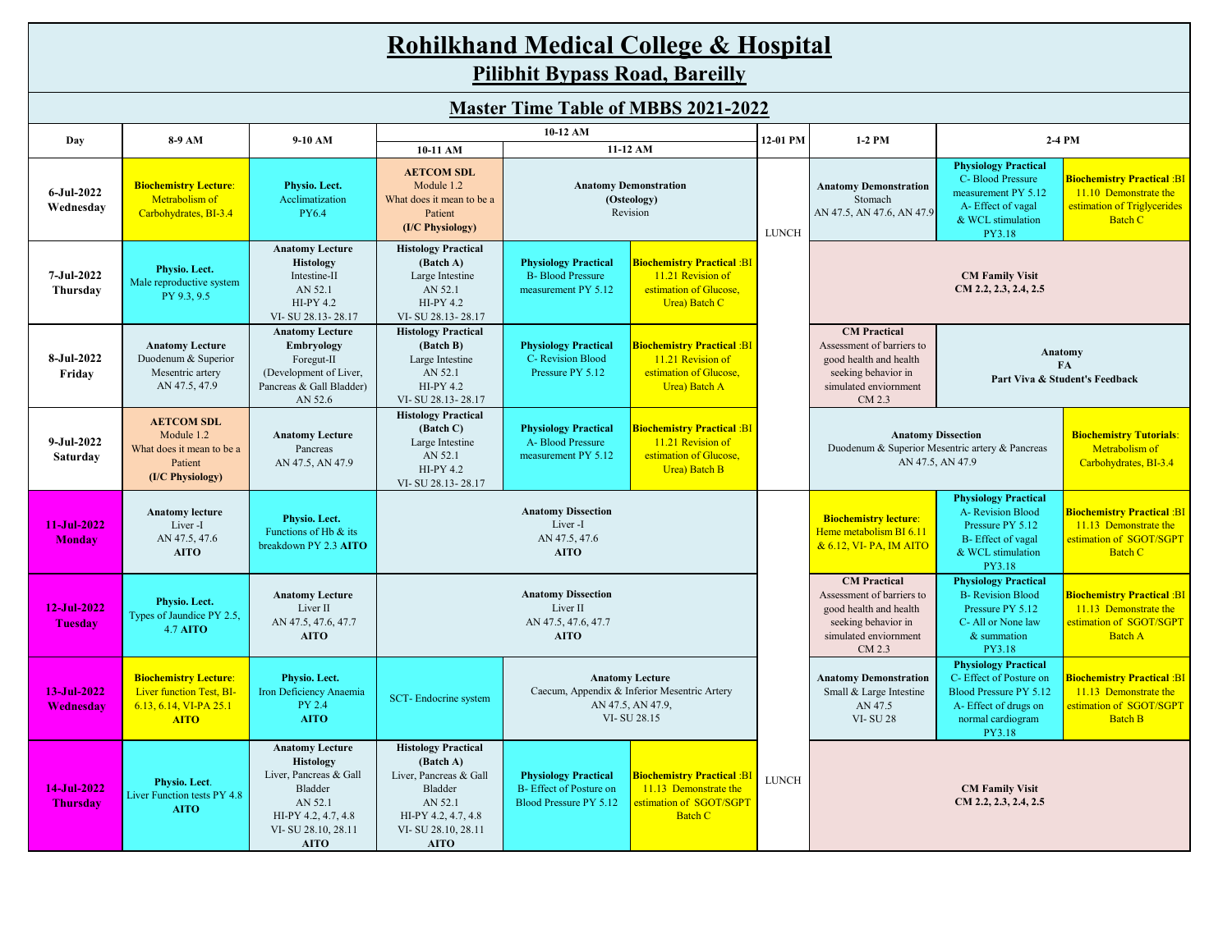# Rohilkhand Medical College & Hospital

## Pilibhit Bypass Road, Bareilly

## Master Time Table of MBBS 2021-2022

| Day | 8-9 AM | 9-10 AM | 10-12 AM | | | 12-01 PM | 1-2 PM | 2-4 PM | |
|---|---|---|---|---|---|---|---|---|---|
| | | | 10-11 AM | 11-12 AM | | | | | |
| 6-Jul-2022 Wednesday | **Biochemistry Lecture**: Metabolism of Carbohydrates, BI-3.4 | **Physio. Lect.** Acclimatization PY6.4 | **AETCOM SDL** Module 1.2 What does it mean to be a Patient **(I/C Physiology)** | **Anatomy Demonstration (Osteology)** Revision | | LUNCH | **Anatomy Demonstration** Stomach AN 47.5, AN 47.6, AN 47.9 | **Physiology Practical** C- Blood Pressure measurement PY 5.12 A- Effect of vagal & WCL stimulation PY3.18 | **Biochemistry Practical** :BI 11.10 Demonstrate the estimation of Triglycerides Batch C |
| 7-Jul-2022 Thursday | **Physio. Lect.** Male reproductive system PY 9.3, 9.5 | **Anatomy Lecture Histology** Intestine-II AN 52.1 HI-PY 4.2 VI- SU 28.13- 28.17 | **Histology Practical (Batch A)** Large Intestine AN 52.1 HI-PY 4.2 VI- SU 28.13- 28.17 | **Physiology Practical** B- Blood Pressure measurement PY 5.12 | **Biochemistry Practical** :BI 11.21 Revision of estimation of Glucose, Urea) Batch C | | **CM Family Visit CM 2.2, 2.3, 2.4, 2.5** | | |
| 8-Jul-2022 Friday | **Anatomy Lecture** Duodenum & Superior Mesentric artery AN 47.5, 47.9 | **Anatomy Lecture Embryology** Foregut-II (Development of Liver, Pancreas & Gall Bladder) AN 52.6 | **Histology Practical (Batch B)** Large Intestine AN 52.1 HI-PY 4.2 VI- SU 28.13- 28.17 | **Physiology Practical** C- Revision Blood Pressure PY 5.12 | **Biochemistry Practical** :BI 11.21 Revision of estimation of Glucose, Urea) Batch A | | **CM Practical** Assessment of barriers to good health and health seeking behavior in simulated enviornment CM 2.3 | **Anatomy FA Part Viva & Student's Feedback** | |
| 9-Jul-2022 Saturday | **AETCOM SDL** Module 1.2 What does it mean to be a Patient **(I/C Physiology)** | **Anatomy Lecture** Pancreas AN 47.5, AN 47.9 | **Histology Practical (Batch C)** Large Intestine AN 52.1 HI-PY 4.2 VI- SU 28.13- 28.17 | **Physiology Practical** A- Blood Pressure measurement PY 5.12 | **Biochemistry Practical** :BI 11.21 Revision of estimation of Glucose, Urea) Batch B | | **Anatomy Dissection** Duodenum & Superior Mesentric artery & Pancreas AN 47.5, AN 47.9 | | **Biochemistry Tutorials**: Metrabolism of Carbohydrates, BI-3.4 |
| 11-Jul-2022 Monday | **Anatomy lecture** Liver -I AN 47.5, 47.6 **AITO** | **Physio. Lect.** Functions of Hb & its breakdown PY 2.3 **AITO** | **Anatomy Dissection** Liver -I AN 47.5, 47.6 **AITO** | | | LUNCH | **Biochemistry lecture**: Heme metabolism BI 6.11 & 6.12, VI- PA, IM AITO | **Physiology Practical** A- Revision Blood Pressure PY 5.12 B- Effect of vagal & WCL stimulation PY3.18 | **Biochemistry Practical** :BI 11.13 Demonstrate the estimation of SGOT/SGPT Batch C |
| 12-Jul-2022 Tuesday | **Physio. Lect.** Types of Jaundice PY 2.5, 4.7 **AITO** | **Anatomy Lecture** Liver II AN 47.5, 47.6, 47.7 **AITO** | **Anatomy Dissection** Liver II AN 47.5, 47.6, 47.7 **AITO** | | | | **CM Practical** Assessment of barriers to good health and health seeking behavior in simulated enviornment CM 2.3 | **Physiology Practical** B- Revision Blood Pressure PY 5.12 C- All or None law & summation PY3.18 | **Biochemistry Practical** :BI 11.13 Demonstrate the estimation of SGOT/SGPT Batch A |
| 13-Jul-2022 Wednesday | **Biochemistry Lecture**: Liver function Test, BI-6.13, 6.14, VI-PA 25.1 **AITO** | **Physio. Lect.** Iron Deficiency Anaemia PY 2.4 **AITO** | SCT- Endocrine system | **Anatomy Lecture** Caecum, Appendix & Inferior Mesentric Artery AN 47.5, AN 47.9, VI- SU 28.15 | | | **Anatomy Demonstration** Small & Large Intestine AN 47.5 VI- SU 28 | **Physiology Practical** C- Effect of Posture on Blood Pressure PY 5.12 A- Effect of drugs on normal cardiogram PY3.18 | **Biochemistry Practical** :BI 11.13 Demonstrate the estimation of SGOT/SGPT Batch B |
| 14-Jul-2022 Thursday | **Physio. Lect.** Liver Function tests PY 4.8 **AITO** | **Anatomy Lecture Histology** Liver, Pancreas & Gall Bladder AN 52.1 HI-PY 4.2, 4.7, 4.8 VI- SU 28.10, 28.11 **AITO** | **Histology Practical (Batch A)** Liver, Pancreas & Gall Bladder AN 52.1 HI-PY 4.2, 4.7, 4.8 VI- SU 28.10, 28.11 **AITO** | **Physiology Practical** B- Effect of Posture on Blood Pressure PY 5.12 | **Biochemistry Practical** :BI 11.13 Demonstrate the estimation of SGOT/SGPT Batch C | LUNCH | **CM Family Visit CM 2.2, 2.3, 2.4, 2.5** | | |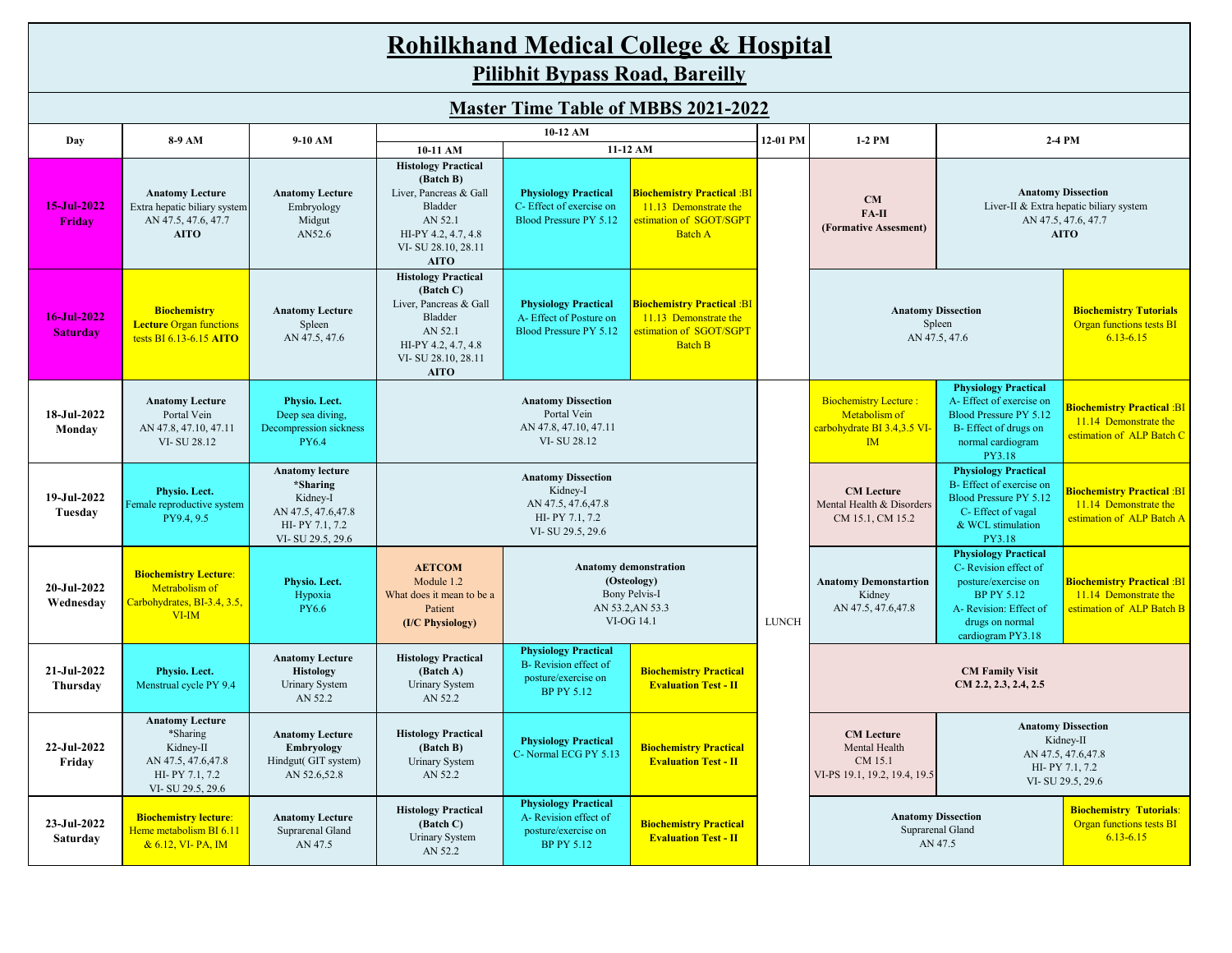# Rohilkhand Medical College & Hospital

## Pilibhit Bypass Road, Bareilly

## Master Time Table of MBBS 2021-2022

| Day | 8-9 AM | 9-10 AM | 10-12 AM | | | 12-01 PM | 1-2 PM | 2-4 PM | |
|---|---|---|---|---|---|---|---|---|---|
| | | | 10-11 AM | 11-12 AM | | | | | |
| **15-Jul-2022 Friday** | **Anatomy Lecture** Extra hepatic biliary system AN 47.5, 47.6, 47.7 **AITO** | **Anatomy Lecture** Embryology Midgut AN52.6 | **Histology Practical (Batch B)** Liver, Pancreas & Gall Bladder AN 52.1 HI-PY 4.2, 4.7, 4.8 VI- SU 28.10, 28.11 **AITO** | **Physiology Practical** C- Effect of exercise on Blood Pressure PY 5.12 | **Biochemistry Practical** :BI 11.13 Demonstrate the estimation of SGOT/SGPT Batch A | LUNCH | **CM FA-II (Formative Assesment)** | **Anatomy Dissection** Liver-II & Extra hepatic biliary system AN 47.5, 47.6, 47.7 **AITO** | |
| **16-Jul-2022 Saturday** | **Biochemistry Lecture** Organ functions tests BI 6.13-6.15 **AITO** | **Anatomy Lecture** Spleen AN 47.5, 47.6 | **Histology Practical (Batch C)** Liver, Pancreas & Gall Bladder AN 52.1 HI-PY 4.2, 4.7, 4.8 VI- SU 28.10, 28.11 **AITO** | **Physiology Practical** A- Effect of Posture on Blood Pressure PY 5.12 | **Biochemistry Practical** :BI 11.13 Demonstrate the estimation of SGOT/SGPT Batch B | LUNCH | **Anatomy Dissection** Spleen AN 47.5, 47.6 | | **Biochemistry Tutorials** Organ functions tests BI 6.13-6.15 |
| **18-Jul-2022 Monday** | **Anatomy Lecture** Portal Vein AN 47.8, 47.10, 47.11 VI- SU 28.12 | **Physio. Lect.** Deep sea diving, Decompression sickness PY6.4 | **Anatomy Dissection** Portal Vein AN 47.8, 47.10, 47.11 VI- SU 28.12 | | | LUNCH | Biochemistry Lecture : Metabolism of carbohydrate BI 3.4,3.5 VI-IM | **Physiology Practical** A- Effect of exercise on Blood Pressure PY 5.12 B- Effect of drugs on normal cardiogram PY3.18 | **Biochemistry Practical** :BI 11.14 Demonstrate the estimation of ALP Batch C |
| **19-Jul-2022 Tuesday** | **Physio. Lect.** Female reproductive system PY9.4, 9.5 | **Anatomy lecture *Sharing** Kidney-I AN 47.5, 47.6,47.8 HI- PY 7.1, 7.2 VI- SU 29.5, 29.6 | **Anatomy Dissection** Kidney-I AN 47.5, 47.6,47.8 HI- PY 7.1, 7.2 VI- SU 29.5, 29.6 | | | LUNCH | **CM Lecture** Mental Health & Disorders CM 15.1, CM 15.2 | **Physiology Practical** B- Effect of exercise on Blood Pressure PY 5.12 C- Effect of vagal & WCL stimulation PY3.18 | **Biochemistry Practical** :BI 11.14 Demonstrate the estimation of ALP Batch A |
| **20-Jul-2022 Wednesday** | **Biochemistry Lecture**: Metabolism of Carbohydrates, BI-3.4, 3.5, VI-IM | **Physio. Lect.** Hypoxia PY6.6 | **AETCOM** Module 1.2 What does it mean to be a Patient **(I/C Physiology)** | **Anatomy demonstration (Osteology)** Bony Pelvis-I AN 53.2,AN 53.3 VI-OG 14.1 | | LUNCH | **Anatomy Demonstartion** Kidney AN 47.5, 47.6,47.8 | **Physiology Practical** C- Revision effect of posture/exercise on BP PY 5.12 A- Revision: Effect of drugs on normal cardiogram PY3.18 | **Biochemistry Practical** :BI 11.14 Demonstrate the estimation of ALP Batch B |
| **21-Jul-2022 Thursday** | **Physio. Lect.** Menstrual cycle PY 9.4 | **Anatomy Lecture Histology** Urinary System AN 52.2 | **Histology Practical (Batch A)** Urinary System AN 52.2 | **Physiology Practical** B- Revision effect of posture/exercise on BP PY 5.12 | **Biochemistry Practical Evaluation Test - II** | LUNCH | **CM Family Visit CM 2.2, 2.3, 2.4, 2.5** | | |
| **22-Jul-2022 Friday** | **Anatomy Lecture** *Sharing Kidney-II AN 47.5, 47.6,47.8 HI- PY 7.1, 7.2 VI- SU 29.5, 29.6 | **Anatomy Lecture Embryology** Hindgut( GIT system) AN 52.6,52.8 | **Histology Practical (Batch B)** Urinary System AN 52.2 | **Physiology Practical** C- Normal ECG PY 5.13 | **Biochemistry Practical Evaluation Test - II** | LUNCH | **CM Lecture** Mental Health CM 15.1 VI-PS 19.1, 19.2, 19.4, 19.5 | **Anatomy Dissection** Kidney-II AN 47.5, 47.6,47.8 HI- PY 7.1, 7.2 VI- SU 29.5, 29.6 | |
| **23-Jul-2022 Saturday** | **Biochemistry lecture**: Heme metabolism BI 6.11 & 6.12, VI- PA, IM | **Anatomy Lecture** Suprarenal Gland AN 47.5 | **Histology Practical (Batch C)** Urinary System AN 52.2 | **Physiology Practical** A- Revision effect of posture/exercise on BP PY 5.12 | **Biochemistry Practical Evaluation Test - II** | LUNCH | **Anatomy Dissection** Suprarenal Gland AN 47.5 | | **Biochemistry Tutorials**: Organ functions tests BI 6.13-6.15 |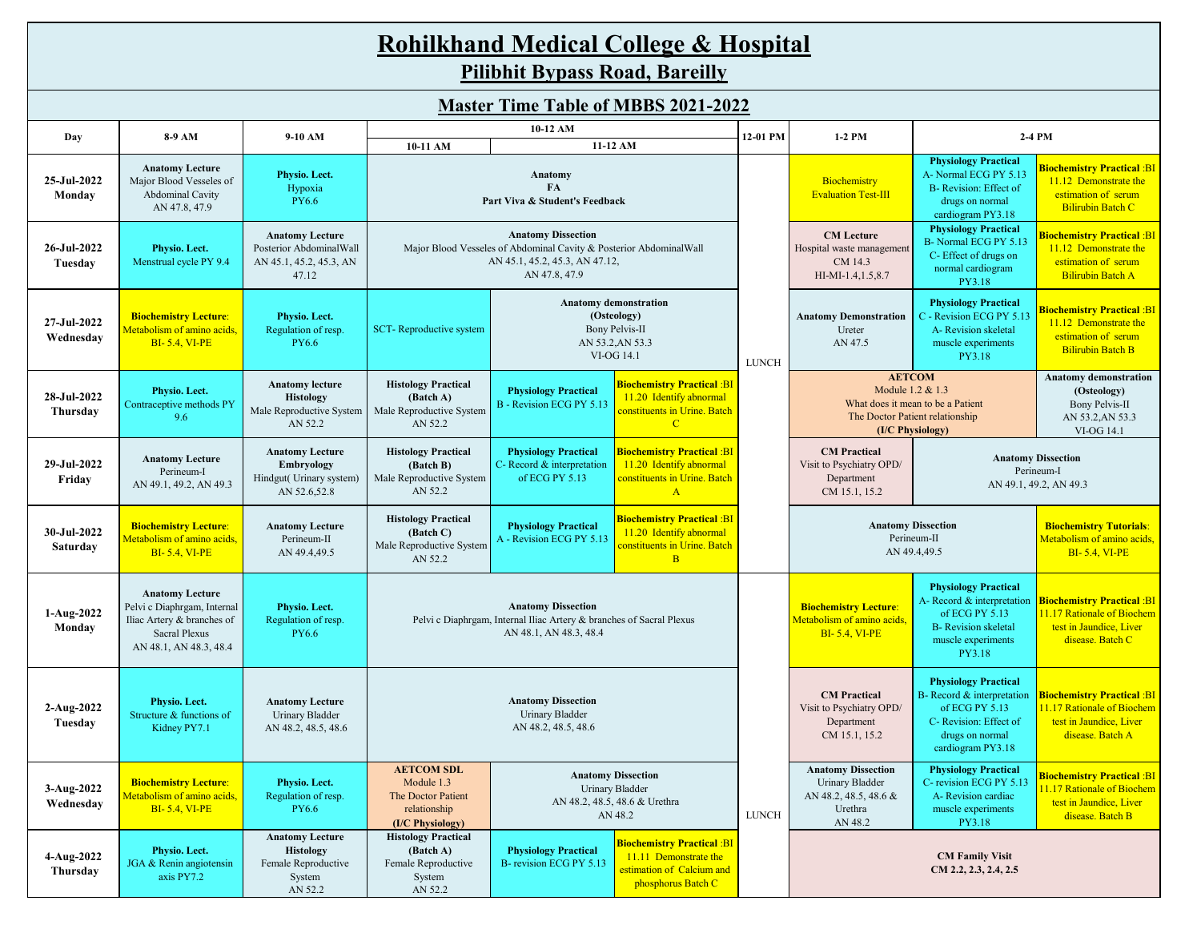# Rohilkhand Medical College & Hospital

## Pilibhit Bypass Road, Bareilly

## Master Time Table of MBBS 2021-2022

| Day | 8-9 AM | 9-10 AM | 10-12 AM: 10-11 AM | 10-12 AM: 11-12 AM | | 12-01 PM | 1-2 PM | 2-4 PM | |
|---|---|---|---|---|---|---|---|---|---|
| 25-Jul-2022 Monday | **Anatomy Lecture** Major Blood Vesseles of Abdominal Cavity AN 47.8, 47.9 | **Physio. Lect.** Hypoxia PY6.6 | **Anatomy FA Part Viva & Student's Feedback** | | | LUNCH | Biochemistry Evaluation Test-III | **Physiology Practical** A- Normal ECG PY 5.13 B- Revision: Effect of drugs on normal cardiogram PY3.18 | **Biochemistry Practical** :BI 11.12 Demonstrate the estimation of serum Bilirubin Batch C |
| 26-Jul-2022 Tuesday | **Physio. Lect.** Menstrual cycle PY 9.4 | **Anatomy Lecture** Posterior AbdominalWall AN 45.1, 45.2, 45.3, AN 47.12 | **Anatomy Dissection** Major Blood Vesseles of Abdominal Cavity & Posterior AbdominalWall AN 45.1, 45.2, 45.3, AN 47.12, AN 47.8, 47.9 | | | LUNCH | **CM Lecture** Hospital waste management CM 14.3 HI-MI-1.4,1.5,8.7 | **Physiology Practical** B- Normal ECG PY 5.13 C- Effect of drugs on normal cardiogram PY3.18 | **Biochemistry Practical** :BI 11.12 Demonstrate the estimation of serum Bilirubin Batch A |
| 27-Jul-2022 Wednesday | **Biochemistry Lecture**: Metabolism of amino acids, BI- 5.4, VI-PE | **Physio. Lect.** Regulation of resp. PY6.6 | SCT- Reproductive system | **Anatomy demonstration (Osteology)** Bony Pelvis-II AN 53.2,AN 53.3 VI-OG 14.1 | | LUNCH | **Anatomy Demonstration** Ureter AN 47.5 | **Physiology Practical** C - Revision ECG PY 5.13 A- Revision skeletal muscle experiments PY3.18 | **Biochemistry Practical** :BI 11.12 Demonstrate the estimation of serum Bilirubin Batch B |
| 28-Jul-2022 Thursday | **Physio. Lect.** Contraceptive methods PY 9.6 | **Anatomy lecture Histology** Male Reproductive System AN 52.2 | **Histology Practical (Batch A)** Male Reproductive System AN 52.2 | **Physiology Practical** B - Revision ECG PY 5.13 | **Biochemistry Practical** :BI 11.20 Identify abnormal constituents in Urine. Batch C | LUNCH | **AETCOM** Module 1.2 & 1.3 What does it mean to be a Patient The Doctor Patient relationship **(I/C Physiology)** | | **Anatomy demonstration (Osteology)** Bony Pelvis-II AN 53.2,AN 53.3 VI-OG 14.1 |
| 29-Jul-2022 Friday | **Anatomy Lecture** Perineum-I AN 49.1, 49.2, AN 49.3 | **Anatomy Lecture Embryology** Hindgut( Urinary system) AN 52.6,52.8 | **Histology Practical (Batch B)** Male Reproductive System AN 52.2 | **Physiology Practical** C- Record & interpretation of ECG PY 5.13 | **Biochemistry Practical** :BI 11.20 Identify abnormal constituents in Urine. Batch A | LUNCH | **CM Practical** Visit to Psychiatry OPD/ Department CM 15.1, 15.2 | **Anatomy Dissection** Perineum-I AN 49.1, 49.2, AN 49.3 | |
| 30-Jul-2022 Saturday | **Biochemistry Lecture**: Metabolism of amino acids, BI- 5.4, VI-PE | **Anatomy Lecture** Perineum-II AN 49.4,49.5 | **Histology Practical (Batch C)** Male Reproductive System AN 52.2 | **Physiology Practical** A - Revision ECG PY 5.13 | **Biochemistry Practical** :BI 11.20 Identify abnormal constituents in Urine. Batch B | LUNCH | **Anatomy Dissection** Perineum-II AN 49.4,49.5 | | **Biochemistry Tutorials**: Metabolism of amino acids, BI- 5.4, VI-PE |
| 1-Aug-2022 Monday | **Anatomy Lecture** Pelvi c Diaphrgam, Internal Iliac Artery & branches of Sacral Plexus AN 48.1, AN 48.3, 48.4 | **Physio. Lect.** Regulation of resp. PY6.6 | **Anatomy Dissection** Pelvi c Diaphrgam, Internal Iliac Artery & branches of Sacral Plexus AN 48.1, AN 48.3, 48.4 | | | LUNCH | **Biochemistry Lecture**: Metabolism of amino acids, BI- 5.4, VI-PE | **Physiology Practical** A- Record & interpretation of ECG PY 5.13 B- Revision skeletal muscle experiments PY3.18 | **Biochemistry Practical** :BI 11.17 Rationale of Biochem test in Jaundice, Liver disease. Batch C |
| 2-Aug-2022 Tuesday | **Physio. Lect.** Structure & functions of Kidney PY7.1 | **Anatomy Lecture** Urinary Bladder AN 48.2, 48.5, 48.6 | **Anatomy Dissection** Urinary Bladder AN 48.2, 48.5, 48.6 | | | LUNCH | **CM Practical** Visit to Psychiatry OPD/ Department CM 15.1, 15.2 | **Physiology Practical** B- Record & interpretation of ECG PY 5.13 C- Revision: Effect of drugs on normal cardiogram PY3.18 | **Biochemistry Practical** :BI 11.17 Rationale of Biochem test in Jaundice, Liver disease. Batch A |
| 3-Aug-2022 Wednesday | **Biochemistry Lecture**: Metabolism of amino acids, BI- 5.4, VI-PE | **Physio. Lect.** Regulation of resp. PY6.6 | **AETCOM SDL** Module 1.3 The Doctor Patient relationship **(I/C Physiology)** | **Anatomy Dissection** Urinary Bladder AN 48.2, 48.5, 48.6 & Urethra AN 48.2 | | LUNCH | **Anatomy Dissection** Urinary Bladder AN 48.2, 48.5, 48.6 & Urethra AN 48.2 | **Physiology Practical** C- revision ECG PY 5.13 A- Revision cardiac muscle experiments PY3.18 | **Biochemistry Practical** :BI 11.17 Rationale of Biochem test in Jaundice, Liver disease. Batch B |
| 4-Aug-2022 Thursday | **Physio. Lect.** JGA & Renin angiotensin axis PY7.2 | **Anatomy Lecture Histology** Female Reproductive System AN 52.2 | **Histology Practical (Batch A)** Female Reproductive System AN 52.2 | **Physiology Practical** B- revision ECG PY 5.13 | **Biochemistry Practical** :BI 11.11 Demonstrate the estimation of Calcium and phosphorus Batch C | LUNCH | **CM Family Visit CM 2.2, 2.3, 2.4, 2.5** | | |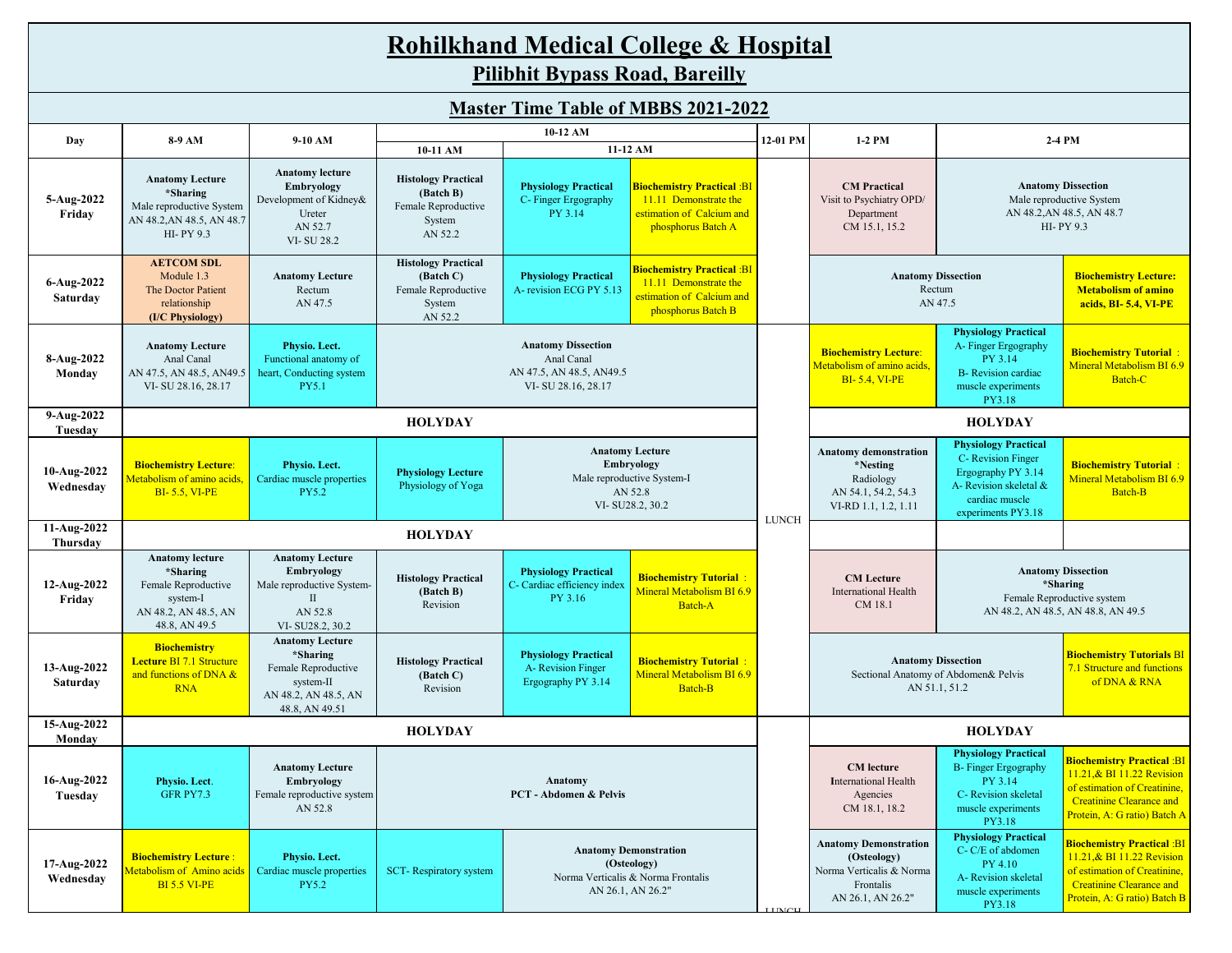# Rohilkhand Medical College & Hospital

## Pilibhit Bypass Road, Bareilly

## Master Time Table of MBBS 2021-2022

| Day | 8-9 AM | 9-10 AM | 10-12 AM | | | 12-01 PM | 1-2 PM | 2-4 PM | |
|---|---|---|---|---|---|---|---|---|---|
| | | | 10-11 AM | 11-12 AM | | | | | |
| 5-Aug-2022 Friday | **Anatomy Lecture** **\*Sharing** Male reproductive System AN 48.2,AN 48.5, AN 48.7 HI- PY 9.3 | **Anatomy lecture** **Embryology** Development of Kidney& Ureter AN 52.7 VI- SU 28.2 | **Histology Practical (Batch B)** Female Reproductive System AN 52.2 | **Physiology Practical** C- Finger Ergography PY 3.14 | **Biochemistry Practical** :BI 11.11 Demonstrate the estimation of Calcium and phosphorus Batch A | LUNCH | **CM Practical** Visit to Psychiatry OPD/ Department CM 15.1, 15.2 | **Anatomy Dissection** Male reproductive System AN 48.2,AN 48.5, AN 48.7 HI- PY 9.3 | |
| 6-Aug-2022 Saturday | **AETCOM SDL** Module 1.3 The Doctor Patient relationship **(I/C Physiology)** | **Anatomy Lecture** Rectum AN 47.5 | **Histology Practical (Batch C)** Female Reproductive System AN 52.2 | **Physiology Practical** A- revision ECG PY 5.13 | **Biochemistry Practical** :BI 11.11 Demonstrate the estimation of Calcium and phosphorus Batch B | LUNCH | **Anatomy Dissection** Rectum AN 47.5 | | **Biochemistry Lecture: Metabolism of amino acids, BI- 5.4, VI-PE** |
| 8-Aug-2022 Monday | **Anatomy Lecture** Anal Canal AN 47.5, AN 48.5, AN49.5 VI- SU 28.16, 28.17 | **Physio. Lect.** Functional anatomy of heart, Conducting system PY5.1 | **Anatomy Dissection** Anal Canal AN 47.5, AN 48.5, AN49.5 VI- SU 28.16, 28.17 | | | LUNCH | **Biochemistry Lecture**: Metabolism of amino acids, BI- 5.4, VI-PE | **Physiology Practical** A- Finger Ergography PY 3.14 B- Revision cardiac muscle experiments PY3.18 | **Biochemistry Tutorial** : Mineral Metabolism BI 6.9 Batch-C |
| 9-Aug-2022 Tuesday | **HOLYDAY** | | | | | LUNCH | **HOLYDAY** | | |
| 10-Aug-2022 Wednesday | **Biochemistry Lecture**: Metabolism of amino acids, BI- 5.5, VI-PE | **Physio. Lect.** Cardiac muscle properties PY5.2 | **Physiology Lecture** Physiology of Yoga | **Anatomy Lecture** **Embryology** Male reproductive System-I AN 52.8 VI- SU28.2, 30.2 | | LUNCH | **Anatomy demonstration** **\*Nesting** Radiology AN 54.1, 54.2, 54.3 VI-RD 1.1, 1.2, 1.11 | **Physiology Practical** C- Revision Finger Ergography PY 3.14 A- Revision skeletal & cardiac muscle experiments PY3.18 | **Biochemistry Tutorial** : Mineral Metabolism BI 6.9 Batch-B |
| 11-Aug-2022 Thursday | **HOLYDAY** | | | | | LUNCH | | | |
| 12-Aug-2022 Friday | **Anatomy lecture** **\*Sharing** Female Reproductive system-I AN 48.2, AN 48.5, AN 48.8, AN 49.5 | **Anatomy Lecture** **Embryology** Male reproductive System-II AN 52.8 VI- SU28.2, 30.2 | **Histology Practical (Batch B)** Revision | **Physiology Practical** C- Cardiac efficiency index PY 3.16 | **Biochemistry Tutorial** : Mineral Metabolism BI 6.9 Batch-A | LUNCH | **CM Lecture** International Health CM 18.1 | **Anatomy Dissection** **\*Sharing** Female Reproductive system AN 48.2, AN 48.5, AN 48.8, AN 49.5 | |
| 13-Aug-2022 Saturday | **Biochemistry Lecture** BI 7.1 Structure and functions of DNA & RNA | **Anatomy Lecture** **\*Sharing** Female Reproductive system-II AN 48.2, AN 48.5, AN 48.8, AN 49.51 | **Histology Practical (Batch C)** Revision | **Physiology Practical** A- Revision Finger Ergography PY 3.14 | **Biochemistry Tutorial** : Mineral Metabolism BI 6.9 Batch-B | LUNCH | **Anatomy Dissection** Sectional Anatomy of Abdomen& Pelvis AN 51.1, 51.2 | | **Biochemistry Tutorials** BI 7.1 Structure and functions of DNA & RNA |
| 15-Aug-2022 Monday | **HOLYDAY** | | | | | LUNCH | **HOLYDAY** | | |
| 16-Aug-2022 Tuesday | **Physio. Lect.** GFR PY7.3 | **Anatomy Lecture** **Embryology** Female reproductive system AN 52.8 | **Anatomy** **PCT - Abdomen & Pelvis** | | | LUNCH | **CM lecture** International Health Agencies CM 18.1, 18.2 | **Physiology Practical** B- Finger Ergography PY 3.14 C- Revision skeletal muscle experiments PY3.18 | **Biochemistry Practical** :BI 11.21,& BI 11.22 Revision of estimation of Creatinine, Creatinine Clearance and Protein, A: G ratio) Batch A |
| 17-Aug-2022 Wednesday | **Biochemistry Lecture** : Metabolism of Amino acids BI 5.5 VI-PE | **Physio. Lect.** Cardiac muscle properties PY5.2 | SCT- Respiratory system | **Anatomy Demonstration** **(Osteology)** Norma Verticalis & Norma Frontalis AN 26.1, AN 26.2" | | LUNCH | **Anatomy Demonstration** **(Osteology)** Norma Verticalis & Norma Frontalis AN 26.1, AN 26.2" | **Physiology Practical** C- C/E of abdomen PY 4.10 A- Revision skeletal muscle experiments PY3.18 | **Biochemistry Practical** :BI 11.21,& BI 11.22 Revision of estimation of Creatinine, Creatinine Clearance and Protein, A: G ratio) Batch B |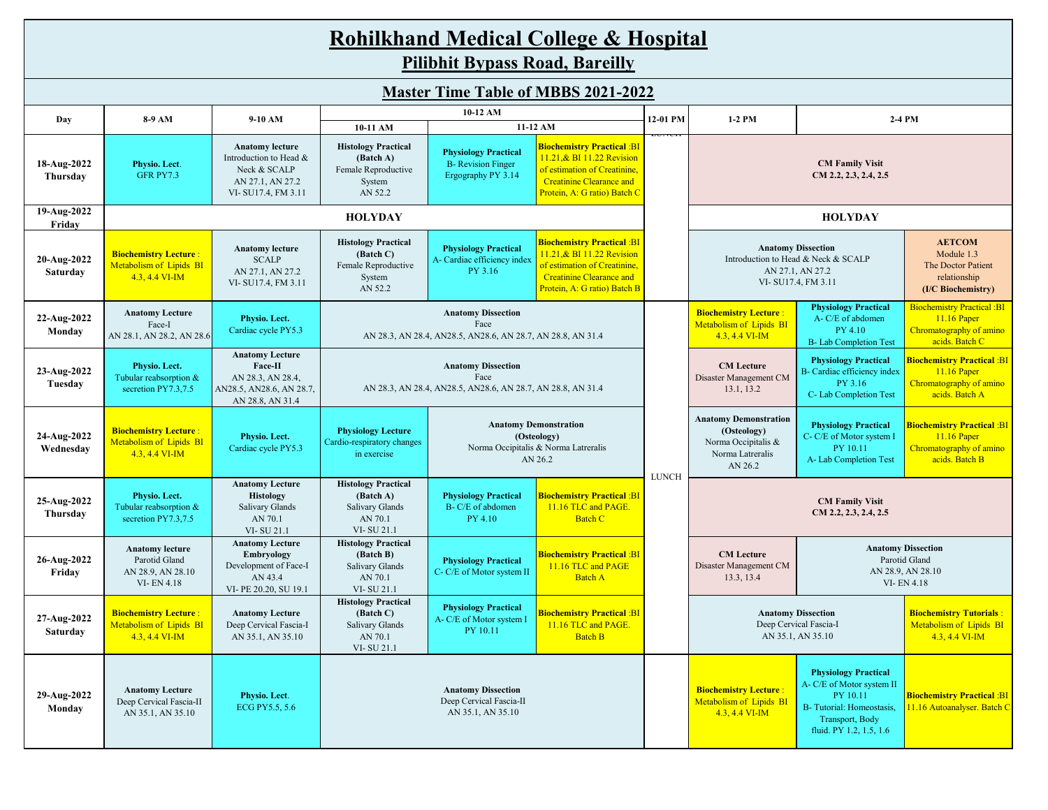# Rohilkhand Medical College & Hospital

## Pilibhit Bypass Road, Bareilly

## Master Time Table of MBBS 2021-2022

| Day | 8-9 AM | 9-10 AM | 10-12 AM: 10-11 AM | 10-12 AM: 11-12 AM | | 12-01 PM | 1-2 PM | 2-4 PM | |
|---|---|---|---|---|---|---|---|---|---|
| 18-Aug-2022 Thursday | **Physio. Lect.** GFR PY7.3 | **Anatomy lecture** Introduction to Head & Neck & SCALP AN 27.1, AN 27.2 VI- SU17.4, FM 3.11 | **Histology Practical (Batch A)** Female Reproductive System AN 52.2 | **Physiology Practical** B- Revision Finger Ergography PY 3.14 | **Biochemistry Practical** :BI 11.21,& BI 11.22 Revision of estimation of Creatinine, Creatinine Clearance and Protein, A: G ratio) Batch C | LUNCH | **CM Family Visit** CM 2.2, 2.3, 2.4, 2.5 | | |
| 19-Aug-2022 Friday | **HOLYDAY** | | | | | | **HOLYDAY** | | |
| 20-Aug-2022 Saturday | **Biochemistry Lecture** : Metabolism of Lipids BI 4.3, 4.4 VI-IM | **Anatomy lecture** SCALP AN 27.1, AN 27.2 VI- SU17.4, FM 3.11 | **Histology Practical (Batch C)** Female Reproductive System AN 52.2 | **Physiology Practical** A- Cardiac efficiency index PY 3.16 | **Biochemistry Practical** :BI 11.21,& BI 11.22 Revision of estimation of Creatinine, Creatinine Clearance and Protein, A: G ratio) Batch B | | **Anatomy Dissection** Introduction to Head & Neck & SCALP AN 27.1, AN 27.2 VI- SU17.4, FM 3.11 | | **AETCOM** Module 1.3 The Doctor Patient relationship **(I/C Biochemistry)** |
| 22-Aug-2022 Monday | **Anatomy Lecture** Face-I AN 28.1, AN 28.2, AN 28.6 | **Physio. Lect.** Cardiac cycle PY5.3 | **Anatomy Dissection** Face AN 28.3, AN 28.4, AN28.5, AN28.6, AN 28.7, AN 28.8, AN 31.4 | | | LUNCH | **Biochemistry Lecture** : Metabolism of Lipids BI 4.3, 4.4 VI-IM | **Physiology Practical** A- C/E of abdomen PY 4.10 B- Lab Completion Test | Biochemistry Practical :BI 11.16 Paper Chromatography of amino acids. Batch C |
| 23-Aug-2022 Tuesday | **Physio. Lect.** Tubular reabsorption & secretion PY7.3,7.5 | **Anatomy Lecture Face-II** AN 28.3, AN 28.4, AN28.5, AN28.6, AN 28.7, AN 28.8, AN 31.4 | **Anatomy Dissection** Face AN 28.3, AN 28.4, AN28.5, AN28.6, AN 28.7, AN 28.8, AN 31.4 | | | | **CM Lecture** Disaster Management CM 13.1, 13.2 | **Physiology Practical** B- Cardiac efficiency index PY 3.16 C- Lab Completion Test | **Biochemistry Practical** :BI 11.16 Paper Chromatography of amino acids. Batch A |
| 24-Aug-2022 Wednesday | **Biochemistry Lecture** : Metabolism of Lipids BI 4.3, 4.4 VI-IM | **Physio. Lect.** Cardiac cycle PY5.3 | **Physiology Lecture** Cardio-respiratory changes in exercise | **Anatomy Demonstration (Osteology)** Norma Occipitalis & Norma Latreralis AN 26.2 | | | **Anatomy Demonstration (Osteology)** Norma Occipitalis & Norma Latreralis AN 26.2 | **Physiology Practical** C- C/E of Motor system I PY 10.11 A- Lab Completion Test | **Biochemistry Practical** :BI 11.16 Paper Chromatography of amino acids. Batch B |
| 25-Aug-2022 Thursday | **Physio. Lect.** Tubular reabsorption & secretion PY7.3,7.5 | **Anatomy Lecture Histology** Salivary Glands AN 70.1 VI- SU 21.1 | **Histology Practical (Batch A)** Salivary Glands AN 70.1 VI- SU 21.1 | **Physiology Practical** B- C/E of abdomen PY 4.10 | **Biochemistry Practical** :BI 11.16 TLC and PAGE. Batch C | | **CM Family Visit** CM 2.2, 2.3, 2.4, 2.5 | | |
| 26-Aug-2022 Friday | **Anatomy lecture** Parotid Gland AN 28.9, AN 28.10 VI- EN 4.18 | **Anatomy Lecture Embryology** Development of Face-I AN 43.4 VI- PE 20.20, SU 19.1 | **Histology Practical (Batch B)** Salivary Glands AN 70.1 VI- SU 21.1 | **Physiology Practical** C- C/E of Motor system II | **Biochemistry Practical** :BI 11.16 TLC and PAGE Batch A | | **CM Lecture** Disaster Management CM 13.3, 13.4 | **Anatomy Dissection** Parotid Gland AN 28.9, AN 28.10 VI- EN 4.18 | |
| 27-Aug-2022 Saturday | **Biochemistry Lecture** : Metabolism of Lipids BI 4.3, 4.4 VI-IM | **Anatomy Lecture** Deep Cervical Fascia-I AN 35.1, AN 35.10 | **Histology Practical (Batch C)** Salivary Glands AN 70.1 VI- SU 21.1 | **Physiology Practical** A- C/E of Motor system I PY 10.11 | **Biochemistry Practical** :BI 11.16 TLC and PAGE. Batch B | | **Anatomy Dissection** Deep Cervical Fascia-I AN 35.1, AN 35.10 | | **Biochemistry Tutorials** : Metabolism of Lipids BI 4.3, 4.4 VI-IM |
| 29-Aug-2022 Monday | **Anatomy Lecture** Deep Cervical Fascia-II AN 35.1, AN 35.10 | **Physio. Lect.** ECG PY5.5, 5.6 | **Anatomy Dissection** Deep Cervical Fascia-II AN 35.1, AN 35.10 | | | | **Biochemistry Lecture** : Metabolism of Lipids BI 4.3, 4.4 VI-IM | **Physiology Practical** A- C/E of Motor system II PY 10.11 B- Tutorial: Homeostasis, Transport, Body fluid. PY 1.2, 1.5, 1.6 | **Biochemistry Practical** :BI 11.16 Autoanalyser. Batch C |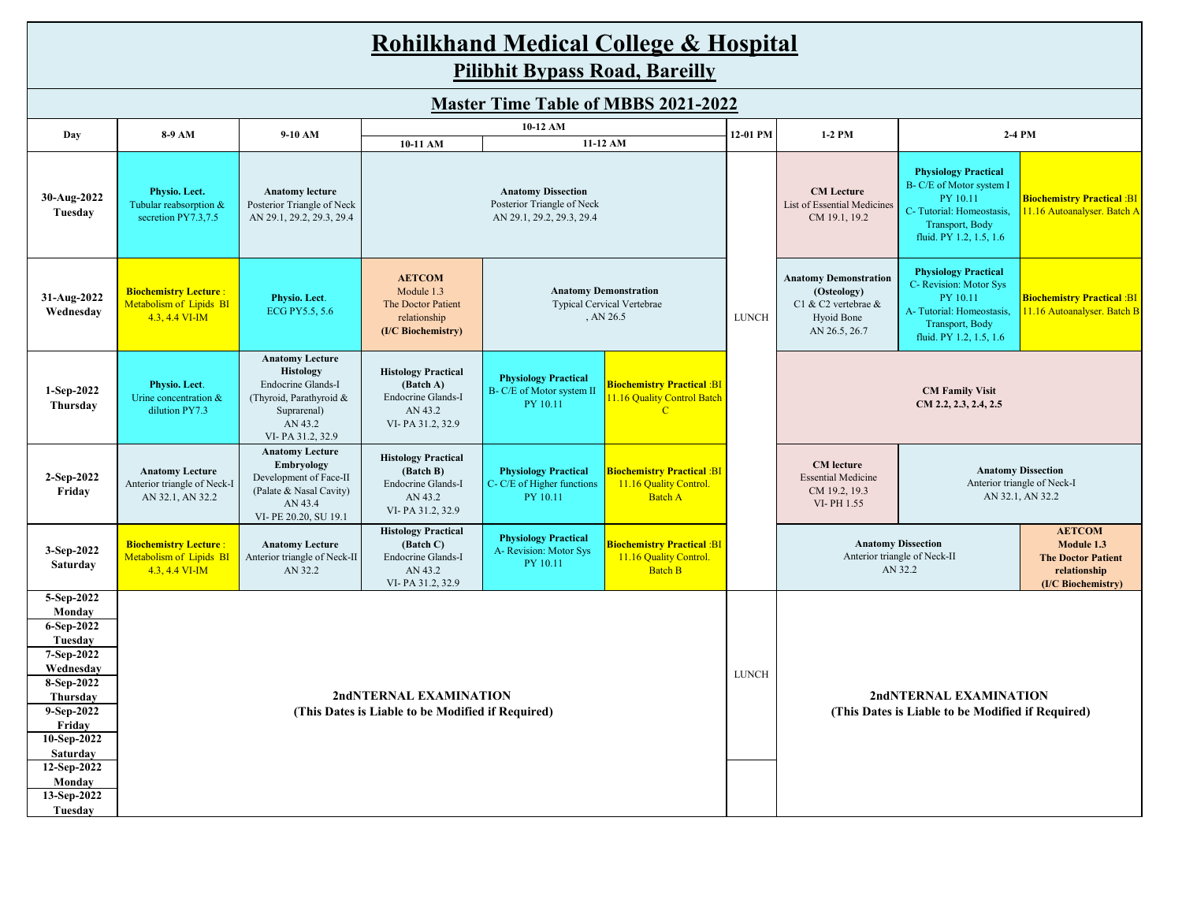# Rohilkhand Medical College & Hospital

## Pilibhit Bypass Road, Bareilly

## Master Time Table of MBBS 2021-2022

| Day | 8-9 AM | 9-10 AM | 10-12 AM: 10-11 AM | 10-12 AM: 11-12 AM | | 12-01 PM | 1-2 PM | 2-4 PM | |
|---|---|---|---|---|---|---|---|---|---|
| 30-Aug-2022 Tuesday | **Physio. Lect.** Tubular reabsorption & secretion PY7.3,7.5 | **Anatomy lecture** Posterior Triangle of Neck AN 29.1, 29.2, 29.3, 29.4 | **Anatomy Dissection** Posterior Triangle of Neck AN 29.1, 29.2, 29.3, 29.4 | | | LUNCH | **CM Lecture** List of Essential Medicines CM 19.1, 19.2 | **Physiology Practical** B- C/E of Motor system I PY 10.11 C- Tutorial: Homeostasis, Transport, Body fluid. PY 1.2, 1.5, 1.6 | **Biochemistry Practical** :BI 11.16 Autoanalyser. Batch A |
| 31-Aug-2022 Wednesday | **Biochemistry Lecture** : Metabolism of Lipids BI 4.3, 4.4 VI-IM | **Physio. Lect.** ECG PY5.5, 5.6 | **AETCOM** Module 1.3 The Doctor Patient relationship **(I/C Biochemistry)** | **Anatomy Demonstration** Typical Cervical Vertebrae , AN 26.5 | | LUNCH | **Anatomy Demonstration (Osteology)** C1 & C2 vertebrae & Hyoid Bone AN 26.5, 26.7 | **Physiology Practical** C- Revision: Motor Sys PY 10.11 A- Tutorial: Homeostasis, Transport, Body fluid. PY 1.2, 1.5, 1.6 | **Biochemistry Practical** :BI 11.16 Autoanalyser. Batch B |
| 1-Sep-2022 Thursday | **Physio. Lect.** Urine concentration & dilution PY7.3 | **Anatomy Lecture Histology** Endocrine Glands-I (Thyroid, Parathyroid & Suprarenal) AN 43.2 VI- PA 31.2, 32.9 | **Histology Practical (Batch A)** Endocrine Glands-I AN 43.2 VI- PA 31.2, 32.9 | **Physiology Practical** B- C/E of Motor system II PY 10.11 | **Biochemistry Practical** :BI 11.16 Quality Control Batch C | LUNCH | **CM Family Visit CM 2.2, 2.3, 2.4, 2.5** | | |
| 2-Sep-2022 Friday | **Anatomy Lecture** Anterior triangle of Neck-I AN 32.1, AN 32.2 | **Anatomy Lecture Embryology** Development of Face-II (Palate & Nasal Cavity) AN 43.4 VI- PE 20.20, SU 19.1 | **Histology Practical (Batch B)** Endocrine Glands-I AN 43.2 VI- PA 31.2, 32.9 | **Physiology Practical** C- C/E of Higher functions PY 10.11 | **Biochemistry Practical** :BI 11.16 Quality Control. Batch A | LUNCH | **CM lecture** Essential Medicine CM 19.2, 19.3 VI- PH 1.55 | **Anatomy Dissection** Anterior triangle of Neck-I AN 32.1, AN 32.2 | |
| 3-Sep-2022 Saturday | **Biochemistry Lecture** : Metabolism of Lipids BI 4.3, 4.4 VI-IM | **Anatomy Lecture** Anterior triangle of Neck-II AN 32.2 | **Histology Practical (Batch C)** Endocrine Glands-I AN 43.2 VI- PA 31.2, 32.9 | **Physiology Practical** A- Revision: Motor Sys PY 10.11 | **Biochemistry Practical** :BI 11.16 Quality Control. Batch B | LUNCH | **Anatomy Dissection** Anterior triangle of Neck-II AN 32.2 | | **AETCOM Module 1.3 The Doctor Patient relationship (I/C Biochemistry)** |
| 5-Sep-2022 Monday | **2ndNTERNAL EXAMINATION (This Dates is Liable to be Modified if Required)** | | | | | LUNCH | **2ndNTERNAL EXAMINATION (This Dates is Liable to be Modified if Required)** | | |
| 6-Sep-2022 Tuesday | | | | | | | | | |
| 7-Sep-2022 Wednesday | | | | | | | | | |
| 8-Sep-2022 Thursday | | | | | | | | | |
| 9-Sep-2022 Friday | | | | | | | | | |
| 10-Sep-2022 Saturday | | | | | | | | | |
| 12-Sep-2022 Monday | | | | | | | | | |
| 13-Sep-2022 Tuesday | | | | | | | | | |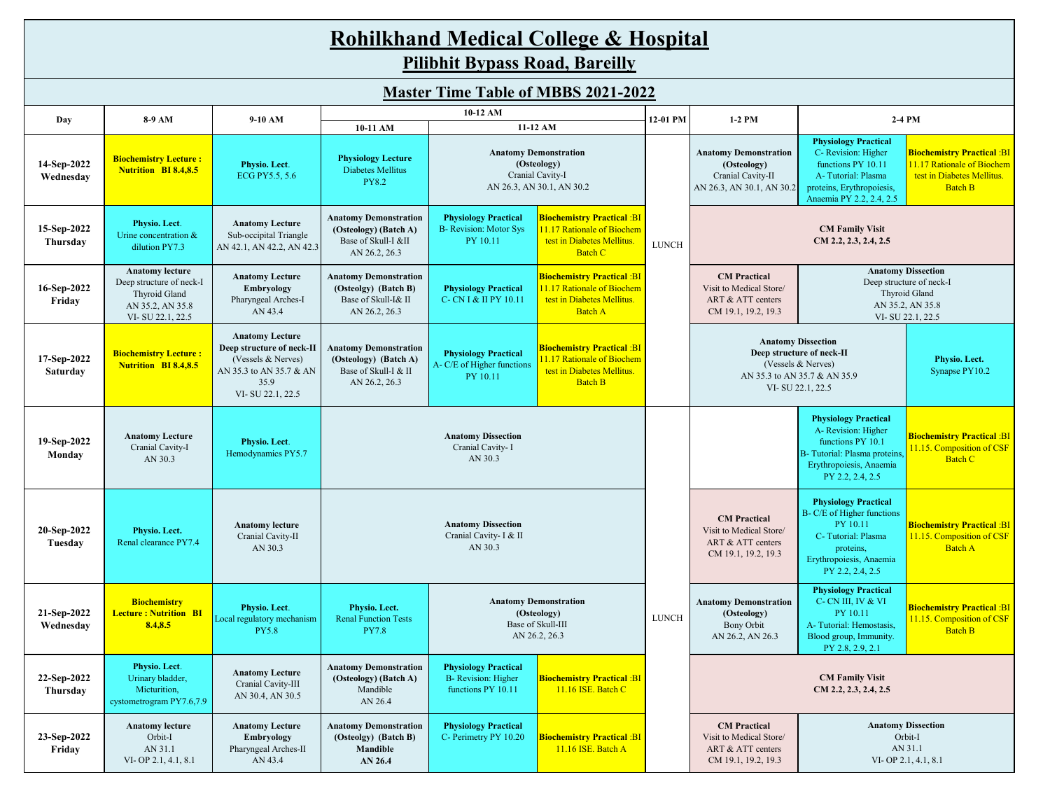# Rohilkhand Medical College & Hospital

## Pilibhit Bypass Road, Bareilly

## Master Time Table of MBBS 2021-2022

| Day | 8-9 AM | 9-10 AM | 10-12 AM | | | 12-01 PM | 1-2 PM | 2-4 PM | |
|---|---|---|---|---|---|---|---|---|---|
| | | | 10-11 AM | 11-12 AM | | | | | |
| 14-Sep-2022 Wednesday | **Biochemistry Lecture : Nutrition BI 8.4,8.5** | **Physio. Lect.** ECG PY5.5, 5.6 | **Physiology Lecture** Diabetes Mellitus PY8.2 | **Anatomy Demonstration (Osteology)** Cranial Cavity-I AN 26.3, AN 30.1, AN 30.2 | | LUNCH | **Anatomy Demonstration (Osteology)** Cranial Cavity-II AN 26.3, AN 30.1, AN 30.2 | **Physiology Practical** C- Revision: Higher functions PY 10.11 A- Tutorial: Plasma proteins, Erythropoiesis, Anaemia PY 2.2, 2.4, 2.5 | **Biochemistry Practical** :BI 11.17 Rationale of Biochem test in Diabetes Mellitus. Batch B |
| 15-Sep-2022 Thursday | **Physio. Lect.** Urine concentration & dilution PY7.3 | **Anatomy Lecture** Sub-occipital Triangle AN 42.1, AN 42.2, AN 42.3 | **Anatomy Demonstration (Osteology) (Batch A)** Base of Skull-I &II AN 26.2, 26.3 | **Physiology Practical** B- Revision: Motor Sys PY 10.11 | **Biochemistry Practical** :BI 11.17 Rationale of Biochem test in Diabetes Mellitus. Batch C | LUNCH | **CM Family Visit CM 2.2, 2.3, 2.4, 2.5** | | |
| 16-Sep-2022 Friday | **Anatomy lecture** Deep structure of neck-I Thyroid Gland AN 35.2, AN 35.8 VI- SU 22.1, 22.5 | **Anatomy Lecture Embryology** Pharyngeal Arches-I AN 43.4 | **Anatomy Demonstration (Osteolgy) (Batch B)** Base of Skull-I & II AN 26.2, 26.3 | **Physiology Practical** C- CN I & II PY 10.11 | **Biochemistry Practical** :BI 11.17 Rationale of Biochem test in Diabetes Mellitus. Batch A | LUNCH | **CM Practical** Visit to Medical Store/ ART & ATT centers CM 19.1, 19.2, 19.3 | **Anatomy Dissection** Deep structure of neck-I Thyroid Gland AN 35.2, AN 35.8 VI- SU 22.1, 22.5 | |
| 17-Sep-2022 Saturday | **Biochemistry Lecture : Nutrition BI 8.4,8.5** | **Anatomy Lecture Deep structure of neck-II** (Vessels & Nerves) AN 35.3 to AN 35.7 & AN 35.9 VI- SU 22.1, 22.5 | **Anatomy Demonstration (Osteology) (Batch A)** Base of Skull-I & II AN 26.2, 26.3 | **Physiology Practical** A- C/E of Higher functions PY 10.11 | **Biochemistry Practical** :BI 11.17 Rationale of Biochem test in Diabetes Mellitus. Batch B | LUNCH | **Anatomy Dissection Deep structure of neck-II** (Vessels & Nerves) AN 35.3 to AN 35.7 & AN 35.9 VI- SU 22.1, 22.5 | | **Physio. Lect.** Synapse PY10.2 |
| 19-Sep-2022 Monday | **Anatomy Lecture** Cranial Cavity-I AN 30.3 | **Physio. Lect.** Hemodynamics PY5.7 | **Anatomy Dissection** Cranial Cavity- I AN 30.3 | | | LUNCH | | **Physiology Practical** A- Revision: Higher functions PY 10.1 B- Tutorial: Plasma proteins, Erythropoiesis, Anaemia PY 2.2, 2.4, 2.5 | **Biochemistry Practical** :BI 11.15. Composition of CSF Batch C |
| 20-Sep-2022 Tuesday | **Physio. Lect.** Renal clearance PY7.4 | **Anatomy lecture** Cranial Cavity-II AN 30.3 | **Anatomy Dissection** Cranial Cavity- I & II AN 30.3 | | | LUNCH | **CM Practical** Visit to Medical Store/ ART & ATT centers CM 19.1, 19.2, 19.3 | **Physiology Practical** B- C/E of Higher functions PY 10.11 C- Tutorial: Plasma proteins, Erythropoiesis, Anaemia PY 2.2, 2.4, 2.5 | **Biochemistry Practical** :BI 11.15. Composition of CSF Batch A |
| 21-Sep-2022 Wednesday | **Biochemistry Lecture : Nutrition BI 8.4,8.5** | **Physio. Lect.** Local regulatory mechanism PY5.8 | **Physio. Lect.** Renal Function Tests PY7.8 | **Anatomy Demonstration (Osteology)** Base of Skull-III AN 26.2, 26.3 | | LUNCH | **Anatomy Demonstration (Osteology)** Bony Orbit AN 26.2, AN 26.3 | **Physiology Practical** C- CN III, IV & VI PY 10.11 A- Tutorial: Hemostasis, Blood group, Immunity. PY 2.8, 2.9, 2.1 | **Biochemistry Practical** :BI 11.15. Composition of CSF Batch B |
| 22-Sep-2022 Thursday | **Physio. Lect.** Urinary bladder, Micturition, cystometrogram PY7.6,7.9 | **Anatomy Lecture** Cranial Cavity-III AN 30.4, AN 30.5 | **Anatomy Demonstration (Osteology) (Batch A)** Mandible AN 26.4 | **Physiology Practical** B- Revision: Higher functions PY 10.11 | **Biochemistry Practical** :BI 11.16 ISE. Batch C | LUNCH | **CM Family Visit CM 2.2, 2.3, 2.4, 2.5** | | |
| 23-Sep-2022 Friday | **Anatomy lecture** Orbit-I AN 31.1 VI- OP 2.1, 4.1, 8.1 | **Anatomy Lecture Embryology** Pharyngeal Arches-II AN 43.4 | **Anatomy Demonstration (Osteolgy) (Batch B) Mandible AN 26.4** | **Physiology Practical** C- Perimetry PY 10.20 | **Biochemistry Practical** :BI 11.16 ISE. Batch A | LUNCH | **CM Practical** Visit to Medical Store/ ART & ATT centers CM 19.1, 19.2, 19.3 | **Anatomy Dissection** Orbit-I AN 31.1 VI- OP 2.1, 4.1, 8.1 | |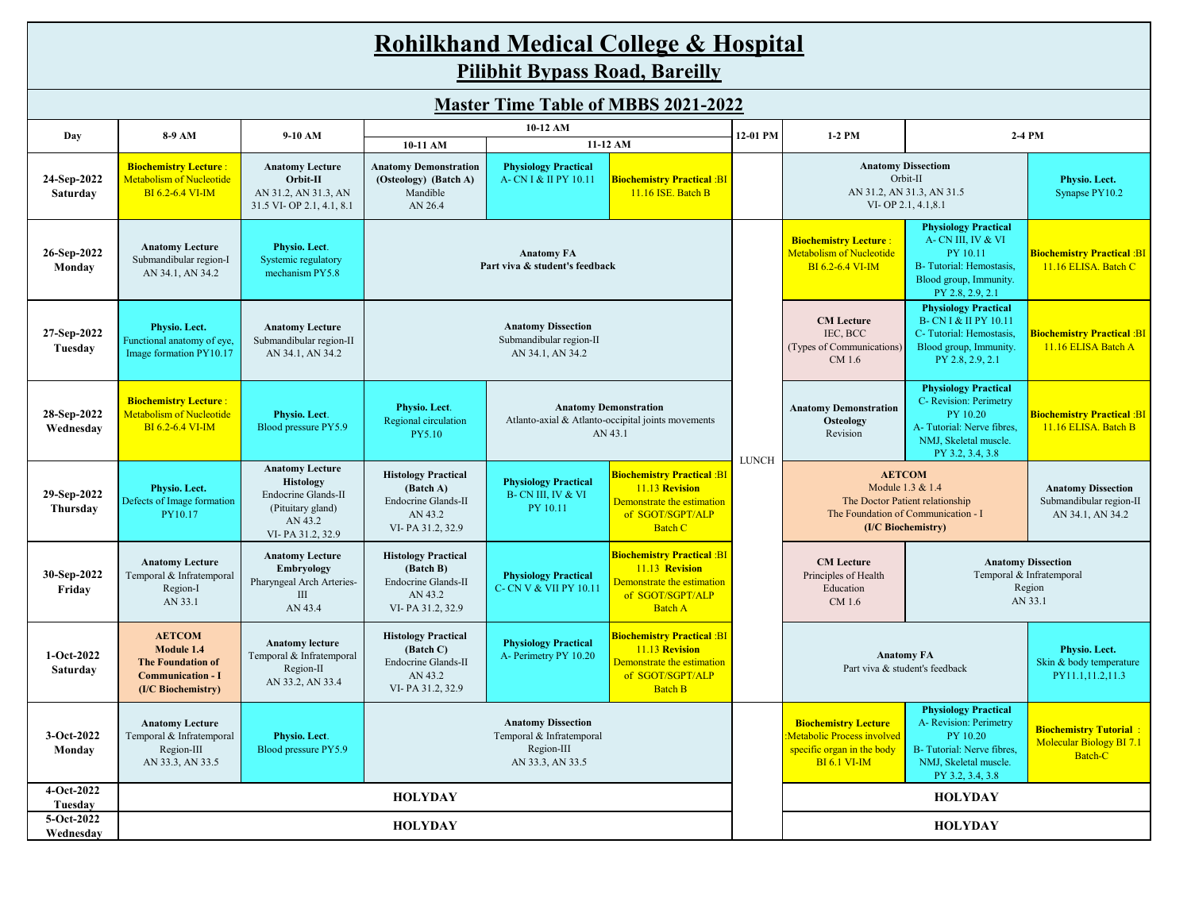# Rohilkhand Medical College & Hospital

## Pilibhit Bypass Road, Bareilly

## Master Time Table of MBBS 2021-2022

| Day | 8-9 AM | 9-10 AM | 10-12 AM: 10-11 AM | 10-12 AM: 11-12 AM | | 12-01 PM | 1-2 PM | 2-4 PM | |
|---|---|---|---|---|---|---|---|---|---|
| 24-Sep-2022 Saturday | **Biochemistry Lecture** : Metabolism of Nucleotide BI 6.2-6.4 VI-IM | **Anatomy Lecture Orbit-II** AN 31.2, AN 31.3, AN 31.5 VI- OP 2.1, 4.1, 8.1 | **Anatomy Demonstration (Osteology) (Batch A)** Mandible AN 26.4 | **Physiology Practical** A- CN I & II PY 10.11 | **Biochemistry Practical** :BI 11.16 ISE. Batch B | LUNCH | **Anatomy Dissectiom** Orbit-II AN 31.2, AN 31.3, AN 31.5 VI- OP 2.1, 4.1,8.1 | | **Physio. Lect.** Synapse PY10.2 |
| 26-Sep-2022 Monday | **Anatomy Lecture** Submandibular region-I AN 34.1, AN 34.2 | **Physio. Lect**. Systemic regulatory mechanism PY5.8 | **Anatomy FA** Part viva & student's feedback | | | LUNCH | **Biochemistry Lecture** : Metabolism of Nucleotide BI 6.2-6.4 VI-IM | **Physiology Practical** A- CN III, IV & VI PY 10.11 B- Tutorial: Hemostasis, Blood group, Immunity. PY 2.8, 2.9, 2.1 | **Biochemistry Practical** :BI 11.16 ELISA. Batch C |
| 27-Sep-2022 Tuesday | **Physio. Lect.** Functional anatomy of eye, Image formation PY10.17 | **Anatomy Lecture** Submandibular region-II AN 34.1, AN 34.2 | **Anatomy Dissection** Submandibular region-II AN 34.1, AN 34.2 | | | LUNCH | **CM Lecture** IEC, BCC (Types of Communications) CM 1.6 | **Physiology Practical** B- CN I & II PY 10.11 C- Tutorial: Hemostasis, Blood group, Immunity. PY 2.8, 2.9, 2.1 | **Biochemistry Practical** :BI 11.16 ELISA Batch A |
| 28-Sep-2022 Wednesday | **Biochemistry Lecture** : Metabolism of Nucleotide BI 6.2-6.4 VI-IM | **Physio. Lect**. Blood pressure PY5.9 | **Physio. Lect**. Regional circulation PY5.10 | **Anatomy Demonstration** Atlanto-axial & Atlanto-occipital joints movements AN 43.1 | | LUNCH | **Anatomy Demonstration Osteology** Revision | **Physiology Practical** C- Revision: Perimetry PY 10.20 A- Tutorial: Nerve fibres, NMJ, Skeletal muscle. PY 3.2, 3.4, 3.8 | **Biochemistry Practical** :BI 11.16 ELISA. Batch B |
| 29-Sep-2022 Thursday | **Physio. Lect.** Defects of Image formation PY10.17 | **Anatomy Lecture Histology** Endocrine Glands-II (Pituitary gland) AN 43.2 VI- PA 31.2, 32.9 | **Histology Practical (Batch A)** Endocrine Glands-II AN 43.2 VI- PA 31.2, 32.9 | **Physiology Practical** B- CN III, IV & VI PY 10.11 | **Biochemistry Practical** :BI 11.13 **Revision** Demonstrate the estimation of SGOT/SGPT/ALP Batch C | LUNCH | **AETCOM** Module 1.3 & 1.4 The Doctor Patient relationship The Foundation of Communication - I **(I/C Biochemistry)** | | **Anatomy Dissection** Submandibular region-II AN 34.1, AN 34.2 |
| 30-Sep-2022 Friday | **Anatomy Lecture** Temporal & Infratemporal Region-I AN 33.1 | **Anatomy Lecture Embryology** Pharyngeal Arch Arteries-III AN 43.4 | **Histology Practical (Batch B)** Endocrine Glands-II AN 43.2 VI- PA 31.2, 32.9 | **Physiology Practical** C- CN V & VII PY 10.11 | **Biochemistry Practical** :BI 11.13 **Revision** Demonstrate the estimation of SGOT/SGPT/ALP Batch A | LUNCH | **CM Lecture** Principles of Health Education CM 1.6 | **Anatomy Dissection** Temporal & Infratemporal Region AN 33.1 | |
| 1-Oct-2022 Saturday | **AETCOM Module 1.4 The Foundation of Communication - I (I/C Biochemistry)** | **Anatomy lecture** Temporal & Infratemporal Region-II AN 33.2, AN 33.4 | **Histology Practical (Batch C)** Endocrine Glands-II AN 43.2 VI- PA 31.2, 32.9 | **Physiology Practical** A- Perimetry PY 10.20 | **Biochemistry Practical** :BI 11.13 **Revision** Demonstrate the estimation of SGOT/SGPT/ALP Batch B | LUNCH | **Anatomy FA** Part viva & student's feedback | | **Physio. Lect.** Skin & body temperature PY11.1,11.2,11.3 |
| 3-Oct-2022 Monday | **Anatomy Lecture** Temporal & Infratemporal Region-III AN 33.3, AN 33.5 | **Physio. Lect**. Blood pressure PY5.9 | **Anatomy Dissection** Temporal & Infratemporal Region-III AN 33.3, AN 33.5 | | | | **Biochemistry Lecture** :Metabolic Process involved specific organ in the body BI 6.1 VI-IM | **Physiology Practical** A- Revision: Perimetry PY 10.20 B- Tutorial: Nerve fibres, NMJ, Skeletal muscle. PY 3.2, 3.4, 3.8 | **Biochemistry Tutorial** : Molecular Biology BI 7.1 Batch-C |
| 4-Oct-2022 Tuesday | **HOLYDAY** | | | | | | **HOLYDAY** | | |
| 5-Oct-2022 Wednesday | **HOLYDAY** | | | | | | **HOLYDAY** | | |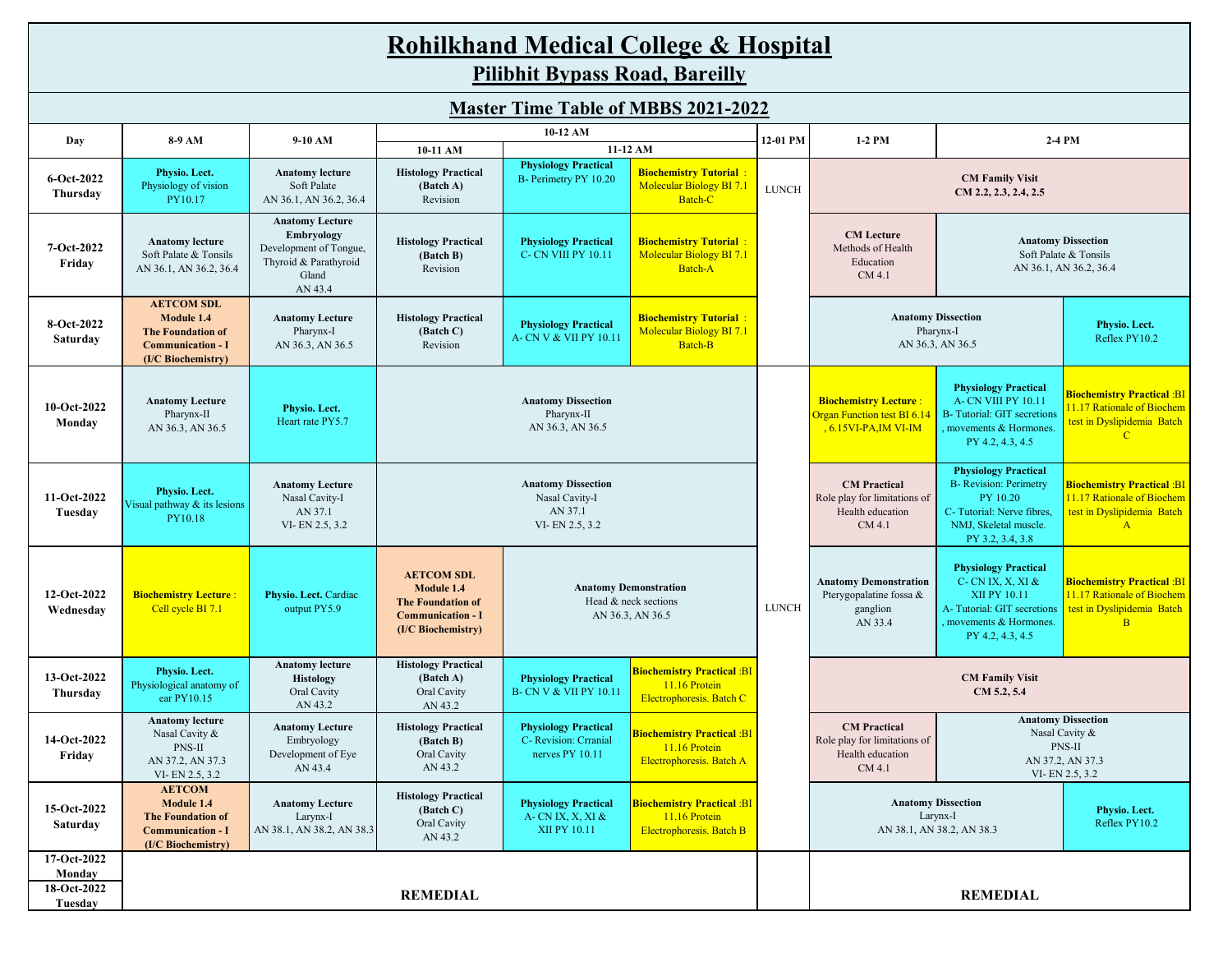# Rohilkhand Medical College & Hospital

## Pilibhit Bypass Road, Bareilly

## Master Time Table of MBBS 2021-2022

| Day | 8-9 AM | 9-10 AM | 10-12 AM | | | 12-01 PM | 1-2 PM | 2-4 PM | |
|---|---|---|---|---|---|---|---|---|---|
| | | | 10-11 AM | 11-12 AM | | | | | |
| 6-Oct-2022 Thursday | **Physio. Lect.** Physiology of vision PY10.17 | **Anatomy lecture** Soft Palate AN 36.1, AN 36.2, 36.4 | **Histology Practical (Batch A)** Revision | **Physiology Practical** B- Perimetry PY 10.20 | **Biochemistry Tutorial** : Molecular Biology BI 7.1 Batch-C | LUNCH | **CM Family Visit CM 2.2, 2.3, 2.4, 2.5** | | |
| 7-Oct-2022 Friday | **Anatomy lecture** Soft Palate & Tonsils AN 36.1, AN 36.2, 36.4 | **Anatomy Lecture Embryology** Development of Tongue, Thyroid & Parathyroid Gland AN 43.4 | **Histology Practical (Batch B)** Revision | **Physiology Practical** C- CN VIII PY 10.11 | **Biochemistry Tutorial** : Molecular Biology BI 7.1 Batch-A | | **CM Lecture** Methods of Health Education CM 4.1 | **Anatomy Dissection** Soft Palate & Tonsils AN 36.1, AN 36.2, 36.4 | |
| 8-Oct-2022 Saturday | **AETCOM SDL Module 1.4 The Foundation of Communication - I (I/C Biochemistry)** | **Anatomy Lecture** Pharynx-I AN 36.3, AN 36.5 | **Histology Practical (Batch C)** Revision | **Physiology Practical** A- CN V & VII PY 10.11 | **Biochemistry Tutorial** : Molecular Biology BI 7.1 Batch-B | | **Anatomy Dissection** Pharynx-I AN 36.3, AN 36.5 | | **Physio. Lect.** Reflex PY10.2 |
| 10-Oct-2022 Monday | **Anatomy Lecture** Pharynx-II AN 36.3, AN 36.5 | **Physio. Lect.** Heart rate PY5.7 | **Anatomy Dissection** Pharynx-II AN 36.3, AN 36.5 | | | LUNCH | **Biochemistry Lecture** : Organ Function test BI 6.14 , 6.15VI-PA,IM VI-IM | **Physiology Practical** A- CN VIII PY 10.11 B- Tutorial: GIT secretions , movements & Hormones. PY 4.2, 4.3, 4.5 | **Biochemistry Practical** :BI 11.17 Rationale of Biochem test in Dyslipidemia Batch C |
| 11-Oct-2022 Tuesday | **Physio. Lect.** Visual pathway & its lesions PY10.18 | **Anatomy Lecture** Nasal Cavity-I AN 37.1 VI- EN 2.5, 3.2 | **Anatomy Dissection** Nasal Cavity-I AN 37.1 VI- EN 2.5, 3.2 | | | | **CM Practical** Role play for limitations of Health education CM 4.1 | **Physiology Practical** B- Revision: Perimetry PY 10.20 C- Tutorial: Nerve fibres, NMJ, Skeletal muscle. PY 3.2, 3.4, 3.8 | **Biochemistry Practical** :BI 11.17 Rationale of Biochem test in Dyslipidemia Batch A |
| 12-Oct-2022 Wednesday | **Biochemistry Lecture** : Cell cycle BI 7.1 | **Physio. Lect.** Cardiac output PY5.9 | **AETCOM SDL Module 1.4 The Foundation of Communication - I (I/C Biochemistry)** | **Anatomy Demonstration** Head & neck sections AN 36.3, AN 36.5 | | | **Anatomy Demonstration** Pterygopalatine fossa & ganglion AN 33.4 | **Physiology Practical** C- CN IX, X, XI & XII PY 10.11 A- Tutorial: GIT secretions , movements & Hormones. PY 4.2, 4.3, 4.5 | **Biochemistry Practical** :BI 11.17 Rationale of Biochem test in Dyslipidemia Batch B |
| 13-Oct-2022 Thursday | **Physio. Lect.** Physiological anatomy of ear PY10.15 | **Anatomy lecture Histology** Oral Cavity AN 43.2 | **Histology Practical (Batch A)** Oral Cavity AN 43.2 | **Physiology Practical** B- CN V & VII PY 10.11 | **Biochemistry Practical** :BI 11.16 Protein Electrophoresis. Batch C | | **CM Family Visit CM 5.2, 5.4** | | |
| 14-Oct-2022 Friday | **Anatomy lecture** Nasal Cavity & PNS-II AN 37.2, AN 37.3 VI- EN 2.5, 3.2 | **Anatomy Lecture** Embryology Development of Eye AN 43.4 | **Histology Practical (Batch B)** Oral Cavity AN 43.2 | **Physiology Practical** C- Revision: Crranial nerves PY 10.11 | **Biochemistry Practical** :BI 11.16 Protein Electrophoresis. Batch A | | **CM Practical** Role play for limitations of Health education CM 4.1 | **Anatomy Dissection** Nasal Cavity & PNS-II AN 37.2, AN 37.3 VI- EN 2.5, 3.2 | |
| 15-Oct-2022 Saturday | **AETCOM Module 1.4 The Foundation of Communication - I (I/C Biochemistry)** | **Anatomy Lecture** Larynx-I AN 38.1, AN 38.2, AN 38.3 | **Histology Practical (Batch C)** Oral Cavity AN 43.2 | **Physiology Practical** A- CN IX, X, XI & XII PY 10.11 | **Biochemistry Practical** :BI 11.16 Protein Electrophoresis. Batch B | | **Anatomy Dissection** Larynx-I AN 38.1, AN 38.2, AN 38.3 | | **Physio. Lect.** Reflex PY10.2 |
| 17-Oct-2022 Monday | **REMEDIAL** | | | | | | **REMEDIAL** | | |
| 18-Oct-2022 Tuesday | | | | | | | | | |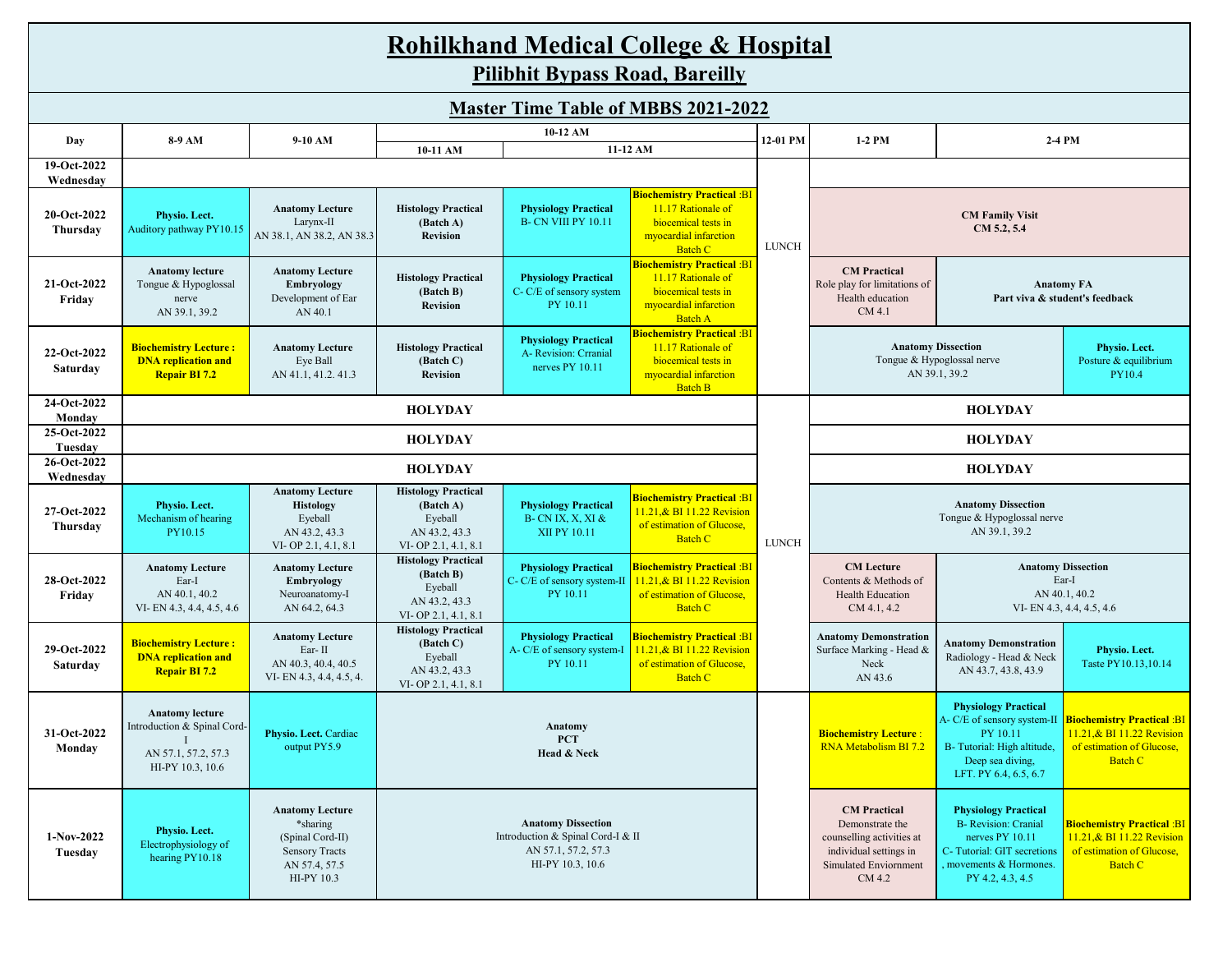# Rohilkhand Medical College & Hospital

## Pilibhit Bypass Road, Bareilly

## Master Time Table of MBBS 2021-2022

| Day | 8-9 AM | 9-10 AM | 10-12 AM: 10-11 AM | 10-12 AM: 11-12 AM | | 12-01 PM | 1-2 PM | 2-4 PM | |
|---|---|---|---|---|---|---|---|---|---|
| 19-Oct-2022 Wednesday | | | | | | LUNCH | | | |
| 20-Oct-2022 Thursday | **Physio. Lect.** Auditory pathway PY10.15 | **Anatomy Lecture** Larynx-II AN 38.1, AN 38.2, AN 38.3 | **Histology Practical (Batch A) Revision** | **Physiology Practical** B- CN VIII PY 10.11 | **Biochemistry Practical** :BI 11.17 Rationale of biocemical tests in myocardial infarction Batch C | LUNCH | **CM Family Visit** CM 5.2, 5.4 | | |
| 21-Oct-2022 Friday | **Anatomy lecture** Tongue & Hypoglossal nerve AN 39.1, 39.2 | **Anatomy Lecture Embryology** Development of Ear AN 40.1 | **Histology Practical (Batch B) Revision** | **Physiology Practical** C- C/E of sensory system PY 10.11 | **Biochemistry Practical** :BI 11.17 Rationale of biocemical tests in myocardial infarction Batch A | LUNCH | **CM Practical** Role play for limitations of Health education CM 4.1 | **Anatomy FA** Part viva & student's feedback | |
| 22-Oct-2022 Saturday | **Biochemistry Lecture : DNA replication and Repair BI 7.2** | **Anatomy Lecture** Eye Ball AN 41.1, 41.2. 41.3 | **Histology Practical (Batch C) Revision** | **Physiology Practical** A- Revision: Crranial nerves PY 10.11 | **Biochemistry Practical** :BI 11.17 Rationale of biocemical tests in myocardial infarction Batch B | LUNCH | **Anatomy Dissection** Tongue & Hypoglossal nerve AN 39.1, 39.2 | | **Physio. Lect.** Posture & equilibrium PY10.4 |
| 24-Oct-2022 Monday | **HOLYDAY** | | | | | LUNCH | **HOLYDAY** | | |
| 25-Oct-2022 Tuesday | **HOLYDAY** | | | | | LUNCH | **HOLYDAY** | | |
| 26-Oct-2022 Wednesday | **HOLYDAY** | | | | | LUNCH | **HOLYDAY** | | |
| 27-Oct-2022 Thursday | **Physio. Lect.** Mechanism of hearing PY10.15 | **Anatomy Lecture Histology** Eyeball AN 43.2, 43.3 VI- OP 2.1, 4.1, 8.1 | **Histology Practical (Batch A)** Eyeball AN 43.2, 43.3 VI- OP 2.1, 4.1, 8.1 | **Physiology Practical** B- CN IX, X, XI & XII PY 10.11 | **Biochemistry Practical** :BI 11.21,& BI 11.22 Revision of estimation of Glucose, Batch C | LUNCH | **Anatomy Dissection** Tongue & Hypoglossal nerve AN 39.1, 39.2 | | |
| 28-Oct-2022 Friday | **Anatomy Lecture** Ear-I AN 40.1, 40.2 VI- EN 4.3, 4.4, 4.5, 4.6 | **Anatomy Lecture Embryology** Neuroanatomy-I AN 64.2, 64.3 | **Histology Practical (Batch B)** Eyeball AN 43.2, 43.3 VI- OP 2.1, 4.1, 8.1 | **Physiology Practical** C- C/E of sensory system-II PY 10.11 | **Biochemistry Practical** :BI 11.21,& BI 11.22 Revision of estimation of Glucose, Batch C | LUNCH | **CM Lecture** Contents & Methods of Health Education CM 4.1, 4.2 | **Anatomy Dissection** Ear-I AN 40.1, 40.2 VI- EN 4.3, 4.4, 4.5, 4.6 | |
| 29-Oct-2022 Saturday | **Biochemistry Lecture : DNA replication and Repair BI 7.2** | **Anatomy Lecture** Ear- II AN 40.3, 40.4, 40.5 VI- EN 4.3, 4.4, 4.5, 4. | **Histology Practical (Batch C)** Eyeball AN 43.2, 43.3 VI- OP 2.1, 4.1, 8.1 | **Physiology Practical** A- C/E of sensory system-I PY 10.11 | **Biochemistry Practical** :BI 11.21,& BI 11.22 Revision of estimation of Glucose, Batch C | LUNCH | **Anatomy Demonstration** Surface Marking - Head & Neck AN 43.6 | **Anatomy Demonstration** Radiology - Head & Neck AN 43.7, 43.8, 43.9 | **Physio. Lect.** Taste PY10.13,10.14 |
| 31-Oct-2022 Monday | **Anatomy lecture** Introduction & Spinal Cord-I AN 57.1, 57.2, 57.3 HI-PY 10.3, 10.6 | **Physio. Lect.** Cardiac output PY5.9 | **Anatomy PCT Head & Neck** | | | | **Biochemistry Lecture** : RNA Metabolism BI 7.2 | **Physiology Practical** A- C/E of sensory system-II PY 10.11 B- Tutorial: High altitude, Deep sea diving, LFT. PY 6.4, 6.5, 6.7 | **Biochemistry Practical** :BI 11.21,& BI 11.22 Revision of estimation of Glucose, Batch C |
| 1-Nov-2022 Tuesday | **Physio. Lect.** Electrophysiology of hearing PY10.18 | **Anatomy Lecture** *sharing (Spinal Cord-II) Sensory Tracts AN 57.4, 57.5 HI-PY 10.3 | **Anatomy Dissection** Introduction & Spinal Cord-I & II AN 57.1, 57.2, 57.3 HI-PY 10.3, 10.6 | | | | **CM Practical** Demonstrate the counselling activities at individual settings in Simulated Enviornment CM 4.2 | **Physiology Practical** B- Revision: Cranial nerves PY 10.11 C- Tutorial: GIT secretions , movements & Hormones. PY 4.2, 4.3, 4.5 | **Biochemistry Practical** :BI 11.21,& BI 11.22 Revision of estimation of Glucose, Batch C |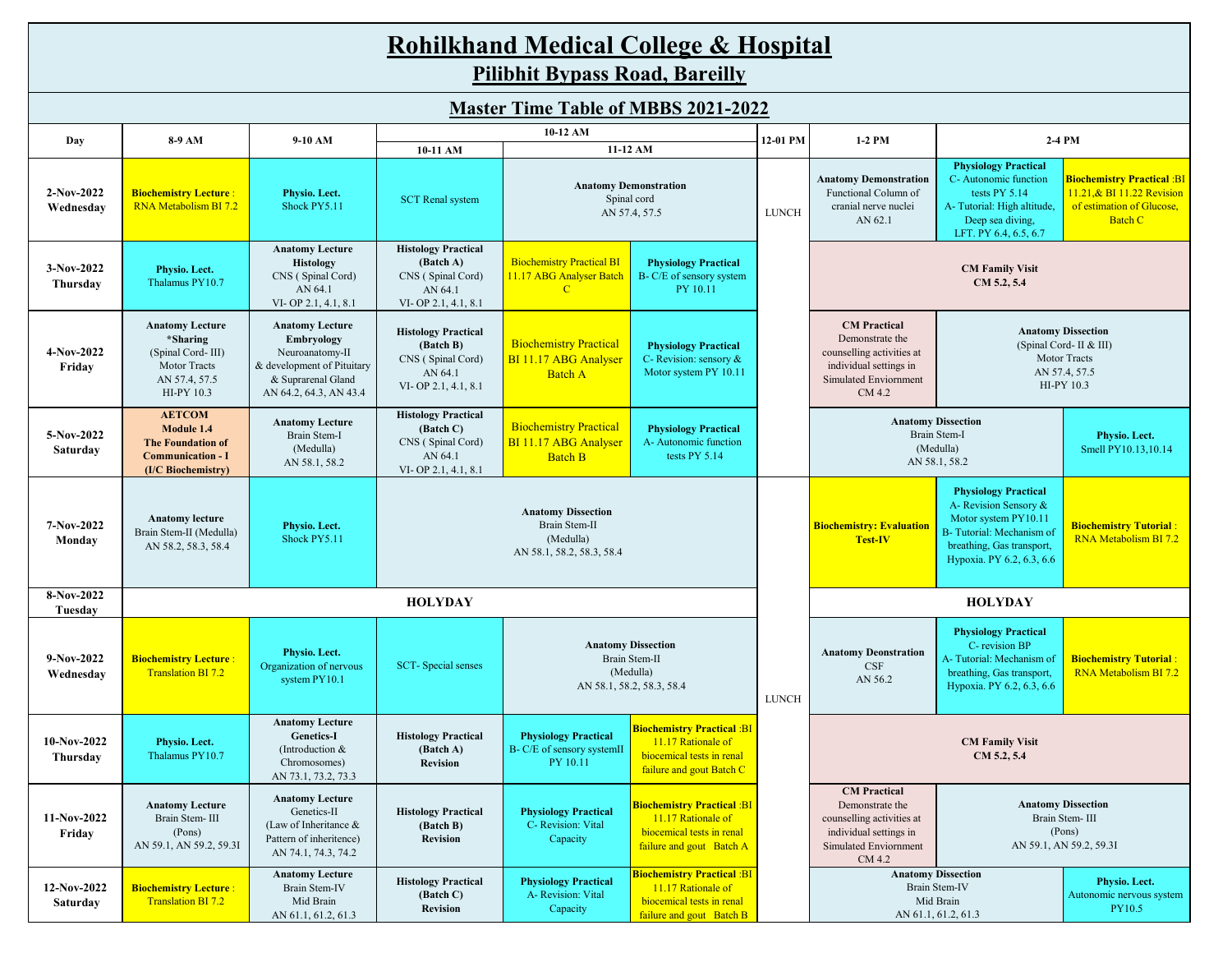# Rohilkhand Medical College & Hospital

## Pilibhit Bypass Road, Bareilly

## Master Time Table of MBBS 2021-2022

| Day | 8-9 AM | 9-10 AM | 10-12 AM: 10-11 AM | 10-12 AM: 11-12 AM | | 12-01 PM | 1-2 PM | 2-4 PM | |
|---|---|---|---|---|---|---|---|---|---|
| 2-Nov-2022 Wednesday | **Biochemistry Lecture** : RNA Metabolism BI 7.2 | **Physio. Lect.** Shock PY5.11 | SCT Renal system | **Anatomy Demonstration** Spinal cord AN 57.4, 57.5 | | LUNCH | **Anatomy Demonstration** Functional Column of cranial nerve nuclei AN 62.1 | **Physiology Practical** C- Autonomic function tests PY 5.14 A- Tutorial: High altitude, Deep sea diving, LFT. PY 6.4, 6.5, 6.7 | **Biochemistry Practical** :BI 11.21,& BI 11.22 Revision of estimation of Glucose, Batch C |
| 3-Nov-2022 Thursday | **Physio. Lect.** Thalamus PY10.7 | **Anatomy Lecture Histology** CNS ( Spinal Cord) AN 64.1 VI- OP 2.1, 4.1, 8.1 | **Histology Practical (Batch A)** CNS ( Spinal Cord) AN 64.1 VI- OP 2.1, 4.1, 8.1 | Biochemistry Practical BI 11.17 ABG Analyser Batch C | **Physiology Practical** B- C/E of sensory system PY 10.11 | | **CM Family Visit CM 5.2, 5.4** | | |
| 4-Nov-2022 Friday | **Anatomy Lecture *Sharing** (Spinal Cord- III) Motor Tracts AN 57.4, 57.5 HI-PY 10.3 | **Anatomy Lecture Embryology** Neuroanatomy-II & development of Pituitary & Suprarenal Gland AN 64.2, 64.3, AN 43.4 | **Histology Practical (Batch B)** CNS ( Spinal Cord) AN 64.1 VI- OP 2.1, 4.1, 8.1 | Biochemistry Practical BI 11.17 ABG Analyser Batch A | **Physiology Practical** C- Revision: sensory & Motor system PY 10.11 | | **CM Practical** Demonstrate the counselling activities at individual settings in Simulated Enviornment CM 4.2 | **Anatomy Dissection** (Spinal Cord- II & III) Motor Tracts AN 57.4, 57.5 HI-PY 10.3 | |
| 5-Nov-2022 Saturday | **AETCOM Module 1.4 The Foundation of Communication - I (I/C Biochemistry)** | **Anatomy Lecture** Brain Stem-I (Medulla) AN 58.1, 58.2 | **Histology Practical (Batch C)** CNS ( Spinal Cord) AN 64.1 VI- OP 2.1, 4.1, 8.1 | Biochemistry Practical BI 11.17 ABG Analyser Batch B | **Physiology Practical** A- Autonomic function tests PY 5.14 | | **Anatomy Dissection** Brain Stem-I (Medulla) AN 58.1, 58.2 | | **Physio. Lect.** Smell PY10.13,10.14 |
| 7-Nov-2022 Monday | **Anatomy lecture** Brain Stem-II (Medulla) AN 58.2, 58.3, 58.4 | **Physio. Lect.** Shock PY5.11 | **Anatomy Dissection** Brain Stem-II (Medulla) AN 58.1, 58.2, 58.3, 58.4 | | | LUNCH | **Biochemistry: Evaluation Test-IV** | **Physiology Practical** A- Revision Sensory & Motor system PY10.11 B- Tutorial: Mechanism of breathing, Gas transport, Hypoxia. PY 6.2, 6.3, 6.6 | **Biochemistry Tutorial** : RNA Metabolism BI 7.2 |
| 8-Nov-2022 Tuesday | **HOLYDAY** | | | | | | **HOLYDAY** | | |
| 9-Nov-2022 Wednesday | **Biochemistry Lecture** : Translation BI 7.2 | **Physio. Lect.** Organization of nervous system PY10.1 | SCT- Special senses | **Anatomy Dissection** Brain Stem-II (Medulla) AN 58.1, 58.2, 58.3, 58.4 | | | **Anatomy Deonstration** CSF AN 56.2 | **Physiology Practical** C- revision BP A- Tutorial: Mechanism of breathing, Gas transport, Hypoxia. PY 6.2, 6.3, 6.6 | **Biochemistry Tutorial** : RNA Metabolism BI 7.2 |
| 10-Nov-2022 Thursday | **Physio. Lect.** Thalamus PY10.7 | **Anatomy Lecture Genetics-I** (Introduction & Chromosomes) AN 73.1, 73.2, 73.3 | **Histology Practical (Batch A) Revision** | **Physiology Practical** B- C/E of sensory systemII PY 10.11 | **Biochemistry Practical** :BI 11.17 Rationale of biocemical tests in renal failure and gout Batch C | | **CM Family Visit CM 5.2, 5.4** | | |
| 11-Nov-2022 Friday | **Anatomy Lecture** Brain Stem- III (Pons) AN 59.1, AN 59.2, 59.3I | **Anatomy Lecture** Genetics-II (Law of Inheritance & Pattern of inheritence) AN 74.1, 74.3, 74.2 | **Histology Practical (Batch B) Revision** | **Physiology Practical** C- Revision: Vital Capacity | **Biochemistry Practical** :BI 11.17 Rationale of biocemical tests in renal failure and gout Batch A | | **CM Practical** Demonstrate the counselling activities at individual settings in Simulated Enviornment CM 4.2 | **Anatomy Dissection** Brain Stem- III (Pons) AN 59.1, AN 59.2, 59.3I | |
| 12-Nov-2022 Saturday | **Biochemistry Lecture** : Translation BI 7.2 | **Anatomy Lecture** Brain Stem-IV Mid Brain AN 61.1, 61.2, 61.3 | **Histology Practical (Batch C) Revision** | **Physiology Practical** A- Revision: Vital Capacity | **Biochemistry Practical** :BI 11.17 Rationale of biocemical tests in renal failure and gout Batch B | | **Anatomy Dissection** Brain Stem-IV Mid Brain AN 61.1, 61.2, 61.3 | | **Physio. Lect.** Autonomic nervous system PY10.5 |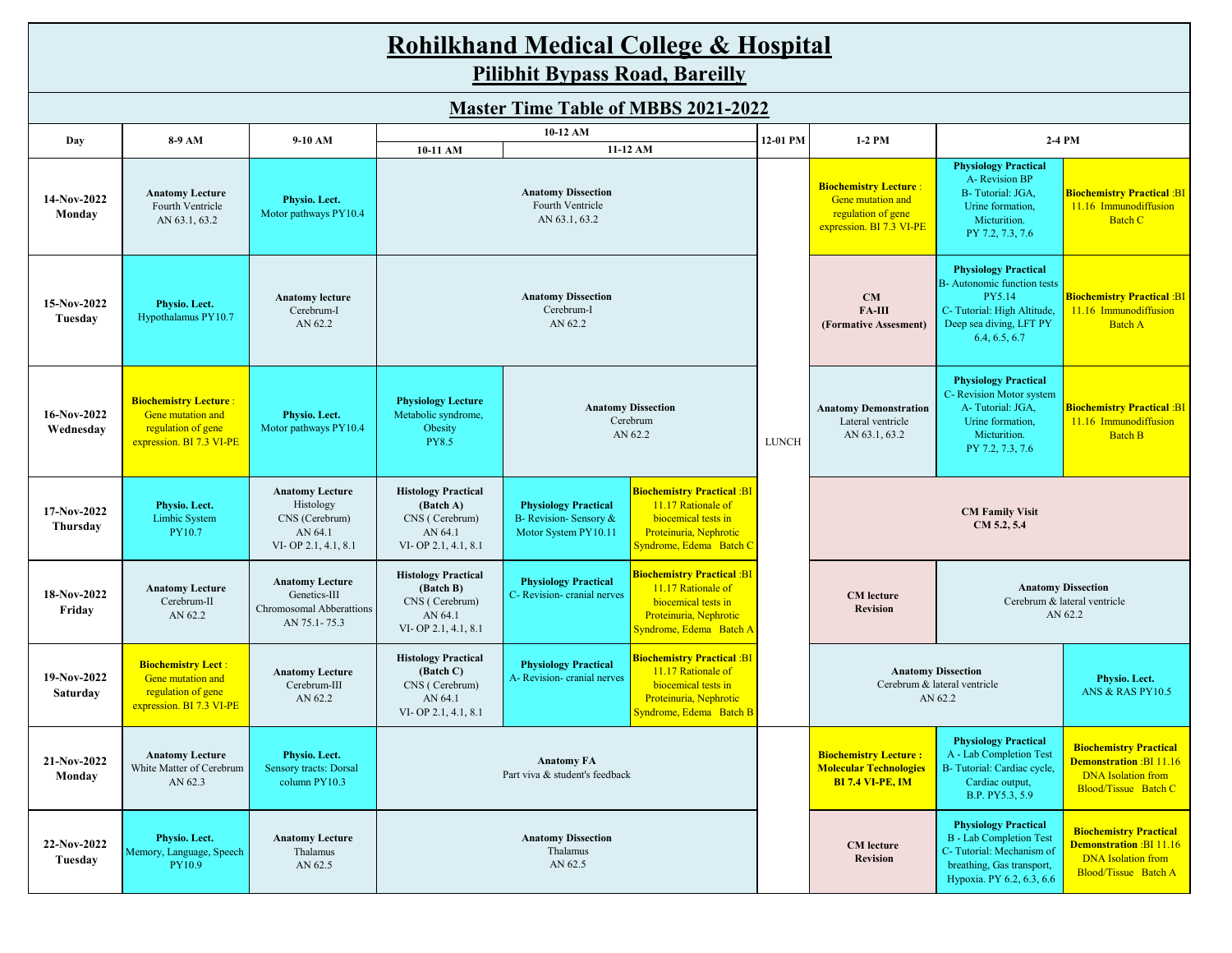# Rohilkhand Medical College & Hospital

## Pilibhit Bypass Road, Bareilly

## Master Time Table of MBBS 2021-2022

| Day | 8-9 AM | 9-10 AM | 10-12 AM | | | 12-01 PM | 1-2 PM | 2-4 PM | |
|---|---|---|---|---|---|---|---|---|---|
| | | | 10-11 AM | 11-12 AM | | | | | |
| **14-Nov-2022 Monday** | **Anatomy Lecture** Fourth Ventricle AN 63.1, 63.2 | **Physio. Lect.** Motor pathways PY10.4 | **Anatomy Dissection** Fourth Ventricle AN 63.1, 63.2 | | | LUNCH | **Biochemistry Lecture** : Gene mutation and regulation of gene expression. BI 7.3 VI-PE | **Physiology Practical** A- Revision BP B- Tutorial: JGA, Urine formation, Micturition. PY 7.2, 7.3, 7.6 | **Biochemistry Practical** :BI 11.16 Immunodiffusion Batch C |
| **15-Nov-2022 Tuesday** | **Physio. Lect.** Hypothalamus PY10.7 | **Anatomy lecture** Cerebrum-I AN 62.2 | **Anatomy Dissection** Cerebrum-I AN 62.2 | | | LUNCH | **CM FA-III (Formative Assesment)** | **Physiology Practical** B- Autonomic function tests PY5.14 C- Tutorial: High Altitude, Deep sea diving, LFT PY 6.4, 6.5, 6.7 | **Biochemistry Practical** :BI 11.16 Immunodiffusion Batch A |
| **16-Nov-2022 Wednesday** | **Biochemistry Lecture** : Gene mutation and regulation of gene expression. BI 7.3 VI-PE | **Physio. Lect.** Motor pathways PY10.4 | **Physiology Lecture** Metabolic syndrome, Obesity PY8.5 | **Anatomy Dissection** Cerebrum AN 62.2 | | LUNCH | **Anatomy Demonstration** Lateral ventricle AN 63.1, 63.2 | **Physiology Practical** C- Revision Motor system A- Tutorial: JGA, Urine formation, Micturition. PY 7.2, 7.3, 7.6 | **Biochemistry Practical** :BI 11.16 Immunodiffusion Batch B |
| **17-Nov-2022 Thursday** | **Physio. Lect.** Limbic System PY10.7 | **Anatomy Lecture** Histology CNS (Cerebrum) AN 64.1 VI- OP 2.1, 4.1, 8.1 | **Histology Practical (Batch A)** CNS ( Cerebrum) AN 64.1 VI- OP 2.1, 4.1, 8.1 | **Physiology Practical** B- Revision- Sensory & Motor System PY10.11 | **Biochemistry Practical** :BI 11.17 Rationale of biocemical tests in Proteinuria, Nephrotic Syndrome, Edema Batch C | LUNCH | **CM Family Visit CM 5.2, 5.4** | | |
| **18-Nov-2022 Friday** | **Anatomy Lecture** Cerebrum-II AN 62.2 | **Anatomy Lecture** Genetics-III Chromosomal Abberattions AN 75.1- 75.3 | **Histology Practical (Batch B)** CNS ( Cerebrum) AN 64.1 VI- OP 2.1, 4.1, 8.1 | **Physiology Practical** C- Revision- cranial nerves | **Biochemistry Practical** :BI 11.17 Rationale of biocemical tests in Proteinuria, Nephrotic Syndrome, Edema Batch A | LUNCH | **CM lecture Revision** | **Anatomy Dissection** Cerebrum & lateral ventricle AN 62.2 | |
| **19-Nov-2022 Saturday** | **Biochemistry Lect** : Gene mutation and regulation of gene expression. BI 7.3 VI-PE | **Anatomy Lecture** Cerebrum-III AN 62.2 | **Histology Practical (Batch C)** CNS ( Cerebrum) AN 64.1 VI- OP 2.1, 4.1, 8.1 | **Physiology Practical** A- Revision- cranial nerves | **Biochemistry Practical** :BI 11.17 Rationale of biocemical tests in Proteinuria, Nephrotic Syndrome, Edema Batch B | LUNCH | **Anatomy Dissection** Cerebrum & lateral ventricle AN 62.2 | | **Physio. Lect.** ANS & RAS PY10.5 |
| **21-Nov-2022 Monday** | **Anatomy Lecture** White Matter of Cerebrum AN 62.3 | **Physio. Lect.** Sensory tracts: Dorsal column PY10.3 | **Anatomy FA** Part viva & student's feedback | | | | **Biochemistry Lecture : Molecular Technologies BI 7.4 VI-PE, IM** | **Physiology Practical** A - Lab Completion Test B- Tutorial: Cardiac cycle, Cardiac output, B.P. PY5.3, 5.9 | **Biochemistry Practical Demonstration** :BI 11.16 DNA Isolation from Blood/Tissue Batch C |
| **22-Nov-2022 Tuesday** | **Physio. Lect.** Memory, Language, Speech PY10.9 | **Anatomy Lecture** Thalamus AN 62.5 | **Anatomy Dissection** Thalamus AN 62.5 | | | | **CM lecture Revision** | **Physiology Practical** B - Lab Completion Test C- Tutorial: Mechanism of breathing, Gas transport, Hypoxia. PY 6.2, 6.3, 6.6 | **Biochemistry Practical Demonstration** :BI 11.16 DNA Isolation from Blood/Tissue Batch A |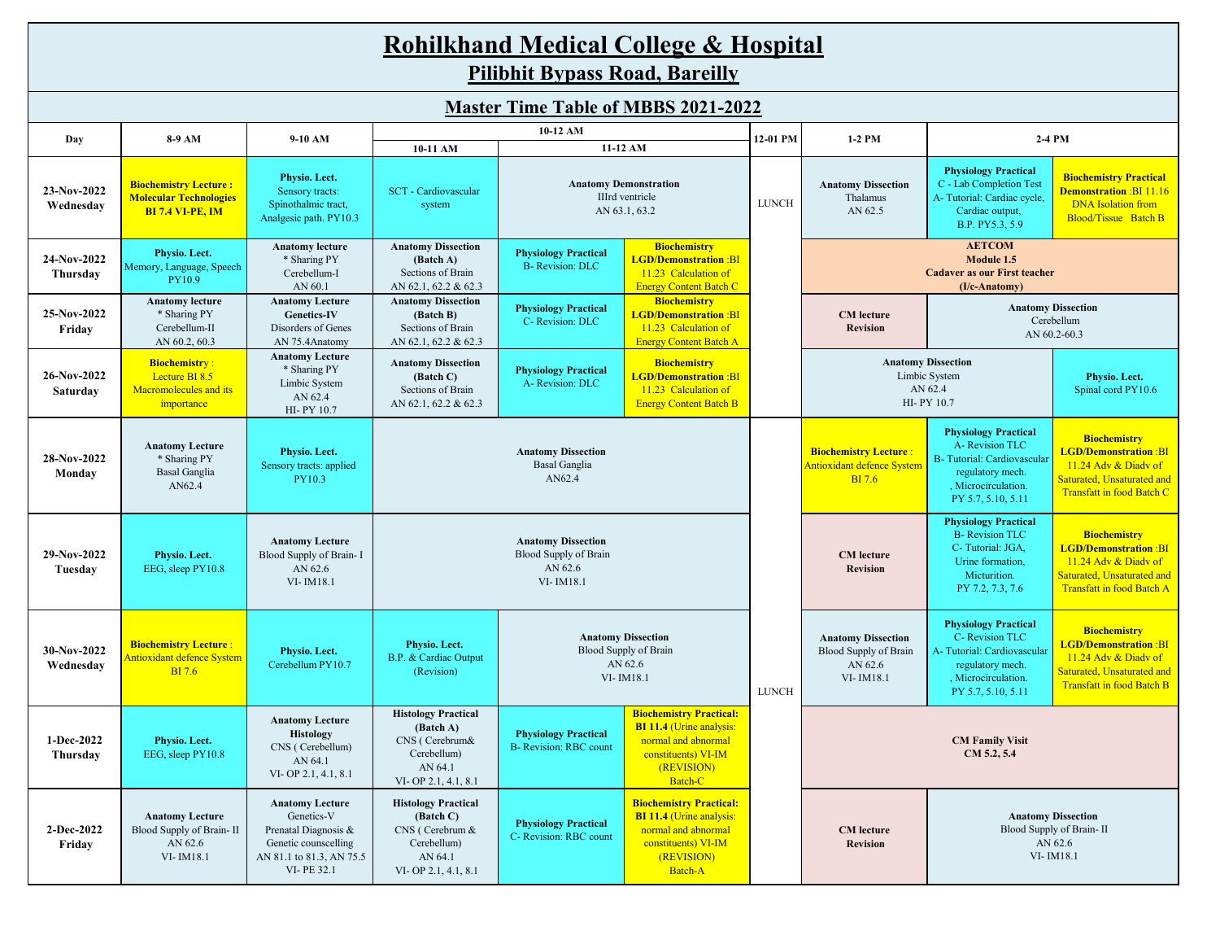# Rohilkhand Medical College & Hospital

## Pilibhit Bypass Road, Bareilly

## Master Time Table of MBBS 2021-2022

| Day | 8-9 AM | 9-10 AM | 10-12 AM: 10-11 AM | 10-12 AM: 11-12 AM | | 12-01 PM | 1-2 PM | 2-4 PM | |
|---|---|---|---|---|---|---|---|---|---|
| 23-Nov-2022 Wednesday | **Biochemistry Lecture : Molecular Technologies BI 7.4 VI-PE, IM** | **Physio. Lect.** Sensory tracts: Spinothalmic tract, Analgesic path. PY10.3 | SCT - Cardiovascular system | **Anatomy Demonstration** IIIrd ventricle AN 63.1, 63.2 | | LUNCH | **Anatomy Dissection** Thalamus AN 62.5 | **Physiology Practical** C - Lab Completion Test A- Tutorial: Cardiac cycle, Cardiac output, B.P. PY5.3, 5.9 | **Biochemistry Practical Demonstration** :BI 11.16 DNA Isolation from Blood/Tissue Batch B |
| 24-Nov-2022 Thursday | **Physio. Lect.** Memory, Language, Speech PY10.9 | **Anatomy lecture** * Sharing PY Cerebellum-I AN 60.1 | **Anatomy Dissection (Batch A)** Sections of Brain AN 62.1, 62.2 & 62.3 | **Physiology Practical** B- Revision: DLC | **Biochemistry LGD/Demonstration** :BI 11.23 Calculation of Energy Content Batch C | | **AETCOM Module 1.5 Cadaver as our First teacher (I/c-Anatomy)** | | |
| 25-Nov-2022 Friday | **Anatomy lecture** * Sharing PY Cerebellum-II AN 60.2, 60.3 | **Anatomy Lecture Genetics-IV** Disorders of Genes AN 75.4Anatomy | **Anatomy Dissection (Batch B)** Sections of Brain AN 62.1, 62.2 & 62.3 | **Physiology Practical** C- Revision: DLC | **Biochemistry LGD/Demonstration** :BI 11.23 Calculation of Energy Content Batch A | | **CM lecture Revision** | **Anatomy Dissection** Cerebellum AN 60.2-60.3 | |
| 26-Nov-2022 Saturday | **Biochemistry** : Lecture BI 8.5 Macromolecules and its importance | **Anatomy Lecture** * Sharing PY Limbic System AN 62.4 HI- PY 10.7 | **Anatomy Dissection (Batch C)** Sections of Brain AN 62.1, 62.2 & 62.3 | **Physiology Practical** A- Revision: DLC | **Biochemistry LGD/Demonstration** :BI 11.23 Calculation of Energy Content Batch B | | **Anatomy Dissection** Limbic System AN 62.4 HI- PY 10.7 | | **Physio. Lect.** Spinal cord PY10.6 |
| 28-Nov-2022 Monday | **Anatomy Lecture** * Sharing PY Basal Ganglia AN62.4 | **Physio. Lect.** Sensory tracts: applied PY10.3 | **Anatomy Dissection** Basal Ganglia AN62.4 | | | LUNCH | **Biochemistry Lecture** : Antioxidant defence System BI 7.6 | **Physiology Practical** A- Revision TLC B- Tutorial: Cardiovascular regulatory mech. , Microcirculation. PY 5.7, 5.10, 5.11 | **Biochemistry LGD/Demonstration** :BI 11.24 Adv & Diadv of Saturated, Unsaturated and Transfatt in food Batch C |
| 29-Nov-2022 Tuesday | **Physio. Lect.** EEG, sleep PY10.8 | **Anatomy Lecture** Blood Supply of Brain- I AN 62.6 VI- IM18.1 | **Anatomy Dissection** Blood Supply of Brain AN 62.6 VI- IM18.1 | | | | **CM lecture Revision** | **Physiology Practical** B- Revision TLC C- Tutorial: JGA, Urine formation, Micturition. PY 7.2, 7.3, 7.6 | **Biochemistry LGD/Demonstration** :BI 11.24 Adv & Diadv of Saturated, Unsaturated and Transfatt in food Batch A |
| 30-Nov-2022 Wednesday | **Biochemistry Lecture** : Antioxidant defence System BI 7.6 | **Physio. Lect.** Cerebellum PY10.7 | **Physio. Lect.** B.P. & Cardiac Output (Revision) | **Anatomy Dissection** Blood Supply of Brain AN 62.6 VI- IM18.1 | | | **Anatomy Dissection** Blood Supply of Brain AN 62.6 VI- IM18.1 | **Physiology Practical** C- Revision TLC A- Tutorial: Cardiovascular regulatory mech. , Microcirculation. PY 5.7, 5.10, 5.11 | **Biochemistry LGD/Demonstration** :BI 11.24 Adv & Diadv of Saturated, Unsaturated and Transfatt in food Batch B |
| 1-Dec-2022 Thursday | **Physio. Lect.** EEG, sleep PY10.8 | **Anatomy Lecture Histology** CNS ( Cerebellum) AN 64.1 VI- OP 2.1, 4.1, 8.1 | **Histology Practical (Batch A)** CNS ( Cerebrum& Cerebellum) AN 64.1 VI- OP 2.1, 4.1, 8.1 | **Physiology Practical** B- Revision: RBC count | **Biochemistry Practical: BI 11.4** (Urine analysis: normal and abnormal constituents) VI-IM (REVISION) Batch-C | | **CM Family Visit CM 5.2, 5.4** | | |
| 2-Dec-2022 Friday | **Anatomy Lecture** Blood Supply of Brain- II AN 62.6 VI- IM18.1 | **Anatomy Lecture** Genetics-V Prenatal Diagnosis & Genetic counscelling AN 81.1 to 81.3, AN 75.5 VI- PE 32.1 | **Histology Practical (Batch C)** CNS ( Cerebrum & Cerebellum) AN 64.1 VI- OP 2.1, 4.1, 8.1 | **Physiology Practical** C- Revision: RBC count | **Biochemistry Practical: BI 11.4** (Urine analysis: normal and abnormal constituents) VI-IM (REVISION) Batch-A | | **CM lecture Revision** | **Anatomy Dissection** Blood Supply of Brain- II AN 62.6 VI- IM18.1 | |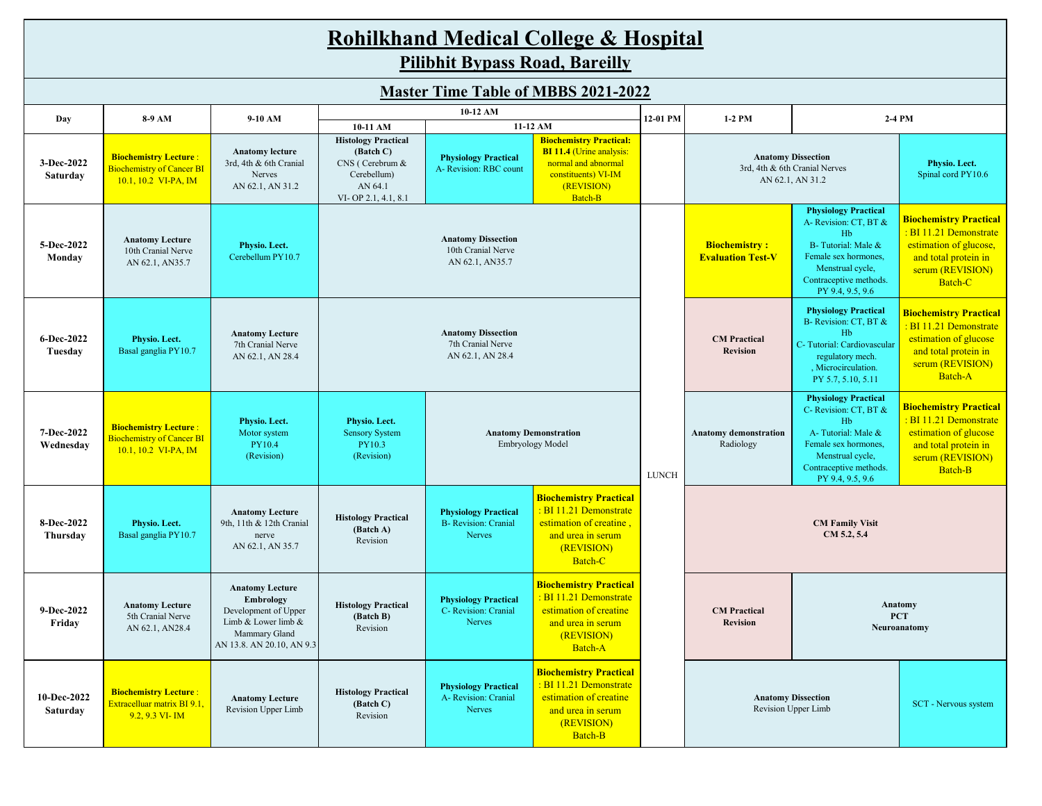# Rohilkhand Medical College & Hospital

## Pilibhit Bypass Road, Bareilly

## Master Time Table of MBBS 2021-2022

| Day | 8-9 AM | 9-10 AM | 10-12 AM | | | 12-01 PM | 1-2 PM | 2-4 PM | |
|---|---|---|---|---|---|---|---|---|---|
| | | | 10-11 AM | 11-12 AM | | | | | |
| 3-Dec-2022 Saturday | **Biochemistry Lecture** : Biochemistry of Cancer BI 10.1, 10.2 VI-PA, IM | **Anatomy lecture** 3rd, 4th & 6th Cranial Nerves AN 62.1, AN 31.2 | **Histology Practical (Batch C)** CNS ( Cerebrum & Cerebellum) AN 64.1 VI- OP 2.1, 4.1, 8.1 | **Physiology Practical** A- Revision: RBC count | **Biochemistry Practical: BI 11.4** (Urine analysis: normal and abnormal constituents) VI-IM (REVISION) Batch-B | | **Anatomy Dissection** 3rd, 4th & 6th Cranial Nerves AN 62.1, AN 31.2 | | **Physio. Lect.** Spinal cord PY10.6 |
| 5-Dec-2022 Monday | **Anatomy Lecture** 10th Cranial Nerve AN 62.1, AN35.7 | **Physio. Lect.** Cerebellum PY10.7 | **Anatomy Dissection** 10th Cranial Nerve AN 62.1, AN35.7 | | | LUNCH | **Biochemistry : Evaluation Test-V** | **Physiology Practical** A- Revision: CT, BT & Hb B- Tutorial: Male & Female sex hormones, Menstrual cycle, Contraceptive methods. PY 9.4, 9.5, 9.6 | **Biochemistry Practical** : BI 11.21 Demonstrate estimation of glucose, and total protein in serum (REVISION) Batch-C |
| 6-Dec-2022 Tuesday | **Physio. Lect.** Basal ganglia PY10.7 | **Anatomy Lecture** 7th Cranial Nerve AN 62.1, AN 28.4 | **Anatomy Dissection** 7th Cranial Nerve AN 62.1, AN 28.4 | | | LUNCH | **CM Practical Revision** | **Physiology Practical** B- Revision: CT, BT & Hb C- Tutorial: Cardiovascular regulatory mech. , Microcirculation. PY 5.7, 5.10, 5.11 | **Biochemistry Practical** : BI 11.21 Demonstrate estimation of glucose and total protein in serum (REVISION) Batch-A |
| 7-Dec-2022 Wednesday | **Biochemistry Lecture** : Biochemistry of Cancer BI 10.1, 10.2 VI-PA, IM | **Physio. Lect.** Motor system PY10.4 (Revision) | **Physio. Lect.** Sensory System PY10.3 (Revision) | **Anatomy Demonstration** Embryology Model | | LUNCH | **Anatomy demonstration** Radiology | **Physiology Practical** C- Revision: CT, BT & Hb A- Tutorial: Male & Female sex hormones, Menstrual cycle, Contraceptive methods. PY 9.4, 9.5, 9.6 | **Biochemistry Practical** : BI 11.21 Demonstrate estimation of glucose and total protein in serum (REVISION) Batch-B |
| 8-Dec-2022 Thursday | **Physio. Lect.** Basal ganglia PY10.7 | **Anatomy Lecture** 9th, 11th & 12th Cranial nerve AN 62.1, AN 35.7 | **Histology Practical (Batch A)** Revision | **Physiology Practical** B- Revision: Cranial Nerves | **Biochemistry Practical** : BI 11.21 Demonstrate estimation of creatine , and urea in serum (REVISION) Batch-C | LUNCH | **CM Family Visit CM 5.2, 5.4** | | |
| 9-Dec-2022 Friday | **Anatomy Lecture** 5th Cranial Nerve AN 62.1, AN28.4 | **Anatomy Lecture Embrology** Development of Upper Limb & Lower limb & Mammary Gland AN 13.8. AN 20.10, AN 9.3 | **Histology Practical (Batch B)** Revision | **Physiology Practical** C- Revision: Cranial Nerves | **Biochemistry Practical** : BI 11.21 Demonstrate estimation of creatine and urea in serum (REVISION) Batch-A | LUNCH | **CM Practical Revision** | **Anatomy PCT Neuroanatomy** | |
| 10-Dec-2022 Saturday | **Biochemistry Lecture** : Extracelluar matrix BI 9.1, 9.2, 9.3 VI- IM | **Anatomy Lecture** Revision Upper Limb | **Histology Practical (Batch C)** Revision | **Physiology Practical** A- Revision: Cranial Nerves | **Biochemistry Practical** : BI 11.21 Demonstrate estimation of creatine and urea in serum (REVISION) Batch-B | | **Anatomy Dissection** Revision Upper Limb | | SCT - Nervous system |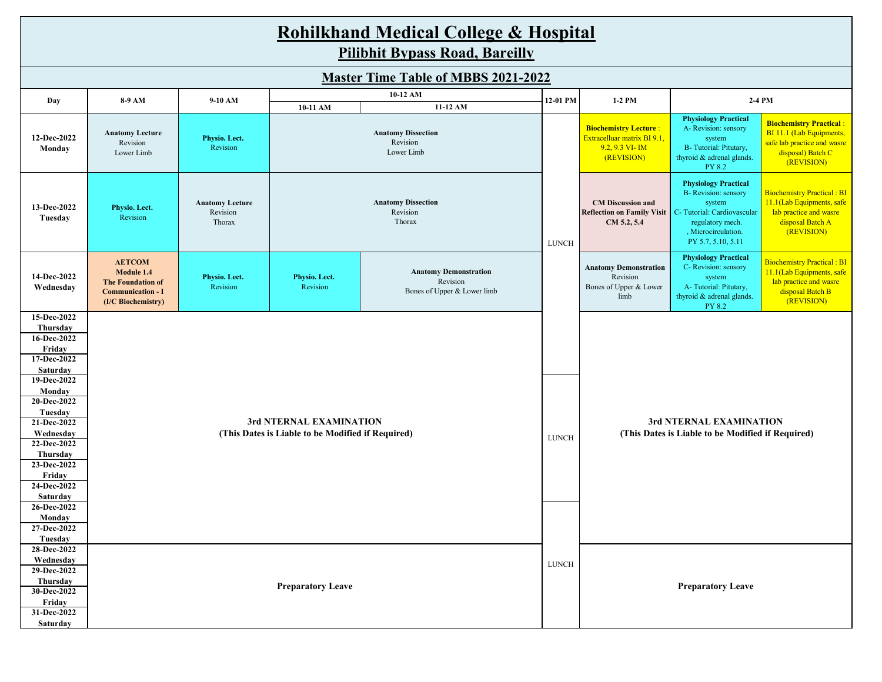# Rohilkhand Medical College & Hospital

## Pilibhit Bypass Road, Bareilly

### Master Time Table of MBBS 2021-2022

| Day | 8-9 AM | 9-10 AM | 10-12 AM: 10-11 AM | 10-12 AM: 11-12 AM | 12-01 PM | 1-2 PM | 2-4 PM | |
|---|---|---|---|---|---|---|---|---|
| 12-Dec-2022 Monday | **Anatomy Lecture** Revision Lower Limb | **Physio. Lect.** Revision | **Anatomy Dissection** Revision Lower Limb | | LUNCH | **Biochemistry Lecture** : Extracelluar matrix BI 9.1, 9.2, 9.3 VI- IM (REVISION) | **Physiology Practical** A- Revision: sensory system B- Tutorial: Pituitary, thyroid & adrenal glands. PY 8.2 | **Biochemistry Practical** : BI 11.1 (Lab Equipments, safe lab practice and wasre disposal) Batch C (REVISION) |
| 13-Dec-2022 Tuesday | **Physio. Lect.** Revision | **Anatomy Lecture** Revision Thorax | **Anatomy Dissection** Revision Thorax | | LUNCH | **CM Discussion and Reflection on Family Visit CM 5.2, 5.4** | **Physiology Practical** B- Revision: sensory system C- Tutorial: Cardiovascular regulatory mech. , Microcirculation. PY 5.7, 5.10, 5.11 | Biochemistry Practical : BI 11.1(Lab Equipments, safe lab practice and wasre disposal Batch A (REVISION) |
| 14-Dec-2022 Wednesday | **AETCOM Module 1.4 The Foundation of Communication - I (I/C Biochemistry)** | **Physio. Lect.** Revision | **Physio. Lect.** Revision | **Anatomy Demonstration** Revision Bones of Upper & Lower limb | LUNCH | **Anatomy Demonstration** Revision Bones of Upper & Lower limb | **Physiology Practical** C- Revision: sensory system A- Tutorial: Pituitary, thyroid & adrenal glands. PY 8.2 | Biochemistry Practical : BI 11.1(Lab Equipments, safe lab practice and wasre disposal Batch B (REVISION) |
| 15-Dec-2022 Thursday | **3rd NTERNAL EXAMINATION (This Dates is Liable to be Modified if Required)** | | | | LUNCH | **3rd NTERNAL EXAMINATION (This Dates is Liable to be Modified if Required)** | | |
| 16-Dec-2022 Friday | | | | | | | | |
| 17-Dec-2022 Saturday | | | | | | | | |
| 19-Dec-2022 Monday | | | | | LUNCH | | | |
| 20-Dec-2022 Tuesday | | | | | | | | |
| 21-Dec-2022 Wednesday | | | | | | | | |
| 22-Dec-2022 Thursday | | | | | | | | |
| 23-Dec-2022 Friday | | | | | | | | |
| 24-Dec-2022 Saturday | | | | | | | | |
| 26-Dec-2022 Monday | | | | | LUNCH | | | |
| 27-Dec-2022 Tuesday | | | | | | | | |
| 28-Dec-2022 Wednesday | **Preparatory Leave** | | | | | **Preparatory Leave** | | |
| 29-Dec-2022 Thursday | | | | | | | | |
| 30-Dec-2022 Friday | | | | | | | | |
| 31-Dec-2022 Saturday | | | | | | | | |